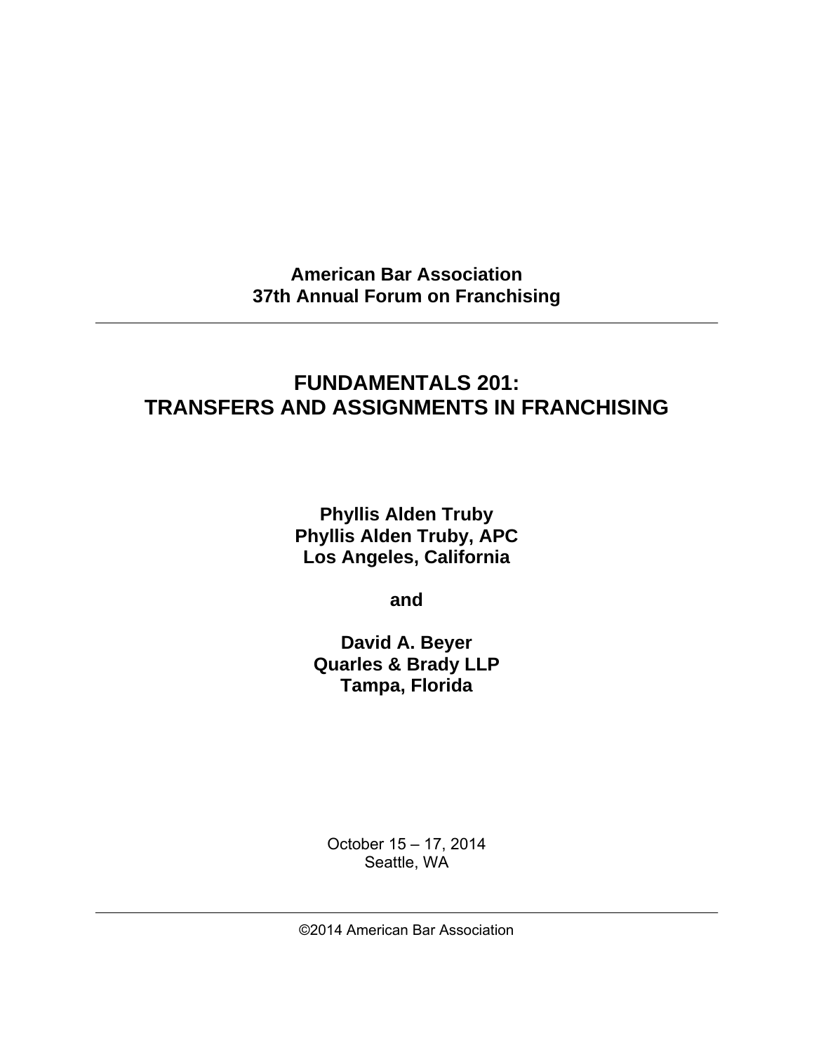**American Bar Association**
**37th Annual Forum on Franchising**

---

# FUNDAMENTALS 201: TRANSFERS AND ASSIGNMENTS IN FRANCHISING

**Phyllis Alden Truby**
**Phyllis Alden Truby, APC**
**Los Angeles, California**

**and**

**David A. Beyer**
**Quarles & Brady LLP**
**Tampa, Florida**

October 15 – 17, 2014
Seattle, WA

---

©2014 American Bar Association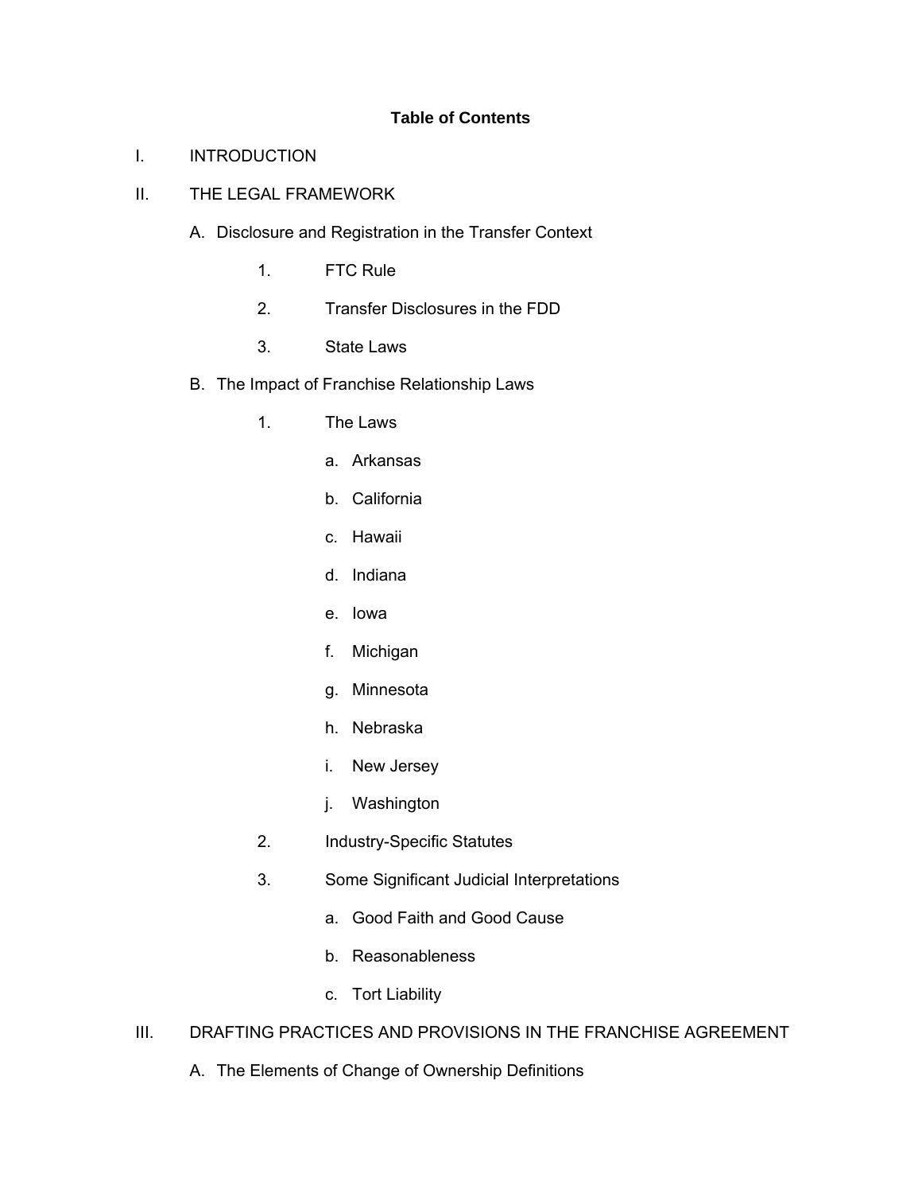**Table of Contents**

I. INTRODUCTION

II. THE LEGAL FRAMEWORK

- A. Disclosure and Registration in the Transfer Context
  1. FTC Rule
  2. Transfer Disclosures in the FDD
  3. State Laws
- B. The Impact of Franchise Relationship Laws
  1. The Laws
     - a. Arkansas
     - b. California
     - c. Hawaii
     - d. Indiana
     - e. Iowa
     - f. Michigan
     - g. Minnesota
     - h. Nebraska
     - i. New Jersey
     - j. Washington
  2. Industry-Specific Statutes
  3. Some Significant Judicial Interpretations
     - a. Good Faith and Good Cause
     - b. Reasonableness
     - c. Tort Liability

III. DRAFTING PRACTICES AND PROVISIONS IN THE FRANCHISE AGREEMENT

- A. The Elements of Change of Ownership Definitions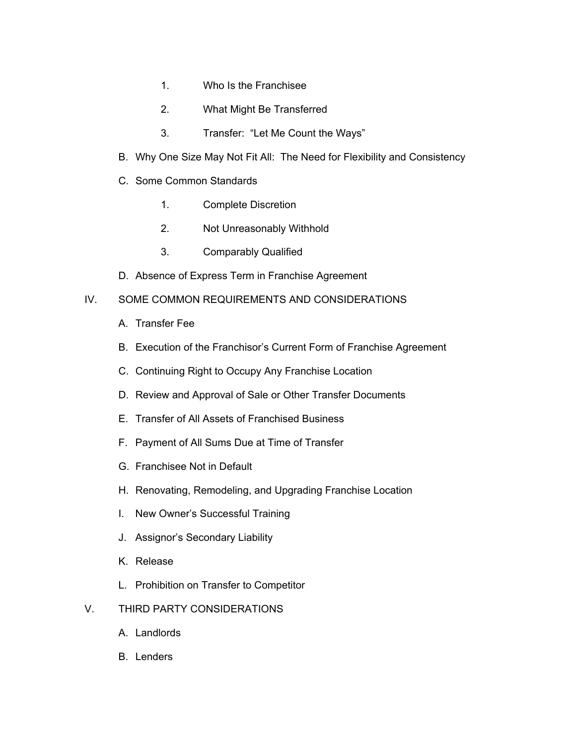1. Who Is the Franchisee
2. What Might Be Transferred
3. Transfer: "Let Me Count the Ways"

B. Why One Size May Not Fit All: The Need for Flexibility and Consistency

C. Some Common Standards

1. Complete Discretion
2. Not Unreasonably Withhold
3. Comparably Qualified

D. Absence of Express Term in Franchise Agreement

IV. SOME COMMON REQUIREMENTS AND CONSIDERATIONS

A. Transfer Fee

B. Execution of the Franchisor's Current Form of Franchise Agreement

C. Continuing Right to Occupy Any Franchise Location

D. Review and Approval of Sale or Other Transfer Documents

E. Transfer of All Assets of Franchised Business

F. Payment of All Sums Due at Time of Transfer

G. Franchisee Not in Default

H. Renovating, Remodeling, and Upgrading Franchise Location

I. New Owner's Successful Training

J. Assignor's Secondary Liability

K. Release

L. Prohibition on Transfer to Competitor

V. THIRD PARTY CONSIDERATIONS

A. Landlords

B. Lenders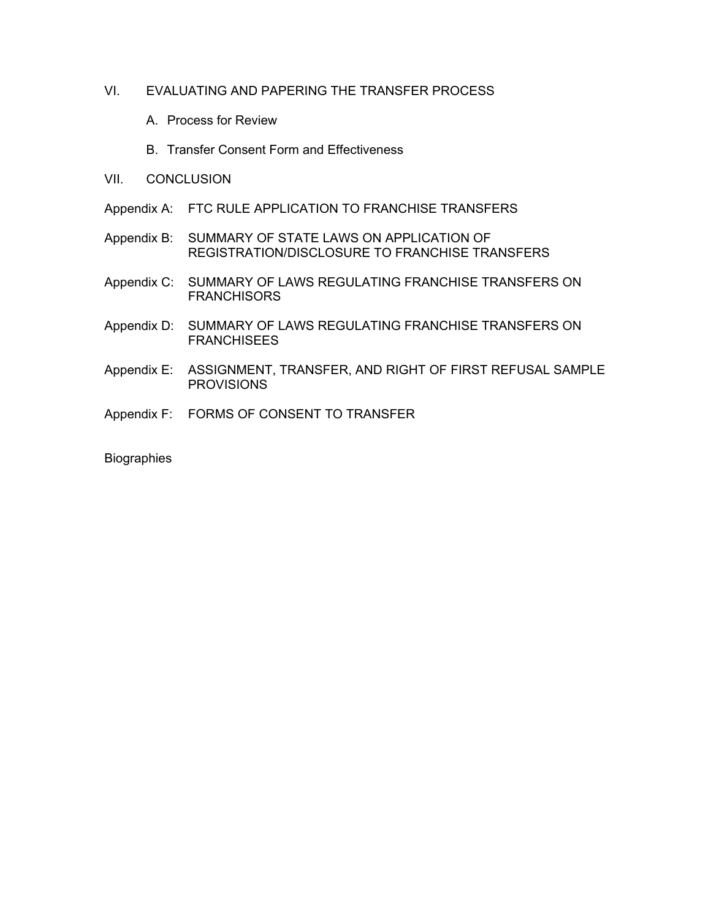VI. EVALUATING AND PAPERING THE TRANSFER PROCESS

   A. Process for Review

   B. Transfer Consent Form and Effectiveness

VII. CONCLUSION

Appendix A: FTC RULE APPLICATION TO FRANCHISE TRANSFERS

Appendix B: SUMMARY OF STATE LAWS ON APPLICATION OF REGISTRATION/DISCLOSURE TO FRANCHISE TRANSFERS

Appendix C: SUMMARY OF LAWS REGULATING FRANCHISE TRANSFERS ON FRANCHISORS

Appendix D: SUMMARY OF LAWS REGULATING FRANCHISE TRANSFERS ON FRANCHISEES

Appendix E: ASSIGNMENT, TRANSFER, AND RIGHT OF FIRST REFUSAL SAMPLE PROVISIONS

Appendix F: FORMS OF CONSENT TO TRANSFER

Biographies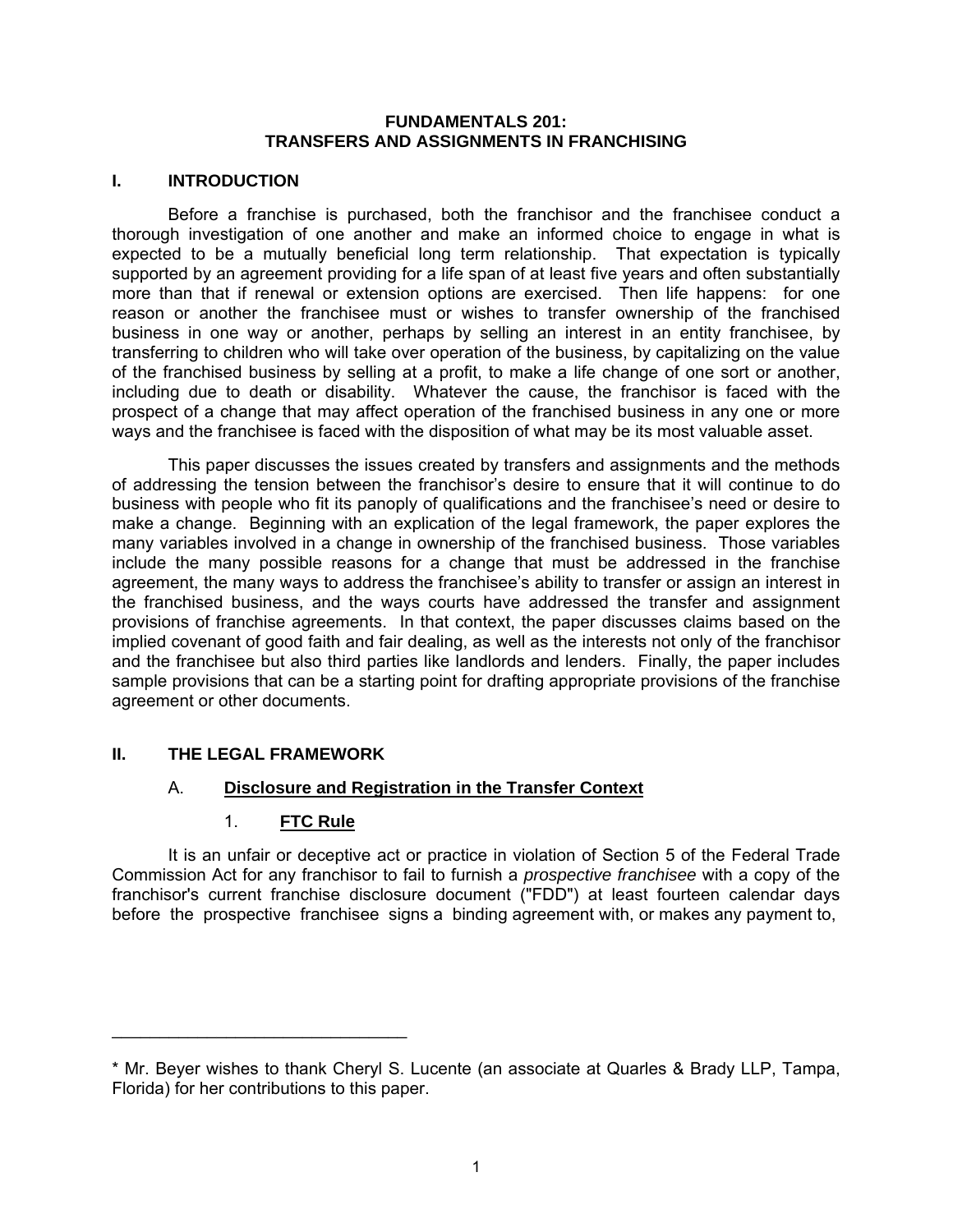**FUNDAMENTALS 201:**
**TRANSFERS AND ASSIGNMENTS IN FRANCHISING**

## I. INTRODUCTION

Before a franchise is purchased, both the franchisor and the franchisee conduct a thorough investigation of one another and make an informed choice to engage in what is expected to be a mutually beneficial long term relationship. That expectation is typically supported by an agreement providing for a life span of at least five years and often substantially more than that if renewal or extension options are exercised. Then life happens: for one reason or another the franchisee must or wishes to transfer ownership of the franchised business in one way or another, perhaps by selling an interest in an entity franchisee, by transferring to children who will take over operation of the business, by capitalizing on the value of the franchised business by selling at a profit, to make a life change of one sort or another, including due to death or disability. Whatever the cause, the franchisor is faced with the prospect of a change that may affect operation of the franchised business in any one or more ways and the franchisee is faced with the disposition of what may be its most valuable asset.

This paper discusses the issues created by transfers and assignments and the methods of addressing the tension between the franchisor's desire to ensure that it will continue to do business with people who fit its panoply of qualifications and the franchisee's need or desire to make a change. Beginning with an explication of the legal framework, the paper explores the many variables involved in a change in ownership of the franchised business. Those variables include the many possible reasons for a change that must be addressed in the franchise agreement, the many ways to address the franchisee's ability to transfer or assign an interest in the franchised business, and the ways courts have addressed the transfer and assignment provisions of franchise agreements. In that context, the paper discusses claims based on the implied covenant of good faith and fair dealing, as well as the interests not only of the franchisor and the franchisee but also third parties like landlords and lenders. Finally, the paper includes sample provisions that can be a starting point for drafting appropriate provisions of the franchise agreement or other documents.

## II. THE LEGAL FRAMEWORK

### A. Disclosure and Registration in the Transfer Context

#### 1. FTC Rule

It is an unfair or deceptive act or practice in violation of Section 5 of the Federal Trade Commission Act for any franchisor to fail to furnish a *prospective franchisee* with a copy of the franchisor's current franchise disclosure document ("FDD") at least fourteen calendar days before the prospective franchisee signs a binding agreement with, or makes any payment to,

---

* Mr. Beyer wishes to thank Cheryl S. Lucente (an associate at Quarles & Brady LLP, Tampa, Florida) for her contributions to this paper.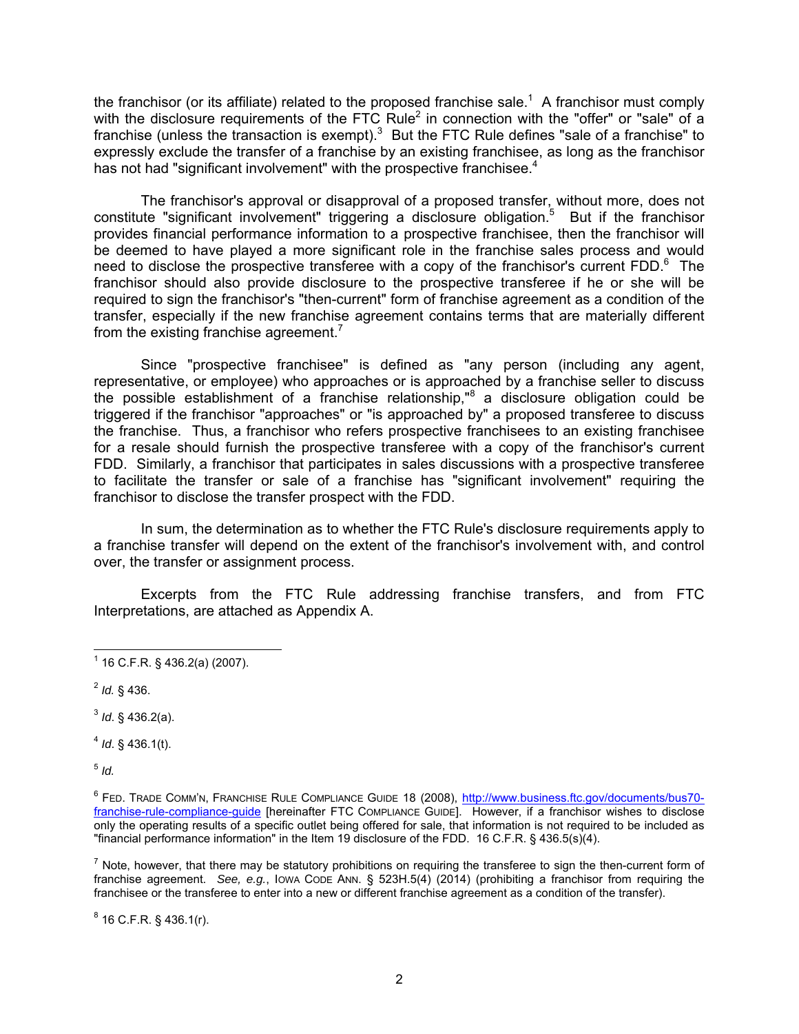the franchisor (or its affiliate) related to the proposed franchise sale.[1] A franchisor must comply with the disclosure requirements of the FTC Rule[2] in connection with the "offer" or "sale" of a franchise (unless the transaction is exempt).[3] But the FTC Rule defines "sale of a franchise" to expressly exclude the transfer of a franchise by an existing franchisee, as long as the franchisor has not had "significant involvement" with the prospective franchisee.[4]

The franchisor's approval or disapproval of a proposed transfer, without more, does not constitute "significant involvement" triggering a disclosure obligation.[5] But if the franchisor provides financial performance information to a prospective franchisee, then the franchisor will be deemed to have played a more significant role in the franchise sales process and would need to disclose the prospective transferee with a copy of the franchisor's current FDD.[6] The franchisor should also provide disclosure to the prospective transferee if he or she will be required to sign the franchisor's "then-current" form of franchise agreement as a condition of the transfer, especially if the new franchise agreement contains terms that are materially different from the existing franchise agreement.[7]

Since "prospective franchisee" is defined as "any person (including any agent, representative, or employee) who approaches or is approached by a franchise seller to discuss the possible establishment of a franchise relationship,"[8] a disclosure obligation could be triggered if the franchisor "approaches" or "is approached by" a proposed transferee to discuss the franchise. Thus, a franchisor who refers prospective franchisees to an existing franchisee for a resale should furnish the prospective transferee with a copy of the franchisor's current FDD. Similarly, a franchisor that participates in sales discussions with a prospective transferee to facilitate the transfer or sale of a franchise has "significant involvement" requiring the franchisor to disclose the transfer prospect with the FDD.

In sum, the determination as to whether the FTC Rule's disclosure requirements apply to a franchise transfer will depend on the extent of the franchisor's involvement with, and control over, the transfer or assignment process.

Excerpts from the FTC Rule addressing franchise transfers, and from FTC Interpretations, are attached as Appendix A.

---

[1] 16 C.F.R. § 436.2(a) (2007).

[2] *Id.* § 436.

[3] *Id*. § 436.2(a).

[4] *Id*. § 436.1(t).

[5] *Id.*

[6] FED. TRADE COMM'N, FRANCHISE RULE COMPLIANCE GUIDE 18 (2008), [http://www.business.ftc.gov/documents/bus70-franchise-rule-compliance-guide](http://www.business.ftc.gov/documents/bus70-franchise-rule-compliance-guide) [hereinafter FTC COMPLIANCE GUIDE]. However, if a franchisor wishes to disclose only the operating results of a specific outlet being offered for sale, that information is not required to be included as "financial performance information" in the Item 19 disclosure of the FDD. 16 C.F.R. § 436.5(s)(4).

[7] Note, however, that there may be statutory prohibitions on requiring the transferee to sign the then-current form of franchise agreement. *See, e.g.*, IOWA CODE ANN. § 523H.5(4) (2014) (prohibiting a franchisor from requiring the franchisee or the transferee to enter into a new or different franchise agreement as a condition of the transfer).

[8] 16 C.F.R. § 436.1(r).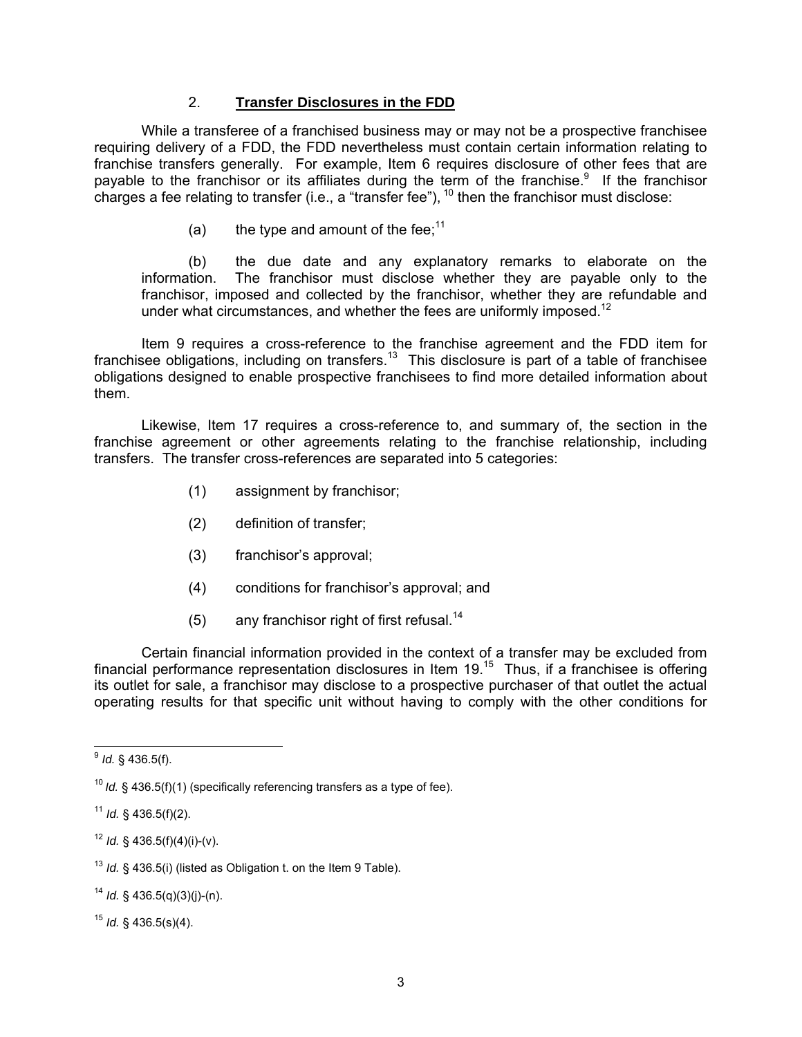### 2. **Transfer Disclosures in the FDD**

While a transferee of a franchised business may or may not be a prospective franchisee requiring delivery of a FDD, the FDD nevertheless must contain certain information relating to franchise transfers generally. For example, Item 6 requires disclosure of other fees that are payable to the franchisor or its affiliates during the term of the franchise.[9] If the franchisor charges a fee relating to transfer (i.e., a "transfer fee"), [10] then the franchisor must disclose:

(a) the type and amount of the fee;[11]

(b) the due date and any explanatory remarks to elaborate on the information. The franchisor must disclose whether they are payable only to the franchisor, imposed and collected by the franchisor, whether they are refundable and under what circumstances, and whether the fees are uniformly imposed.[12]

Item 9 requires a cross-reference to the franchise agreement and the FDD item for franchisee obligations, including on transfers.[13] This disclosure is part of a table of franchisee obligations designed to enable prospective franchisees to find more detailed information about them.

Likewise, Item 17 requires a cross-reference to, and summary of, the section in the franchise agreement or other agreements relating to the franchise relationship, including transfers. The transfer cross-references are separated into 5 categories:

(1) assignment by franchisor;

(2) definition of transfer;

(3) franchisor's approval;

(4) conditions for franchisor's approval; and

(5) any franchisor right of first refusal.[14]

Certain financial information provided in the context of a transfer may be excluded from financial performance representation disclosures in Item 19.[15] Thus, if a franchisee is offering its outlet for sale, a franchisor may disclose to a prospective purchaser of that outlet the actual operating results for that specific unit without having to comply with the other conditions for

---

[9] *Id.* § 436.5(f).

[10] *Id.* § 436.5(f)(1) (specifically referencing transfers as a type of fee).

[11] *Id.* § 436.5(f)(2).

[12] *Id.* § 436.5(f)(4)(i)-(v).

[13] *Id.* § 436.5(i) (listed as Obligation t. on the Item 9 Table).

[14] *Id.* § 436.5(q)(3)(j)-(n).

[15] *Id.* § 436.5(s)(4).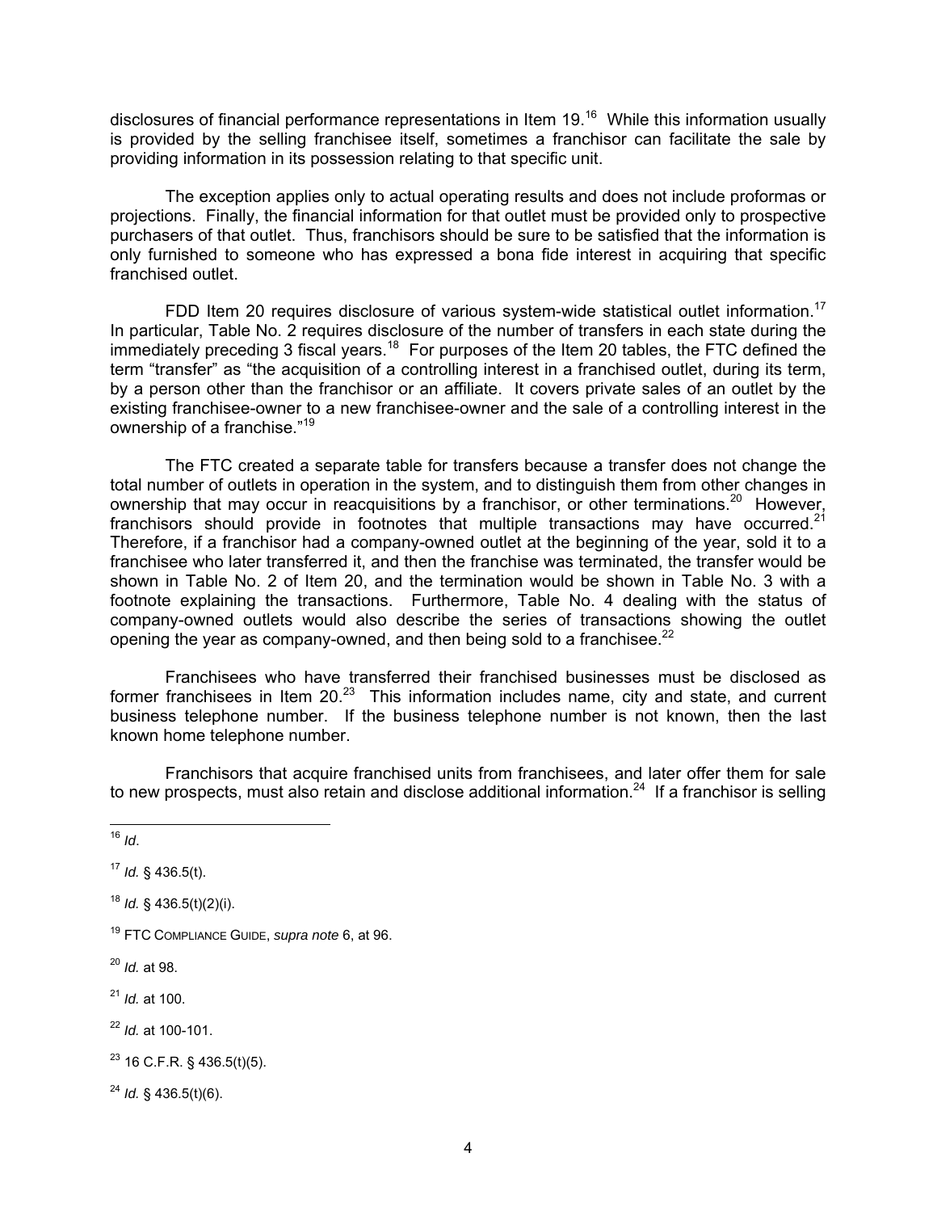disclosures of financial performance representations in Item 19.[16] While this information usually is provided by the selling franchisee itself, sometimes a franchisor can facilitate the sale by providing information in its possession relating to that specific unit.

The exception applies only to actual operating results and does not include proformas or projections. Finally, the financial information for that outlet must be provided only to prospective purchasers of that outlet. Thus, franchisors should be sure to be satisfied that the information is only furnished to someone who has expressed a bona fide interest in acquiring that specific franchised outlet.

FDD Item 20 requires disclosure of various system-wide statistical outlet information.[17] In particular, Table No. 2 requires disclosure of the number of transfers in each state during the immediately preceding 3 fiscal years.[18] For purposes of the Item 20 tables, the FTC defined the term "transfer" as "the acquisition of a controlling interest in a franchised outlet, during its term, by a person other than the franchisor or an affiliate. It covers private sales of an outlet by the existing franchisee-owner to a new franchisee-owner and the sale of a controlling interest in the ownership of a franchise."[19]

The FTC created a separate table for transfers because a transfer does not change the total number of outlets in operation in the system, and to distinguish them from other changes in ownership that may occur in reacquisitions by a franchisor, or other terminations.[20] However, franchisors should provide in footnotes that multiple transactions may have occurred.[21] Therefore, if a franchisor had a company-owned outlet at the beginning of the year, sold it to a franchisee who later transferred it, and then the franchise was terminated, the transfer would be shown in Table No. 2 of Item 20, and the termination would be shown in Table No. 3 with a footnote explaining the transactions. Furthermore, Table No. 4 dealing with the status of company-owned outlets would also describe the series of transactions showing the outlet opening the year as company-owned, and then being sold to a franchisee.[22]

Franchisees who have transferred their franchised businesses must be disclosed as former franchisees in Item 20.[23] This information includes name, city and state, and current business telephone number. If the business telephone number is not known, then the last known home telephone number.

Franchisors that acquire franchised units from franchisees, and later offer them for sale to new prospects, must also retain and disclose additional information.[24] If a franchisor is selling

---

[16] *Id*.

[17] *Id.* § 436.5(t).

[18] *Id.* § 436.5(t)(2)(i).

[19] FTC COMPLIANCE GUIDE, *supra note* 6, at 96.

[20] *Id.* at 98.

[21] *Id.* at 100.

[22] *Id.* at 100-101.

[23] 16 C.F.R. § 436.5(t)(5).

[24] *Id.* § 436.5(t)(6).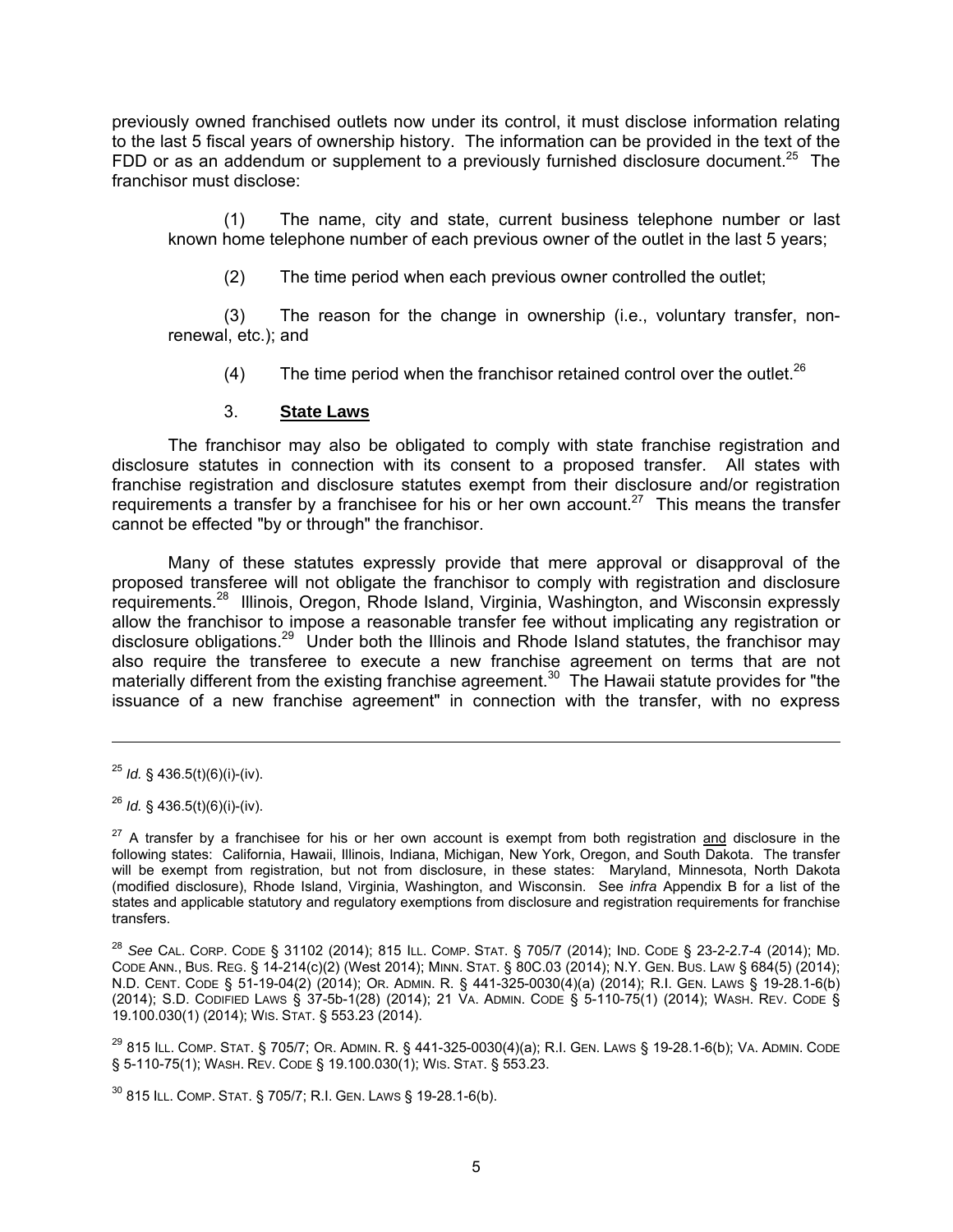previously owned franchised outlets now under its control, it must disclose information relating to the last 5 fiscal years of ownership history. The information can be provided in the text of the FDD or as an addendum or supplement to a previously furnished disclosure document.[25] The franchisor must disclose:

(1) The name, city and state, current business telephone number or last known home telephone number of each previous owner of the outlet in the last 5 years;

(2) The time period when each previous owner controlled the outlet;

(3) The reason for the change in ownership (i.e., voluntary transfer, non-renewal, etc.); and

(4) The time period when the franchisor retained control over the outlet.[26]

### 3. **State Laws**

The franchisor may also be obligated to comply with state franchise registration and disclosure statutes in connection with its consent to a proposed transfer. All states with franchise registration and disclosure statutes exempt from their disclosure and/or registration requirements a transfer by a franchisee for his or her own account.[27] This means the transfer cannot be effected "by or through" the franchisor.

Many of these statutes expressly provide that mere approval or disapproval of the proposed transferee will not obligate the franchisor to comply with registration and disclosure requirements.[28] Illinois, Oregon, Rhode Island, Virginia, Washington, and Wisconsin expressly allow the franchisor to impose a reasonable transfer fee without implicating any registration or disclosure obligations.[29] Under both the Illinois and Rhode Island statutes, the franchisor may also require the transferee to execute a new franchise agreement on terms that are not materially different from the existing franchise agreement.[30] The Hawaii statute provides for "the issuance of a new franchise agreement" in connection with the transfer, with no express

---

[25] *Id.* § 436.5(t)(6)(i)-(iv).

[26] *Id.* § 436.5(t)(6)(i)-(iv).

[27] A transfer by a franchisee for his or her own account is exempt from both registration <u>and</u> disclosure in the following states: California, Hawaii, Illinois, Indiana, Michigan, New York, Oregon, and South Dakota. The transfer will be exempt from registration, but not from disclosure, in these states: Maryland, Minnesota, North Dakota (modified disclosure), Rhode Island, Virginia, Washington, and Wisconsin. See *infra* Appendix B for a list of the states and applicable statutory and regulatory exemptions from disclosure and registration requirements for franchise transfers.

[28] *See* CAL. CORP. CODE § 31102 (2014); 815 ILL. COMP. STAT. § 705/7 (2014); IND. CODE § 23-2-2.7-4 (2014); MD. CODE ANN., BUS. REG. § 14-214(c)(2) (West 2014); MINN. STAT. § 80C.03 (2014); N.Y. GEN. BUS. LAW § 684(5) (2014); N.D. CENT. CODE § 51-19-04(2) (2014); OR. ADMIN. R. § 441-325-0030(4)(a) (2014); R.I. GEN. LAWS § 19-28.1-6(b) (2014); S.D. CODIFIED LAWS § 37-5b-1(28) (2014); 21 VA. ADMIN. CODE § 5-110-75(1) (2014); WASH. REV. CODE § 19.100.030(1) (2014); WIS. STAT. § 553.23 (2014).

[29] 815 ILL. COMP. STAT. § 705/7; OR. ADMIN. R. § 441-325-0030(4)(a); R.I. GEN. LAWS § 19-28.1-6(b); VA. ADMIN. CODE § 5-110-75(1); WASH. REV. CODE § 19.100.030(1); WIS. STAT. § 553.23.

[30] 815 ILL. COMP. STAT. § 705/7; R.I. GEN. LAWS § 19-28.1-6(b).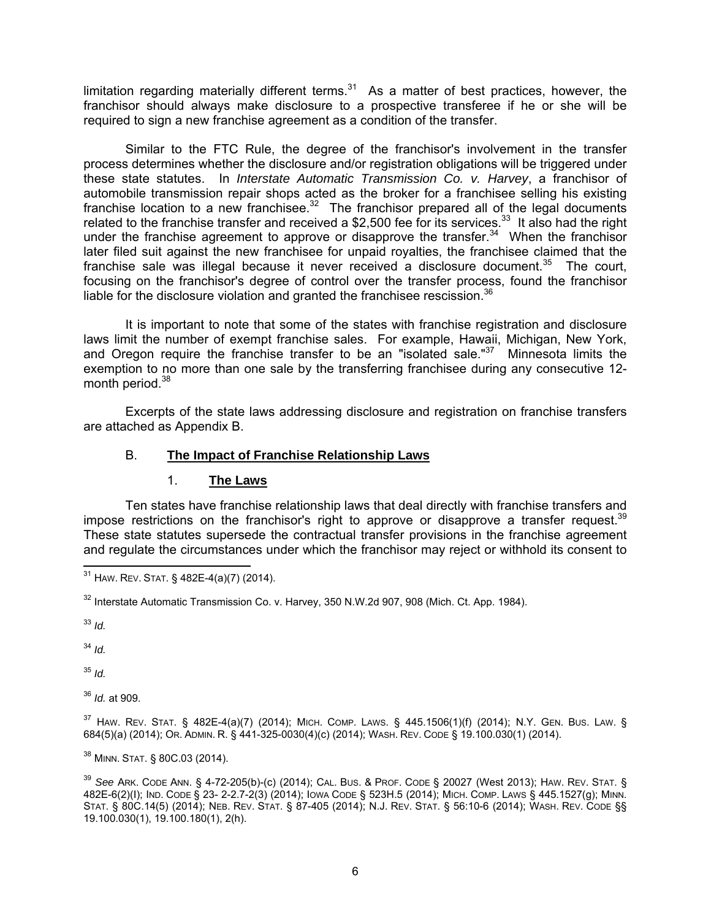limitation regarding materially different terms.[31] As a matter of best practices, however, the franchisor should always make disclosure to a prospective transferee if he or she will be required to sign a new franchise agreement as a condition of the transfer.

Similar to the FTC Rule, the degree of the franchisor's involvement in the transfer process determines whether the disclosure and/or registration obligations will be triggered under these state statutes. In *Interstate Automatic Transmission Co. v. Harvey*, a franchisor of automobile transmission repair shops acted as the broker for a franchisee selling his existing franchise location to a new franchisee.[32] The franchisor prepared all of the legal documents related to the franchise transfer and received a $2,500 fee for its services.[33] It also had the right under the franchise agreement to approve or disapprove the transfer.[34] When the franchisor later filed suit against the new franchisee for unpaid royalties, the franchisee claimed that the franchise sale was illegal because it never received a disclosure document.[35] The court, focusing on the franchisor's degree of control over the transfer process, found the franchisor liable for the disclosure violation and granted the franchisee rescission.[36]

It is important to note that some of the states with franchise registration and disclosure laws limit the number of exempt franchise sales. For example, Hawaii, Michigan, New York, and Oregon require the franchise transfer to be an "isolated sale."[37] Minnesota limits the exemption to no more than one sale by the transferring franchisee during any consecutive 12-month period.[38]

Excerpts of the state laws addressing disclosure and registration on franchise transfers are attached as Appendix B.

## B. **The Impact of Franchise Relationship Laws**

### 1. **The Laws**

Ten states have franchise relationship laws that deal directly with franchise transfers and impose restrictions on the franchisor's right to approve or disapprove a transfer request.[39] These state statutes supersede the contractual transfer provisions in the franchise agreement and regulate the circumstances under which the franchisor may reject or withhold its consent to

---

[31] HAW. REV. STAT. § 482E-4(a)(7) (2014).

[32] Interstate Automatic Transmission Co. v. Harvey, 350 N.W.2d 907, 908 (Mich. Ct. App. 1984).

[33] *Id.*

[34] *Id.*

[35] *Id.*

[36] *Id.* at 909.

[37] HAW. REV. STAT. § 482E-4(a)(7) (2014); MICH. COMP. LAWS. § 445.1506(1)(f) (2014); N.Y. GEN. BUS. LAW. § 684(5)(a) (2014); OR. ADMIN. R. § 441-325-0030(4)(c) (2014); WASH. REV. CODE § 19.100.030(1) (2014).

[38] MINN. STAT. § 80C.03 (2014).

[39] *See* ARK. CODE ANN. § 4-72-205(b)-(c) (2014); CAL. BUS. & PROF. CODE § 20027 (West 2013); HAW. REV. STAT. § 482E-6(2)(I); IND. CODE § 23- 2-2.7-2(3) (2014); IOWA CODE § 523H.5 (2014); MICH. COMP. LAWS § 445.1527(g); MINN. STAT. § 80C.14(5) (2014); NEB. REV. STAT. § 87-405 (2014); N.J. REV. STAT. § 56:10-6 (2014); WASH. REV. CODE §§ 19.100.030(1), 19.100.180(1), 2(h).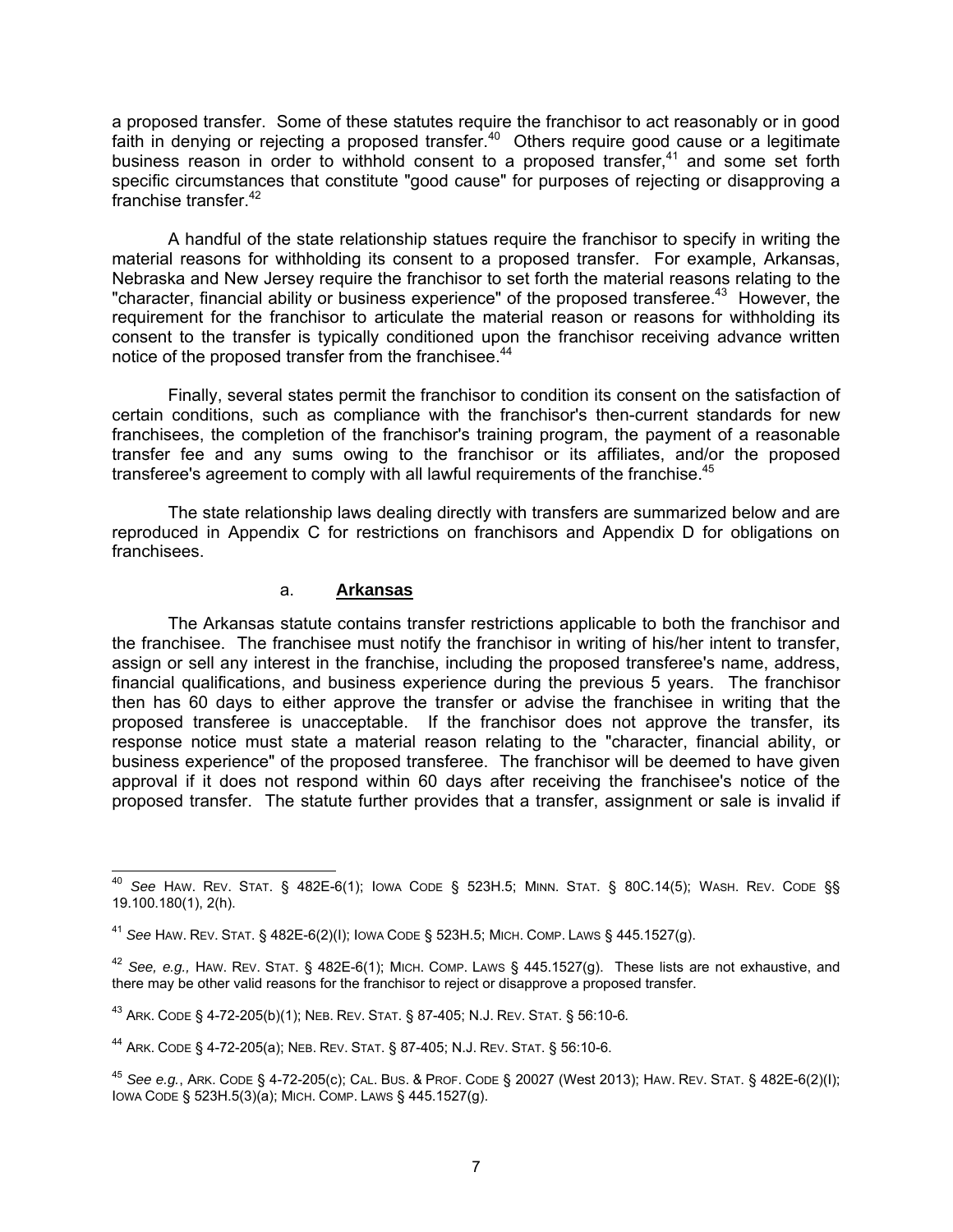a proposed transfer. Some of these statutes require the franchisor to act reasonably or in good faith in denying or rejecting a proposed transfer.[40] Others require good cause or a legitimate business reason in order to withhold consent to a proposed transfer,[41] and some set forth specific circumstances that constitute "good cause" for purposes of rejecting or disapproving a franchise transfer.[42]

A handful of the state relationship statues require the franchisor to specify in writing the material reasons for withholding its consent to a proposed transfer. For example, Arkansas, Nebraska and New Jersey require the franchisor to set forth the material reasons relating to the "character, financial ability or business experience" of the proposed transferee.[43] However, the requirement for the franchisor to articulate the material reason or reasons for withholding its consent to the transfer is typically conditioned upon the franchisor receiving advance written notice of the proposed transfer from the franchisee.[44]

Finally, several states permit the franchisor to condition its consent on the satisfaction of certain conditions, such as compliance with the franchisor's then-current standards for new franchisees, the completion of the franchisor's training program, the payment of a reasonable transfer fee and any sums owing to the franchisor or its affiliates, and/or the proposed transferee's agreement to comply with all lawful requirements of the franchise.[45]

The state relationship laws dealing directly with transfers are summarized below and are reproduced in Appendix C for restrictions on franchisors and Appendix D for obligations on franchisees.

#### a. **Arkansas**

The Arkansas statute contains transfer restrictions applicable to both the franchisor and the franchisee. The franchisee must notify the franchisor in writing of his/her intent to transfer, assign or sell any interest in the franchise, including the proposed transferee's name, address, financial qualifications, and business experience during the previous 5 years. The franchisor then has 60 days to either approve the transfer or advise the franchisee in writing that the proposed transferee is unacceptable. If the franchisor does not approve the transfer, its response notice must state a material reason relating to the "character, financial ability, or business experience" of the proposed transferee. The franchisor will be deemed to have given approval if it does not respond within 60 days after receiving the franchisee's notice of the proposed transfer. The statute further provides that a transfer, assignment or sale is invalid if

---

[40] *See* HAW. REV. STAT. § 482E-6(1); IOWA CODE § 523H.5; MINN. STAT. § 80C.14(5); WASH. REV. CODE §§ 19.100.180(1), 2(h).

[41] *See* HAW. REV. STAT. § 482E-6(2)(I); IOWA CODE § 523H.5; MICH. COMP. LAWS § 445.1527(g).

[42] *See, e.g.,* HAW. REV. STAT. § 482E-6(1); MICH. COMP. LAWS § 445.1527(g). These lists are not exhaustive, and there may be other valid reasons for the franchisor to reject or disapprove a proposed transfer.

[43] ARK. CODE § 4-72-205(b)(1); NEB. REV. STAT. § 87-405; N.J. REV. STAT. § 56:10-6.

[44] ARK. CODE § 4-72-205(a); NEB. REV. STAT. § 87-405; N.J. REV. STAT. § 56:10-6.

[45] *See e.g.*, ARK. CODE § 4-72-205(c); CAL. BUS. & PROF. CODE § 20027 (West 2013); HAW. REV. STAT. § 482E-6(2)(I); IOWA CODE § 523H.5(3)(a); MICH. COMP. LAWS § 445.1527(g).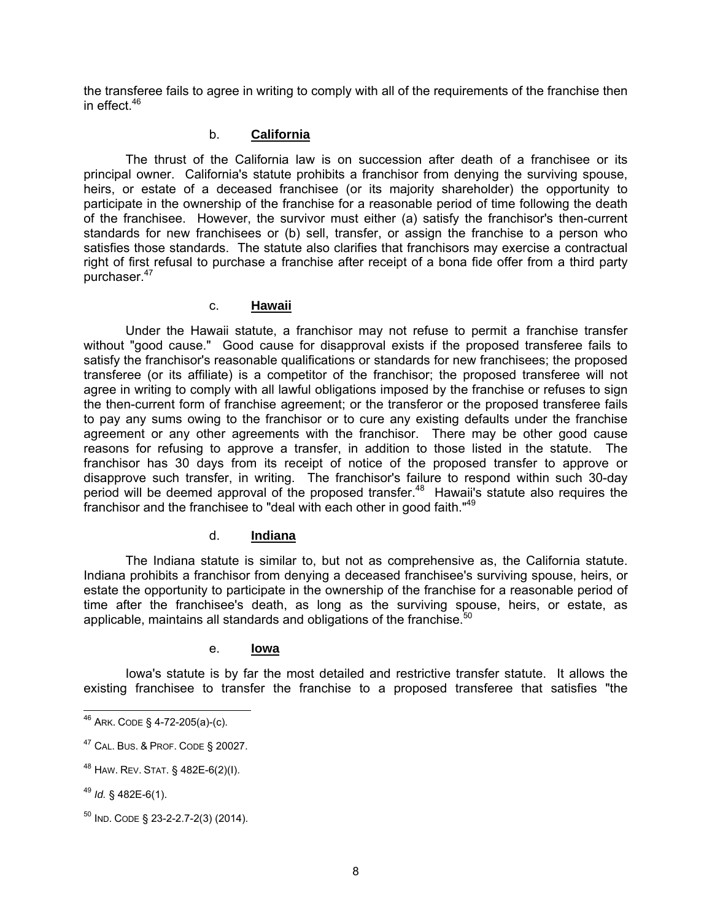the transferee fails to agree in writing to comply with all of the requirements of the franchise then in effect.[46]

#### b. **California**

The thrust of the California law is on succession after death of a franchisee or its principal owner. California's statute prohibits a franchisor from denying the surviving spouse, heirs, or estate of a deceased franchisee (or its majority shareholder) the opportunity to participate in the ownership of the franchise for a reasonable period of time following the death of the franchisee. However, the survivor must either (a) satisfy the franchisor's then-current standards for new franchisees or (b) sell, transfer, or assign the franchise to a person who satisfies those standards. The statute also clarifies that franchisors may exercise a contractual right of first refusal to purchase a franchise after receipt of a bona fide offer from a third party purchaser.[47]

#### c. **Hawaii**

Under the Hawaii statute, a franchisor may not refuse to permit a franchise transfer without "good cause." Good cause for disapproval exists if the proposed transferee fails to satisfy the franchisor's reasonable qualifications or standards for new franchisees; the proposed transferee (or its affiliate) is a competitor of the franchisor; the proposed transferee will not agree in writing to comply with all lawful obligations imposed by the franchise or refuses to sign the then-current form of franchise agreement; or the transferor or the proposed transferee fails to pay any sums owing to the franchisor or to cure any existing defaults under the franchise agreement or any other agreements with the franchisor. There may be other good cause reasons for refusing to approve a transfer, in addition to those listed in the statute. The franchisor has 30 days from its receipt of notice of the proposed transfer to approve or disapprove such transfer, in writing. The franchisor's failure to respond within such 30-day period will be deemed approval of the proposed transfer.[48] Hawaii's statute also requires the franchisor and the franchisee to "deal with each other in good faith."[49]

#### d. **Indiana**

The Indiana statute is similar to, but not as comprehensive as, the California statute. Indiana prohibits a franchisor from denying a deceased franchisee's surviving spouse, heirs, or estate the opportunity to participate in the ownership of the franchise for a reasonable period of time after the franchisee's death, as long as the surviving spouse, heirs, or estate, as applicable, maintains all standards and obligations of the franchise.[50]

#### e. **Iowa**

Iowa's statute is by far the most detailed and restrictive transfer statute. It allows the existing franchisee to transfer the franchise to a proposed transferee that satisfies "the

---

[46] ARK. CODE § 4-72-205(a)-(c).

[47] CAL. BUS. & PROF. CODE § 20027.

[48] HAW. REV. STAT. § 482E-6(2)(I).

[49] *Id.* § 482E-6(1).

[50] IND. CODE § 23-2-2.7-2(3) (2014).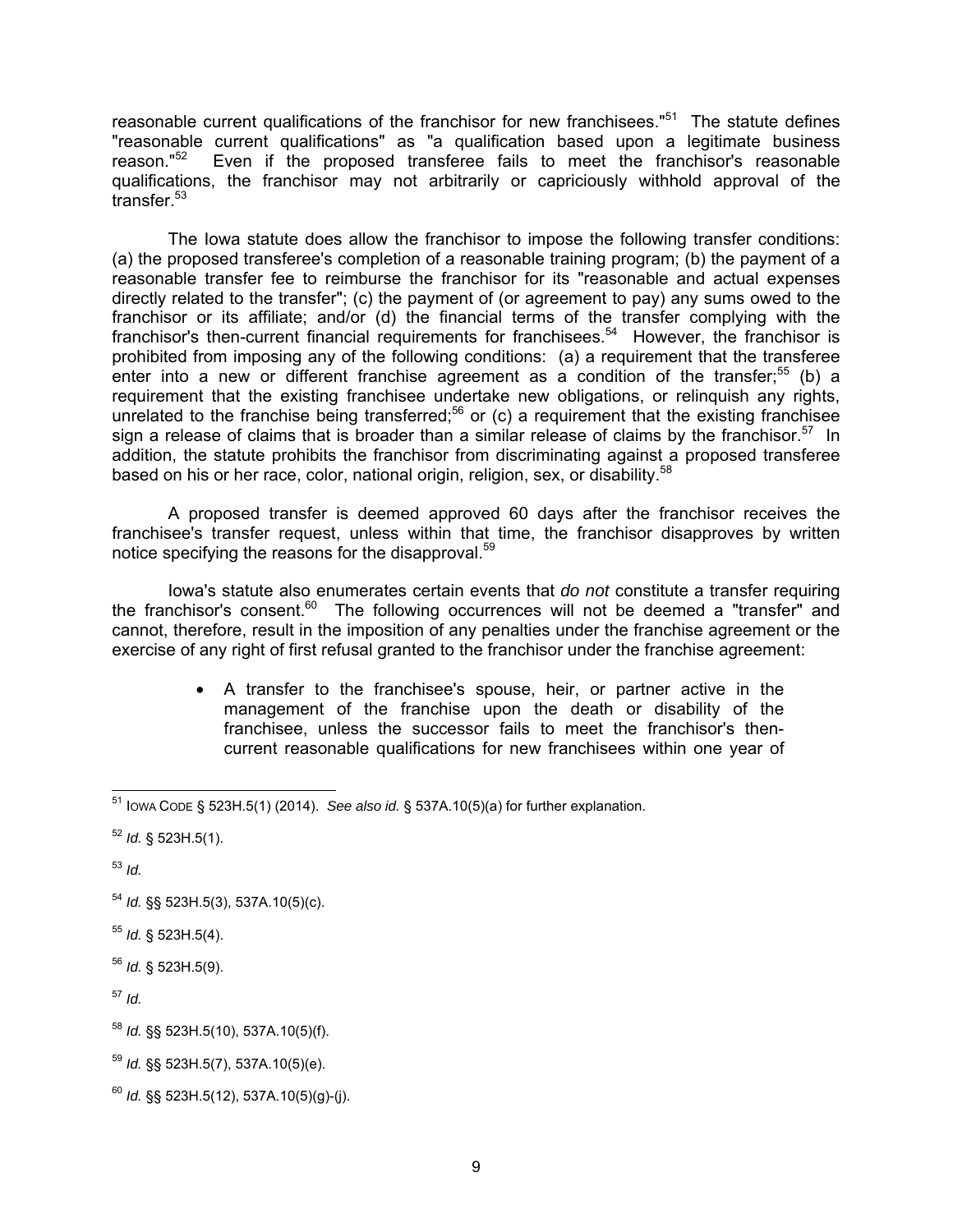reasonable current qualifications of the franchisor for new franchisees."[51] The statute defines "reasonable current qualifications" as "a qualification based upon a legitimate business reason."[52] Even if the proposed transferee fails to meet the franchisor's reasonable qualifications, the franchisor may not arbitrarily or capriciously withhold approval of the transfer.[53]

The Iowa statute does allow the franchisor to impose the following transfer conditions: (a) the proposed transferee's completion of a reasonable training program; (b) the payment of a reasonable transfer fee to reimburse the franchisor for its "reasonable and actual expenses directly related to the transfer"; (c) the payment of (or agreement to pay) any sums owed to the franchisor or its affiliate; and/or (d) the financial terms of the transfer complying with the franchisor's then-current financial requirements for franchisees.[54] However, the franchisor is prohibited from imposing any of the following conditions: (a) a requirement that the transferee enter into a new or different franchise agreement as a condition of the transfer;[55] (b) a requirement that the existing franchisee undertake new obligations, or relinquish any rights, unrelated to the franchise being transferred;[56] or (c) a requirement that the existing franchisee sign a release of claims that is broader than a similar release of claims by the franchisor.[57] In addition, the statute prohibits the franchisor from discriminating against a proposed transferee based on his or her race, color, national origin, religion, sex, or disability.[58]

A proposed transfer is deemed approved 60 days after the franchisor receives the franchisee's transfer request, unless within that time, the franchisor disapproves by written notice specifying the reasons for the disapproval.[59]

Iowa's statute also enumerates certain events that *do not* constitute a transfer requiring the franchisor's consent.[60] The following occurrences will not be deemed a "transfer" and cannot, therefore, result in the imposition of any penalties under the franchise agreement or the exercise of any right of first refusal granted to the franchisor under the franchise agreement:

- A transfer to the franchisee's spouse, heir, or partner active in the management of the franchise upon the death or disability of the franchisee, unless the successor fails to meet the franchisor's then-current reasonable qualifications for new franchisees within one year of

---

[51] IOWA CODE § 523H.5(1) (2014). *See also id.* § 537A.10(5)(a) for further explanation.

[52] *Id.* § 523H.5(1).

[53] *Id.*

[54] *Id.* §§ 523H.5(3), 537A.10(5)(c).

[55] *Id.* § 523H.5(4).

[56] *Id.* § 523H.5(9).

[57] *Id.*

[58] *Id.* §§ 523H.5(10), 537A.10(5)(f).

[59] *Id.* §§ 523H.5(7), 537A.10(5)(e).

[60] *Id.* §§ 523H.5(12), 537A.10(5)(g)-(j).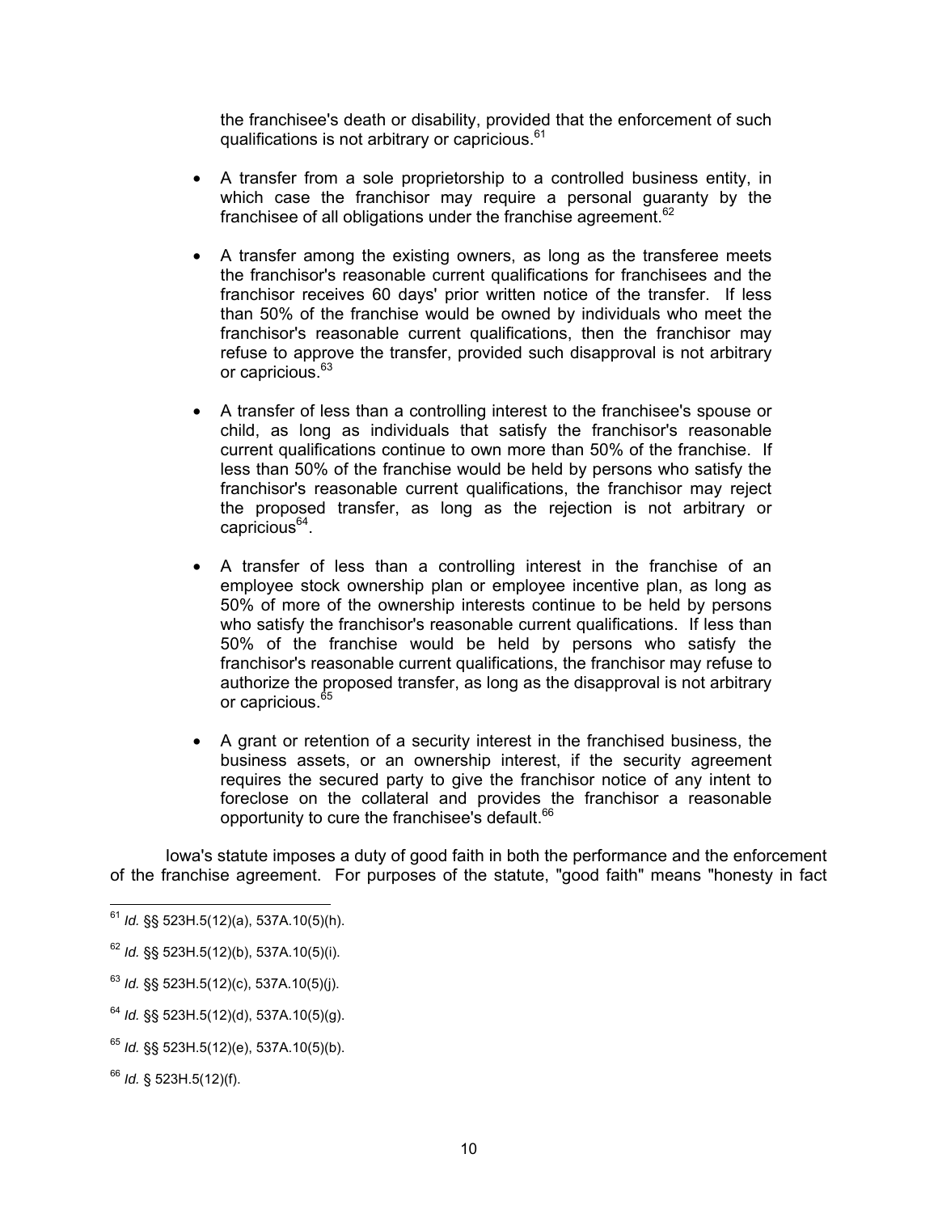the franchisee's death or disability, provided that the enforcement of such qualifications is not arbitrary or capricious.[61]

- A transfer from a sole proprietorship to a controlled business entity, in which case the franchisor may require a personal guaranty by the franchisee of all obligations under the franchise agreement.[62]

- A transfer among the existing owners, as long as the transferee meets the franchisor's reasonable current qualifications for franchisees and the franchisor receives 60 days' prior written notice of the transfer. If less than 50% of the franchise would be owned by individuals who meet the franchisor's reasonable current qualifications, then the franchisor may refuse to approve the transfer, provided such disapproval is not arbitrary or capricious.[63]

- A transfer of less than a controlling interest to the franchisee's spouse or child, as long as individuals that satisfy the franchisor's reasonable current qualifications continue to own more than 50% of the franchise. If less than 50% of the franchise would be held by persons who satisfy the franchisor's reasonable current qualifications, the franchisor may reject the proposed transfer, as long as the rejection is not arbitrary or capricious[64].

- A transfer of less than a controlling interest in the franchise of an employee stock ownership plan or employee incentive plan, as long as 50% of more of the ownership interests continue to be held by persons who satisfy the franchisor's reasonable current qualifications. If less than 50% of the franchise would be held by persons who satisfy the franchisor's reasonable current qualifications, the franchisor may refuse to authorize the proposed transfer, as long as the disapproval is not arbitrary or capricious.[65]

- A grant or retention of a security interest in the franchised business, the business assets, or an ownership interest, if the security agreement requires the secured party to give the franchisor notice of any intent to foreclose on the collateral and provides the franchisor a reasonable opportunity to cure the franchisee's default.[66]

Iowa's statute imposes a duty of good faith in both the performance and the enforcement of the franchise agreement. For purposes of the statute, "good faith" means "honesty in fact

---

[61] *Id.* §§ 523H.5(12)(a), 537A.10(5)(h).

[62] *Id.* §§ 523H.5(12)(b), 537A.10(5)(i).

[63] *Id.* §§ 523H.5(12)(c), 537A.10(5)(j).

[64] *Id.* §§ 523H.5(12)(d), 537A.10(5)(g).

[65] *Id.* §§ 523H.5(12)(e), 537A.10(5)(b).

[66] *Id.* § 523H.5(12)(f).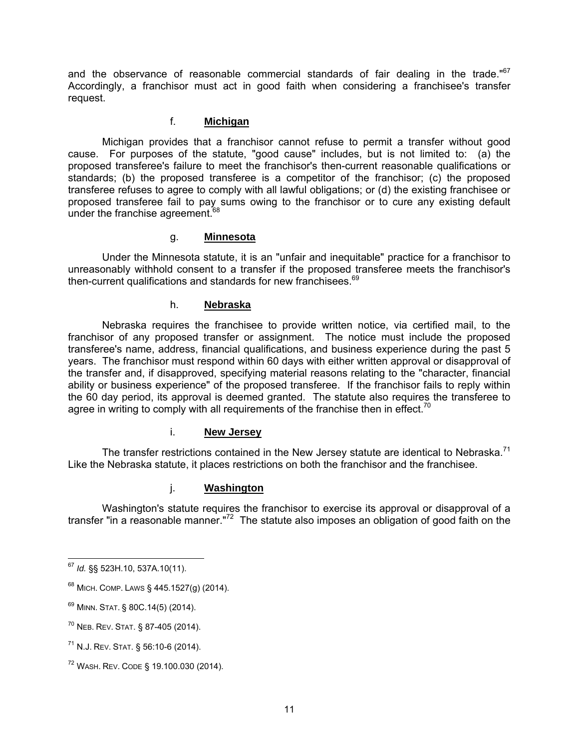and the observance of reasonable commercial standards of fair dealing in the trade."[67] Accordingly, a franchisor must act in good faith when considering a franchisee's transfer request.

#### f. **Michigan**

Michigan provides that a franchisor cannot refuse to permit a transfer without good cause. For purposes of the statute, "good cause" includes, but is not limited to: (a) the proposed transferee's failure to meet the franchisor's then-current reasonable qualifications or standards; (b) the proposed transferee is a competitor of the franchisor; (c) the proposed transferee refuses to agree to comply with all lawful obligations; or (d) the existing franchisee or proposed transferee fail to pay sums owing to the franchisor or to cure any existing default under the franchise agreement.[68]

#### g. **Minnesota**

Under the Minnesota statute, it is an "unfair and inequitable" practice for a franchisor to unreasonably withhold consent to a transfer if the proposed transferee meets the franchisor's then-current qualifications and standards for new franchisees.[69]

#### h. **Nebraska**

Nebraska requires the franchisee to provide written notice, via certified mail, to the franchisor of any proposed transfer or assignment. The notice must include the proposed transferee's name, address, financial qualifications, and business experience during the past 5 years. The franchisor must respond within 60 days with either written approval or disapproval of the transfer and, if disapproved, specifying material reasons relating to the "character, financial ability or business experience" of the proposed transferee. If the franchisor fails to reply within the 60 day period, its approval is deemed granted. The statute also requires the transferee to agree in writing to comply with all requirements of the franchise then in effect.[70]

#### i. **New Jersey**

The transfer restrictions contained in the New Jersey statute are identical to Nebraska.[71] Like the Nebraska statute, it places restrictions on both the franchisor and the franchisee.

#### j. **Washington**

Washington's statute requires the franchisor to exercise its approval or disapproval of a transfer "in a reasonable manner."[72] The statute also imposes an obligation of good faith on the

---

[67] *Id.* §§ 523H.10, 537A.10(11).

[68] MICH. COMP. LAWS § 445.1527(g) (2014).

[69] MINN. STAT. § 80C.14(5) (2014).

[70] NEB. REV. STAT. § 87-405 (2014).

[71] N.J. REV. STAT. § 56:10-6 (2014).

[72] WASH. REV. CODE § 19.100.030 (2014).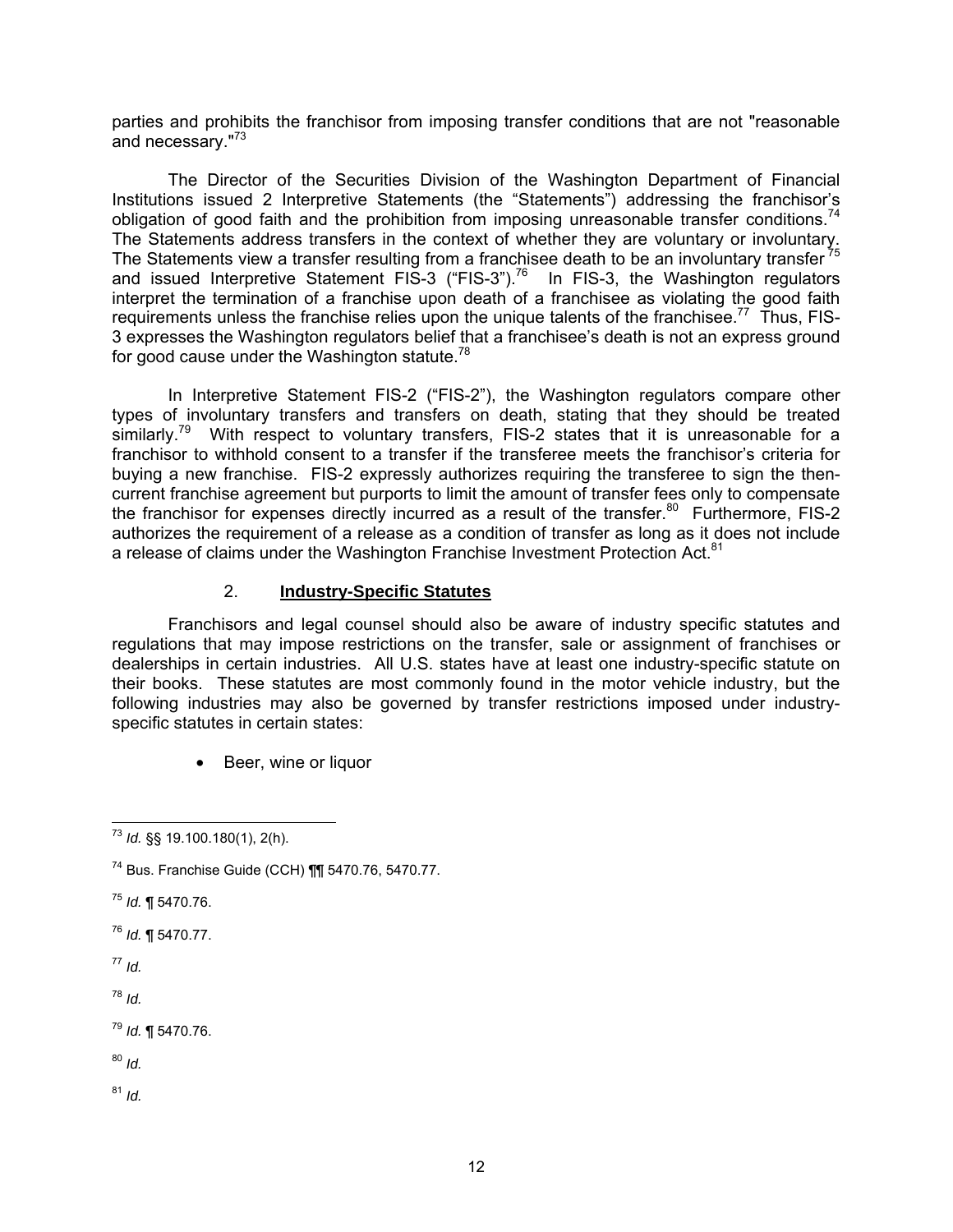parties and prohibits the franchisor from imposing transfer conditions that are not "reasonable and necessary."[73]

The Director of the Securities Division of the Washington Department of Financial Institutions issued 2 Interpretive Statements (the "Statements") addressing the franchisor's obligation of good faith and the prohibition from imposing unreasonable transfer conditions.[74] The Statements address transfers in the context of whether they are voluntary or involuntary. The Statements view a transfer resulting from a franchisee death to be an involuntary transfer [75] and issued Interpretive Statement FIS-3 ("FIS-3").[76] In FIS-3, the Washington regulators interpret the termination of a franchise upon death of a franchisee as violating the good faith requirements unless the franchise relies upon the unique talents of the franchisee.[77] Thus, FIS-3 expresses the Washington regulators belief that a franchisee's death is not an express ground for good cause under the Washington statute.[78]

In Interpretive Statement FIS-2 ("FIS-2"), the Washington regulators compare other types of involuntary transfers and transfers on death, stating that they should be treated similarly.[79] With respect to voluntary transfers, FIS-2 states that it is unreasonable for a franchisor to withhold consent to a transfer if the transferee meets the franchisor's criteria for buying a new franchise. FIS-2 expressly authorizes requiring the transferee to sign the then-current franchise agreement but purports to limit the amount of transfer fees only to compensate the franchisor for expenses directly incurred as a result of the transfer.[80] Furthermore, FIS-2 authorizes the requirement of a release as a condition of transfer as long as it does not include a release of claims under the Washington Franchise Investment Protection Act.[81]

### 2. **Industry-Specific Statutes**

Franchisors and legal counsel should also be aware of industry specific statutes and regulations that may impose restrictions on the transfer, sale or assignment of franchises or dealerships in certain industries. All U.S. states have at least one industry-specific statute on their books. These statutes are most commonly found in the motor vehicle industry, but the following industries may also be governed by transfer restrictions imposed under industry-specific statutes in certain states:

- Beer, wine or liquor

---

[73] *Id.* §§ 19.100.180(1), 2(h).

[74] Bus. Franchise Guide (CCH) ¶¶ 5470.76, 5470.77.

[75] *Id.* ¶ 5470.76.

[76] *Id.* ¶ 5470.77.

[77] *Id.*

[78] *Id.*

[79] *Id.* ¶ 5470.76.

[80] *Id.*

[81] *Id.*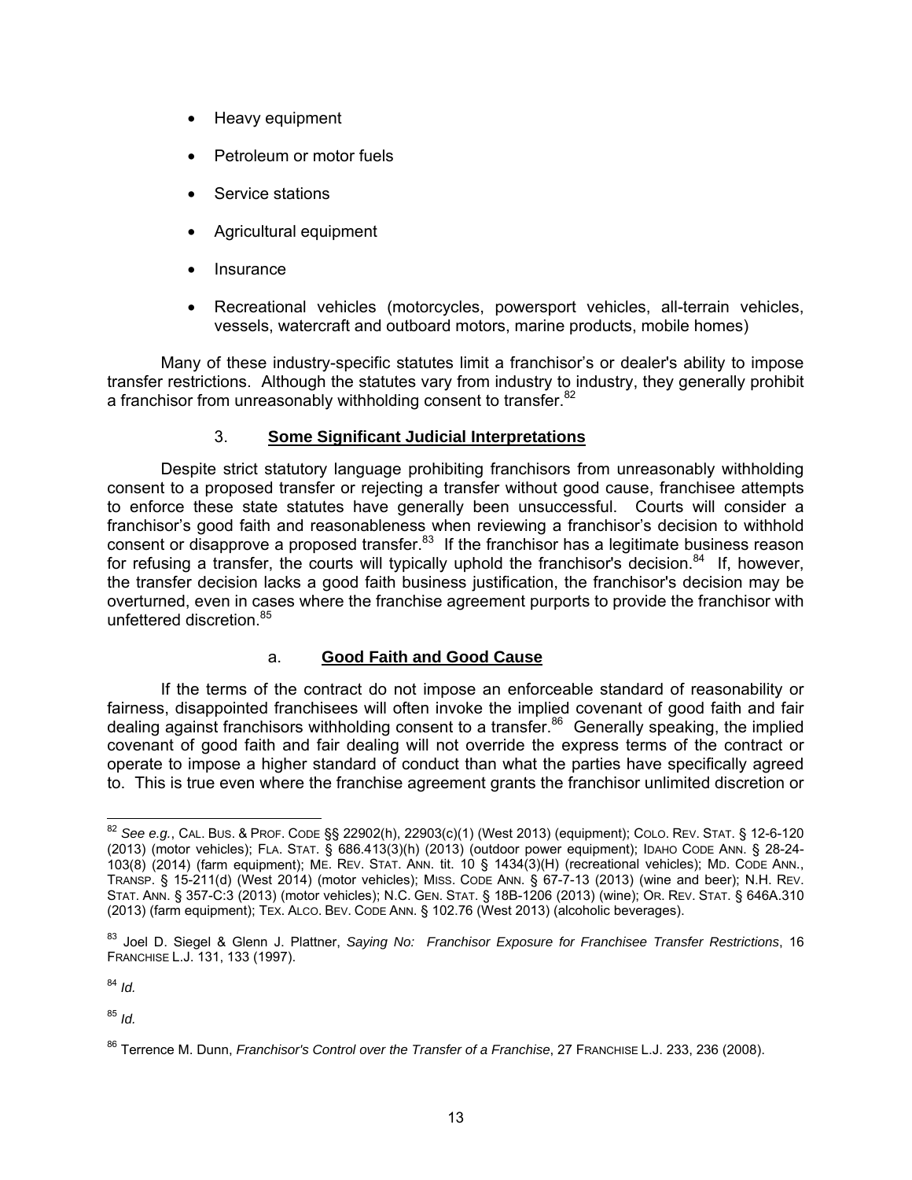- Heavy equipment
- Petroleum or motor fuels
- Service stations
- Agricultural equipment
- Insurance
- Recreational vehicles (motorcycles, powersport vehicles, all-terrain vehicles, vessels, watercraft and outboard motors, marine products, mobile homes)

Many of these industry-specific statutes limit a franchisor's or dealer's ability to impose transfer restrictions. Although the statutes vary from industry to industry, they generally prohibit a franchisor from unreasonably withholding consent to transfer.[82]

### 3. **Some Significant Judicial Interpretations**

Despite strict statutory language prohibiting franchisors from unreasonably withholding consent to a proposed transfer or rejecting a transfer without good cause, franchisee attempts to enforce these state statutes have generally been unsuccessful. Courts will consider a franchisor's good faith and reasonableness when reviewing a franchisor's decision to withhold consent or disapprove a proposed transfer.[83] If the franchisor has a legitimate business reason for refusing a transfer, the courts will typically uphold the franchisor's decision.[84] If, however, the transfer decision lacks a good faith business justification, the franchisor's decision may be overturned, even in cases where the franchise agreement purports to provide the franchisor with unfettered discretion.[85]

#### a. **Good Faith and Good Cause**

If the terms of the contract do not impose an enforceable standard of reasonability or fairness, disappointed franchisees will often invoke the implied covenant of good faith and fair dealing against franchisors withholding consent to a transfer.[86] Generally speaking, the implied covenant of good faith and fair dealing will not override the express terms of the contract or operate to impose a higher standard of conduct than what the parties have specifically agreed to. This is true even where the franchise agreement grants the franchisor unlimited discretion or

---

[82] *See e.g.*, CAL. BUS. & PROF. CODE §§ 22902(h), 22903(c)(1) (West 2013) (equipment); COLO. REV. STAT. § 12-6-120 (2013) (motor vehicles); FLA. STAT. § 686.413(3)(h) (2013) (outdoor power equipment); IDAHO CODE ANN. § 28-24-103(8) (2014) (farm equipment); ME. REV. STAT. ANN. tit. 10 § 1434(3)(H) (recreational vehicles); MD. CODE ANN., TRANSP. § 15-211(d) (West 2014) (motor vehicles); MISS. CODE ANN. § 67-7-13 (2013) (wine and beer); N.H. REV. STAT. ANN. § 357-C:3 (2013) (motor vehicles); N.C. GEN. STAT. § 18B-1206 (2013) (wine); OR. REV. STAT. § 646A.310 (2013) (farm equipment); TEX. ALCO. BEV. CODE ANN. § 102.76 (West 2013) (alcoholic beverages).

[83] Joel D. Siegel & Glenn J. Plattner, *Saying No: Franchisor Exposure for Franchisee Transfer Restrictions*, 16 FRANCHISE L.J. 131, 133 (1997).

[84] *Id.*

[85] *Id.*

[86] Terrence M. Dunn, *Franchisor's Control over the Transfer of a Franchise*, 27 FRANCHISE L.J. 233, 236 (2008).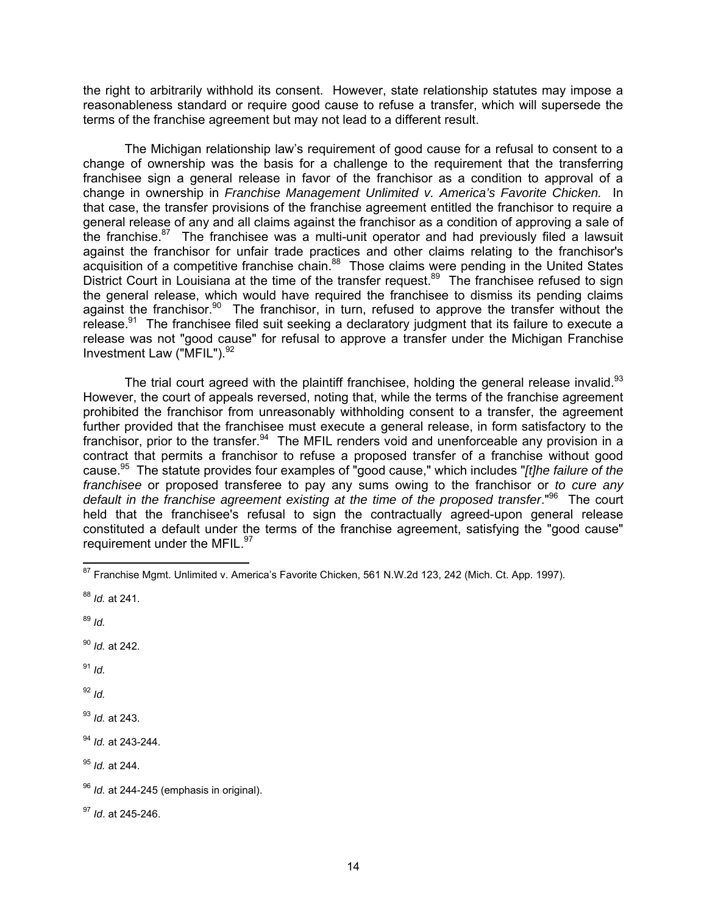the right to arbitrarily withhold its consent. However, state relationship statutes may impose a reasonableness standard or require good cause to refuse a transfer, which will supersede the terms of the franchise agreement but may not lead to a different result.

The Michigan relationship law's requirement of good cause for a refusal to consent to a change of ownership was the basis for a challenge to the requirement that the transferring franchisee sign a general release in favor of the franchisor as a condition to approval of a change in ownership in *Franchise Management Unlimited v. America's Favorite Chicken.* In that case, the transfer provisions of the franchise agreement entitled the franchisor to require a general release of any and all claims against the franchisor as a condition of approving a sale of the franchise.[87] The franchisee was a multi-unit operator and had previously filed a lawsuit against the franchisor for unfair trade practices and other claims relating to the franchisor's acquisition of a competitive franchise chain.[88] Those claims were pending in the United States District Court in Louisiana at the time of the transfer request.[89] The franchisee refused to sign the general release, which would have required the franchisee to dismiss its pending claims against the franchisor.[90] The franchisor, in turn, refused to approve the transfer without the release.[91] The franchisee filed suit seeking a declaratory judgment that its failure to execute a release was not "good cause" for refusal to approve a transfer under the Michigan Franchise Investment Law ("MFIL").[92]

The trial court agreed with the plaintiff franchisee, holding the general release invalid.[93] However, the court of appeals reversed, noting that, while the terms of the franchise agreement prohibited the franchisor from unreasonably withholding consent to a transfer, the agreement further provided that the franchisee must execute a general release, in form satisfactory to the franchisor, prior to the transfer.[94] The MFIL renders void and unenforceable any provision in a contract that permits a franchisor to refuse a proposed transfer of a franchise without good cause.[95] The statute provides four examples of "good cause," which includes "*[t]he failure of the franchisee* or proposed transferee to pay any sums owing to the franchisor or *to cure any default in the franchise agreement existing at the time of the proposed transfer*."[96] The court held that the franchisee's refusal to sign the contractually agreed-upon general release constituted a default under the terms of the franchise agreement, satisfying the "good cause" requirement under the MFIL.[97]

---

[87] Franchise Mgmt. Unlimited v. America's Favorite Chicken, 561 N.W.2d 123, 242 (Mich. Ct. App. 1997).

[88] *Id.* at 241.

[89] *Id.*

[90] *Id.* at 242.

[91] *Id.*

[92] *Id.*

[93] *Id.* at 243.

[94] *Id.* at 243-244.

[95] *Id.* at 244.

[96] *Id.* at 244-245 (emphasis in original).

[97] *Id*. at 245-246.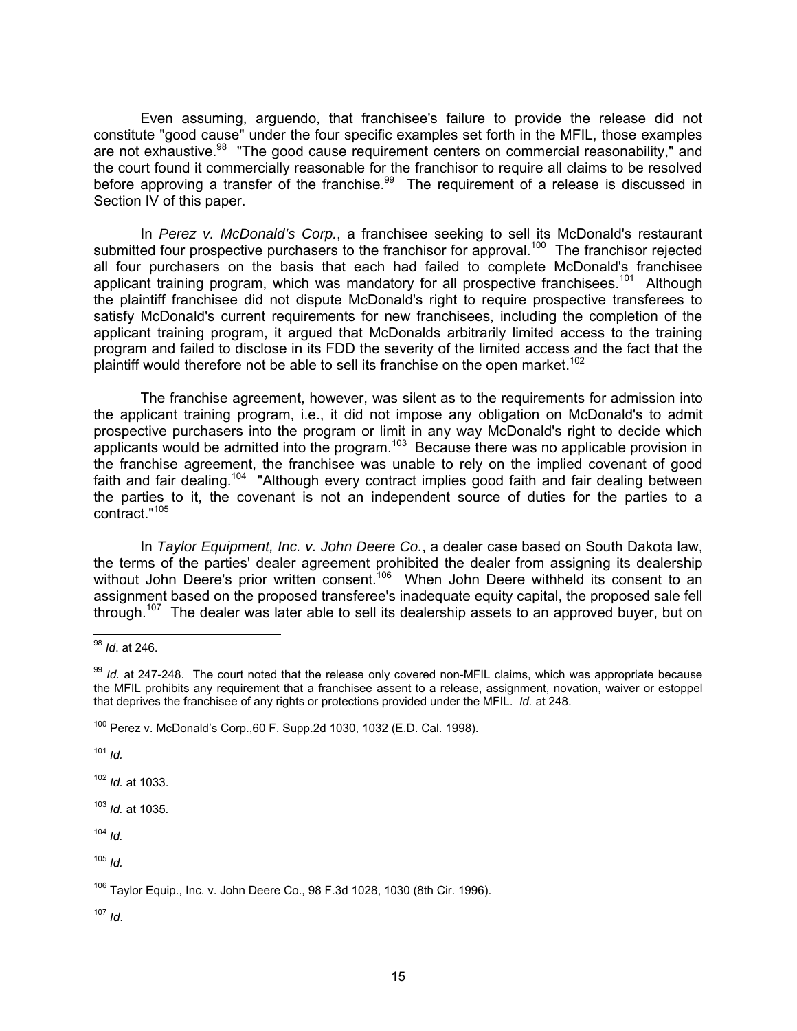Even assuming, arguendo, that franchisee's failure to provide the release did not constitute "good cause" under the four specific examples set forth in the MFIL, those examples are not exhaustive.[98] "The good cause requirement centers on commercial reasonability," and the court found it commercially reasonable for the franchisor to require all claims to be resolved before approving a transfer of the franchise.[99] The requirement of a release is discussed in Section IV of this paper.

In *Perez v. McDonald's Corp.*, a franchisee seeking to sell its McDonald's restaurant submitted four prospective purchasers to the franchisor for approval.[100] The franchisor rejected all four purchasers on the basis that each had failed to complete McDonald's franchisee applicant training program, which was mandatory for all prospective franchisees.[101] Although the plaintiff franchisee did not dispute McDonald's right to require prospective transferees to satisfy McDonald's current requirements for new franchisees, including the completion of the applicant training program, it argued that McDonalds arbitrarily limited access to the training program and failed to disclose in its FDD the severity of the limited access and the fact that the plaintiff would therefore not be able to sell its franchise on the open market.[102]

The franchise agreement, however, was silent as to the requirements for admission into the applicant training program, i.e., it did not impose any obligation on McDonald's to admit prospective purchasers into the program or limit in any way McDonald's right to decide which applicants would be admitted into the program.[103] Because there was no applicable provision in the franchise agreement, the franchisee was unable to rely on the implied covenant of good faith and fair dealing.[104] "Although every contract implies good faith and fair dealing between the parties to it, the covenant is not an independent source of duties for the parties to a contract."[105]

In *Taylor Equipment, Inc. v. John Deere Co.*, a dealer case based on South Dakota law, the terms of the parties' dealer agreement prohibited the dealer from assigning its dealership without John Deere's prior written consent.[106] When John Deere withheld its consent to an assignment based on the proposed transferee's inadequate equity capital, the proposed sale fell through.[107] The dealer was later able to sell its dealership assets to an approved buyer, but on

---

[98] *Id*. at 246.

[99] *Id.* at 247-248. The court noted that the release only covered non-MFIL claims, which was appropriate because the MFIL prohibits any requirement that a franchisee assent to a release, assignment, novation, waiver or estoppel that deprives the franchisee of any rights or protections provided under the MFIL. *Id.* at 248.

[100] Perez v. McDonald's Corp.,60 F. Supp.2d 1030, 1032 (E.D. Cal. 1998).

[101] *Id.*

[102] *Id.* at 1033.

[103] *Id.* at 1035.

[104] *Id.*

[105] *Id.*

[106] Taylor Equip., Inc. v. John Deere Co., 98 F.3d 1028, 1030 (8th Cir. 1996).

[107] *Id*.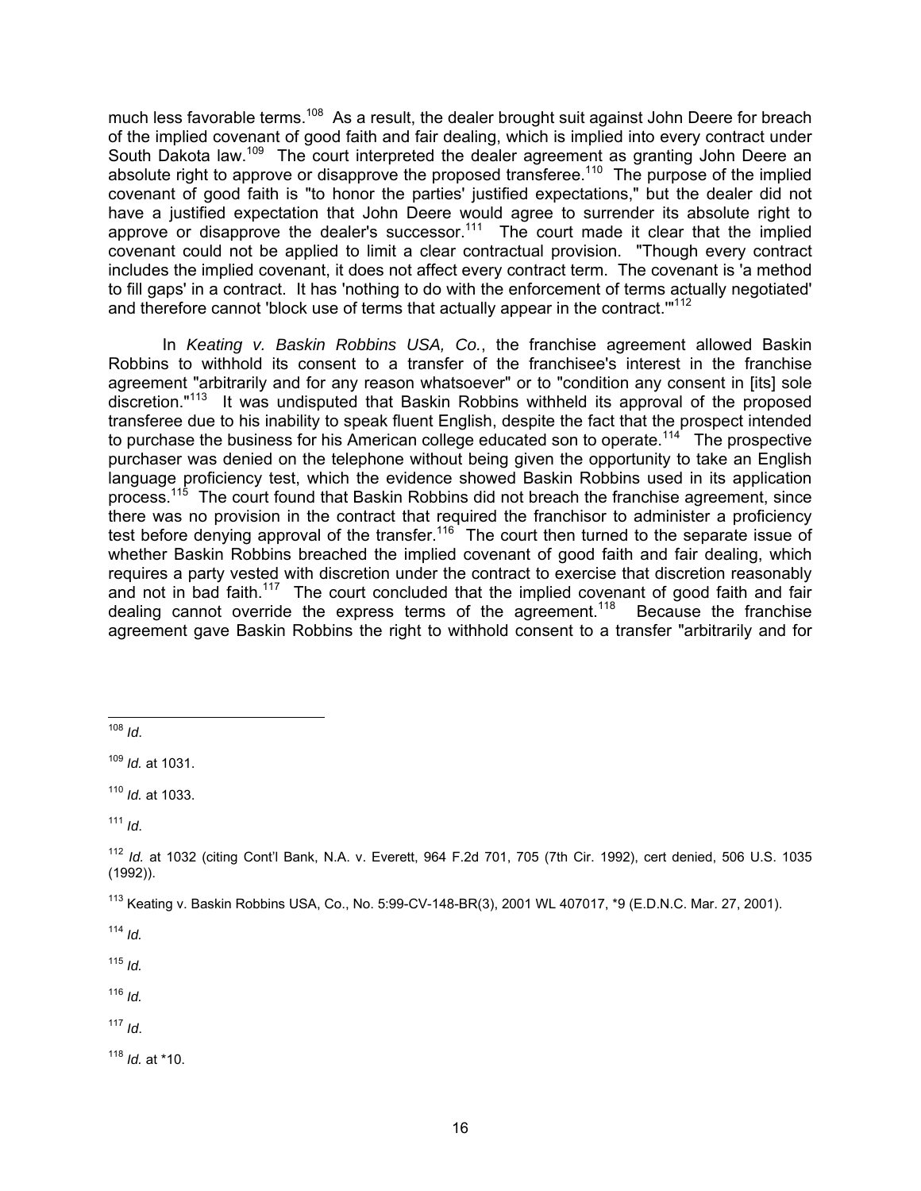much less favorable terms.[108] As a result, the dealer brought suit against John Deere for breach of the implied covenant of good faith and fair dealing, which is implied into every contract under South Dakota law.[109] The court interpreted the dealer agreement as granting John Deere an absolute right to approve or disapprove the proposed transferee.[110] The purpose of the implied covenant of good faith is "to honor the parties' justified expectations," but the dealer did not have a justified expectation that John Deere would agree to surrender its absolute right to approve or disapprove the dealer's successor.[111] The court made it clear that the implied covenant could not be applied to limit a clear contractual provision. "Though every contract includes the implied covenant, it does not affect every contract term. The covenant is 'a method to fill gaps' in a contract. It has 'nothing to do with the enforcement of terms actually negotiated' and therefore cannot 'block use of terms that actually appear in the contract.'"[112]

In *Keating v. Baskin Robbins USA, Co.*, the franchise agreement allowed Baskin Robbins to withhold its consent to a transfer of the franchisee's interest in the franchise agreement "arbitrarily and for any reason whatsoever" or to "condition any consent in [its] sole discretion."[113] It was undisputed that Baskin Robbins withheld its approval of the proposed transferee due to his inability to speak fluent English, despite the fact that the prospect intended to purchase the business for his American college educated son to operate.[114] The prospective purchaser was denied on the telephone without being given the opportunity to take an English language proficiency test, which the evidence showed Baskin Robbins used in its application process.[115] The court found that Baskin Robbins did not breach the franchise agreement, since there was no provision in the contract that required the franchisor to administer a proficiency test before denying approval of the transfer.[116] The court then turned to the separate issue of whether Baskin Robbins breached the implied covenant of good faith and fair dealing, which requires a party vested with discretion under the contract to exercise that discretion reasonably and not in bad faith.[117] The court concluded that the implied covenant of good faith and fair dealing cannot override the express terms of the agreement.[118] Because the franchise agreement gave Baskin Robbins the right to withhold consent to a transfer "arbitrarily and for

---

[108] *Id*.

[109] *Id.* at 1031.

[110] *Id.* at 1033.

[111] *Id*.

[112] *Id.* at 1032 (citing Cont'l Bank, N.A. v. Everett, 964 F.2d 701, 705 (7th Cir. 1992), cert denied, 506 U.S. 1035 (1992)).

[113] Keating v. Baskin Robbins USA, Co., No. 5:99-CV-148-BR(3), 2001 WL 407017, *9 (E.D.N.C. Mar. 27, 2001).

[114] *Id.*

[115] *Id.*

[116] *Id.*

[117] *Id*.

[118] *Id.* at *10.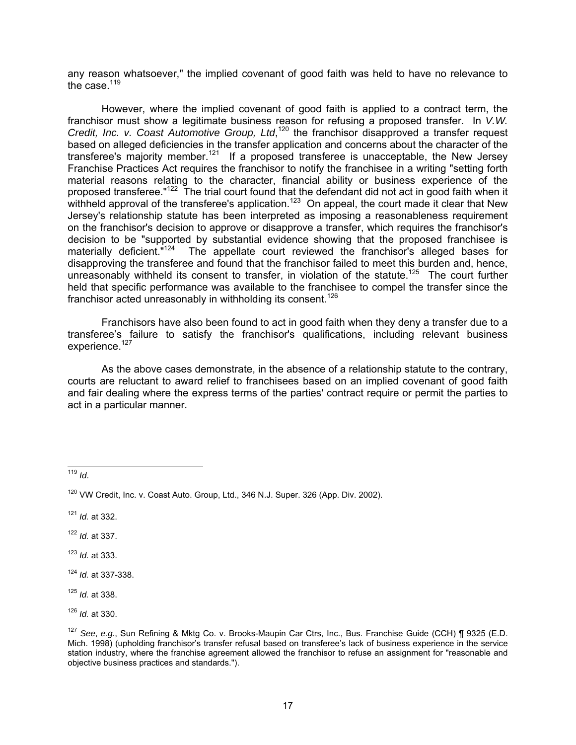any reason whatsoever," the implied covenant of good faith was held to have no relevance to the case.[119]

However, where the implied covenant of good faith is applied to a contract term, the franchisor must show a legitimate business reason for refusing a proposed transfer. In *V.W. Credit, Inc. v. Coast Automotive Group, Ltd*,[120] the franchisor disapproved a transfer request based on alleged deficiencies in the transfer application and concerns about the character of the transferee's majority member.[121] If a proposed transferee is unacceptable, the New Jersey Franchise Practices Act requires the franchisor to notify the franchisee in a writing "setting forth material reasons relating to the character, financial ability or business experience of the proposed transferee."[122] The trial court found that the defendant did not act in good faith when it withheld approval of the transferee's application.[123] On appeal, the court made it clear that New Jersey's relationship statute has been interpreted as imposing a reasonableness requirement on the franchisor's decision to approve or disapprove a transfer, which requires the franchisor's decision to be "supported by substantial evidence showing that the proposed franchisee is materially deficient."[124] The appellate court reviewed the franchisor's alleged bases for disapproving the transferee and found that the franchisor failed to meet this burden and, hence, unreasonably withheld its consent to transfer, in violation of the statute.[125] The court further held that specific performance was available to the franchisee to compel the transfer since the franchisor acted unreasonably in withholding its consent.[126]

Franchisors have also been found to act in good faith when they deny a transfer due to a transferee's failure to satisfy the franchisor's qualifications, including relevant business experience.[127]

As the above cases demonstrate, in the absence of a relationship statute to the contrary, courts are reluctant to award relief to franchisees based on an implied covenant of good faith and fair dealing where the express terms of the parties' contract require or permit the parties to act in a particular manner.

---

[119] *Id*.

[120] VW Credit, Inc. v. Coast Auto. Group, Ltd., 346 N.J. Super. 326 (App. Div. 2002).

[121] *Id.* at 332.

[122] *Id.* at 337.

[123] *Id.* at 333.

[124] *Id.* at 337-338.

[125] *Id.* at 338.

[126] *Id.* at 330.

[127] *See*, *e.g.*, Sun Refining & Mktg Co. v. Brooks-Maupin Car Ctrs, Inc., Bus. Franchise Guide (CCH) ¶ 9325 (E.D. Mich. 1998) (upholding franchisor's transfer refusal based on transferee's lack of business experience in the service station industry, where the franchise agreement allowed the franchisor to refuse an assignment for "reasonable and objective business practices and standards.").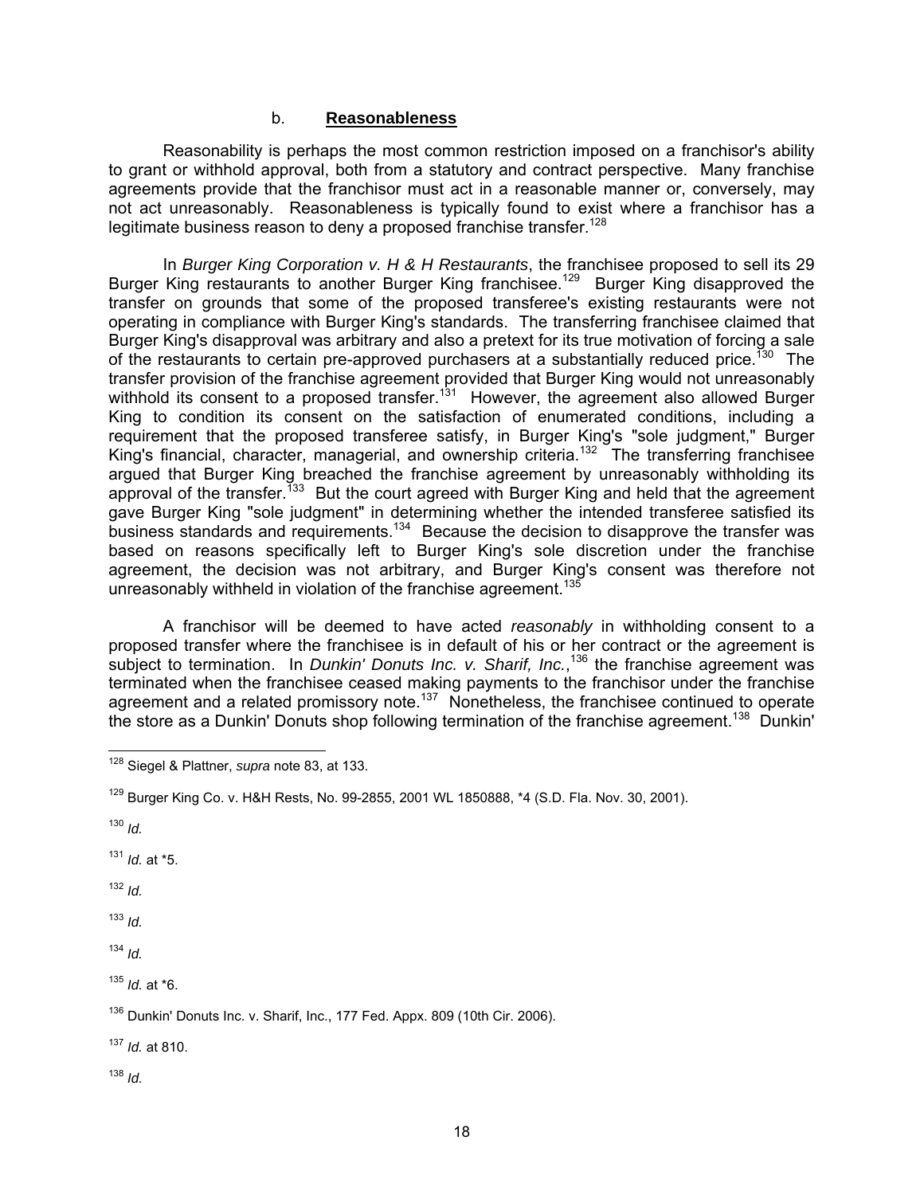### b. **Reasonableness**

Reasonability is perhaps the most common restriction imposed on a franchisor's ability to grant or withhold approval, both from a statutory and contract perspective. Many franchise agreements provide that the franchisor must act in a reasonable manner or, conversely, may not act unreasonably. Reasonableness is typically found to exist where a franchisor has a legitimate business reason to deny a proposed franchise transfer.[128]

In *Burger King Corporation v. H & H Restaurants*, the franchisee proposed to sell its 29 Burger King restaurants to another Burger King franchisee.[129] Burger King disapproved the transfer on grounds that some of the proposed transferee's existing restaurants were not operating in compliance with Burger King's standards. The transferring franchisee claimed that Burger King's disapproval was arbitrary and also a pretext for its true motivation of forcing a sale of the restaurants to certain pre-approved purchasers at a substantially reduced price.[130] The transfer provision of the franchise agreement provided that Burger King would not unreasonably withhold its consent to a proposed transfer.[131] However, the agreement also allowed Burger King to condition its consent on the satisfaction of enumerated conditions, including a requirement that the proposed transferee satisfy, in Burger King's "sole judgment," Burger King's financial, character, managerial, and ownership criteria.[132] The transferring franchisee argued that Burger King breached the franchise agreement by unreasonably withholding its approval of the transfer.[133] But the court agreed with Burger King and held that the agreement gave Burger King "sole judgment" in determining whether the intended transferee satisfied its business standards and requirements.[134] Because the decision to disapprove the transfer was based on reasons specifically left to Burger King's sole discretion under the franchise agreement, the decision was not arbitrary, and Burger King's consent was therefore not unreasonably withheld in violation of the franchise agreement.[135]

A franchisor will be deemed to have acted *reasonably* in withholding consent to a proposed transfer where the franchisee is in default of his or her contract or the agreement is subject to termination. In *Dunkin' Donuts Inc. v. Sharif, Inc.*,[136] the franchise agreement was terminated when the franchisee ceased making payments to the franchisor under the franchise agreement and a related promissory note.[137] Nonetheless, the franchisee continued to operate the store as a Dunkin' Donuts shop following termination of the franchise agreement.[138] Dunkin'

---

[128] Siegel & Plattner, *supra* note 83, at 133.

[129] Burger King Co. v. H&H Rests, No. 99-2855, 2001 WL 1850888, *4 (S.D. Fla. Nov. 30, 2001).

[130] *Id.*

[131] *Id.* at *5.

[132] *Id.*

[133] *Id.*

[134] *Id.*

[135] *Id.* at *6.

[136] Dunkin' Donuts Inc. v. Sharif, Inc., 177 Fed. Appx. 809 (10th Cir. 2006).

[137] *Id.* at 810.

[138] *Id.*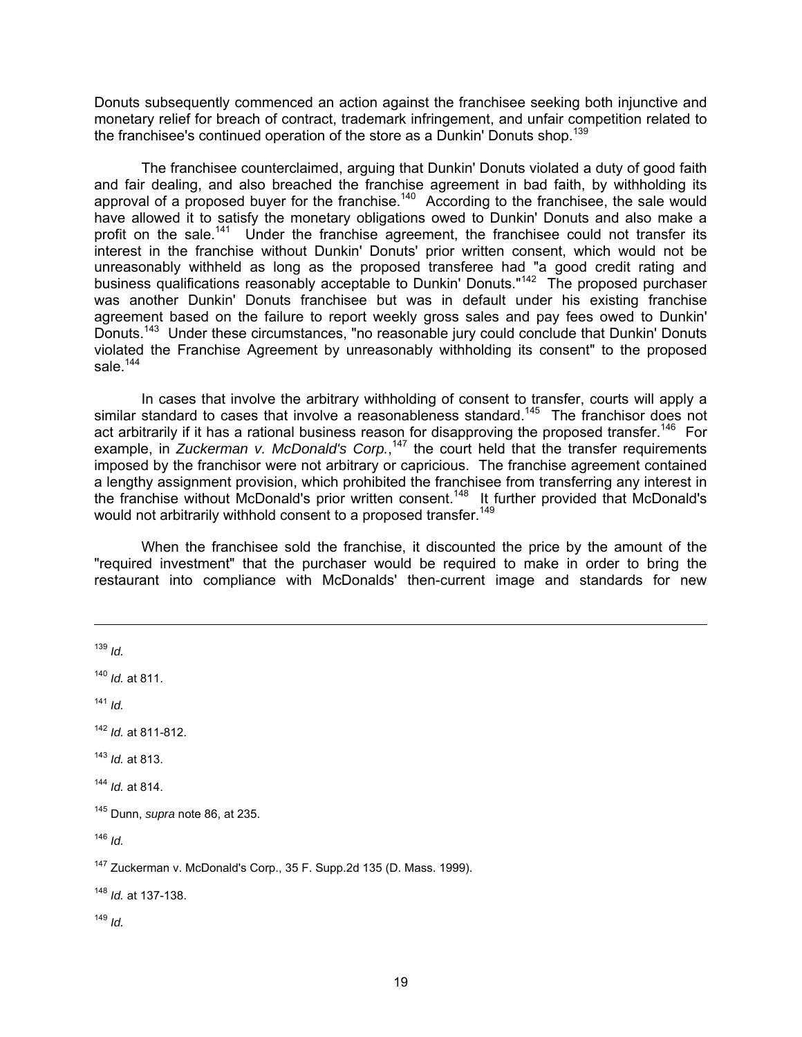Donuts subsequently commenced an action against the franchisee seeking both injunctive and monetary relief for breach of contract, trademark infringement, and unfair competition related to the franchisee's continued operation of the store as a Dunkin' Donuts shop.[139]

The franchisee counterclaimed, arguing that Dunkin' Donuts violated a duty of good faith and fair dealing, and also breached the franchise agreement in bad faith, by withholding its approval of a proposed buyer for the franchise.[140] According to the franchisee, the sale would have allowed it to satisfy the monetary obligations owed to Dunkin' Donuts and also make a profit on the sale.[141] Under the franchise agreement, the franchisee could not transfer its interest in the franchise without Dunkin' Donuts' prior written consent, which would not be unreasonably withheld as long as the proposed transferee had "a good credit rating and business qualifications reasonably acceptable to Dunkin' Donuts."[142] The proposed purchaser was another Dunkin' Donuts franchisee but was in default under his existing franchise agreement based on the failure to report weekly gross sales and pay fees owed to Dunkin' Donuts.[143] Under these circumstances, "no reasonable jury could conclude that Dunkin' Donuts violated the Franchise Agreement by unreasonably withholding its consent" to the proposed sale.[144]

In cases that involve the arbitrary withholding of consent to transfer, courts will apply a similar standard to cases that involve a reasonableness standard.[145] The franchisor does not act arbitrarily if it has a rational business reason for disapproving the proposed transfer.[146] For example, in *Zuckerman v. McDonald's Corp.*,[147] the court held that the transfer requirements imposed by the franchisor were not arbitrary or capricious. The franchise agreement contained a lengthy assignment provision, which prohibited the franchisee from transferring any interest in the franchise without McDonald's prior written consent.[148] It further provided that McDonald's would not arbitrarily withhold consent to a proposed transfer.[149]

When the franchisee sold the franchise, it discounted the price by the amount of the "required investment" that the purchaser would be required to make in order to bring the restaurant into compliance with McDonalds' then-current image and standards for new

---

[139] *Id.*

[140] *Id.* at 811.

[141] *Id.*

[142] *Id.* at 811-812.

[143] *Id.* at 813.

[144] *Id.* at 814.

[145] Dunn, *supra* note 86, at 235.

[146] *Id.*

[147] Zuckerman v. McDonald's Corp., 35 F. Supp.2d 135 (D. Mass. 1999).

[148] *Id.* at 137-138.

[149] *Id.*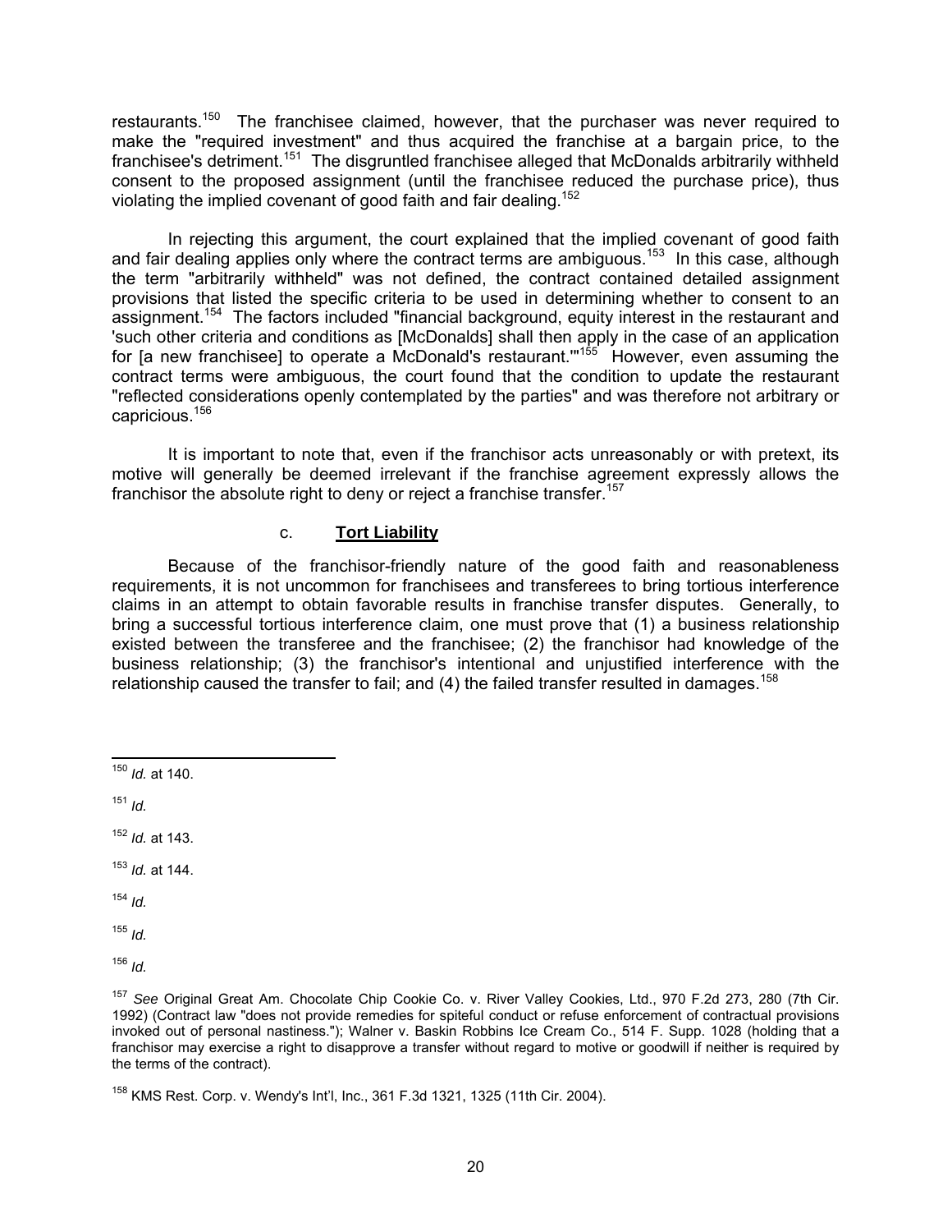restaurants.[150] The franchisee claimed, however, that the purchaser was never required to make the "required investment" and thus acquired the franchise at a bargain price, to the franchisee's detriment.[151] The disgruntled franchisee alleged that McDonalds arbitrarily withheld consent to the proposed assignment (until the franchisee reduced the purchase price), thus violating the implied covenant of good faith and fair dealing.[152]

In rejecting this argument, the court explained that the implied covenant of good faith and fair dealing applies only where the contract terms are ambiguous.[153] In this case, although the term "arbitrarily withheld" was not defined, the contract contained detailed assignment provisions that listed the specific criteria to be used in determining whether to consent to an assignment.[154] The factors included "financial background, equity interest in the restaurant and 'such other criteria and conditions as [McDonalds] shall then apply in the case of an application for [a new franchisee] to operate a McDonald's restaurant.'"[155] However, even assuming the contract terms were ambiguous, the court found that the condition to update the restaurant "reflected considerations openly contemplated by the parties" and was therefore not arbitrary or capricious.[156]

It is important to note that, even if the franchisor acts unreasonably or with pretext, its motive will generally be deemed irrelevant if the franchise agreement expressly allows the franchisor the absolute right to deny or reject a franchise transfer.[157]

#### c. **Tort Liability**

Because of the franchisor-friendly nature of the good faith and reasonableness requirements, it is not uncommon for franchisees and transferees to bring tortious interference claims in an attempt to obtain favorable results in franchise transfer disputes. Generally, to bring a successful tortious interference claim, one must prove that (1) a business relationship existed between the transferee and the franchisee; (2) the franchisor had knowledge of the business relationship; (3) the franchisor's intentional and unjustified interference with the relationship caused the transfer to fail; and (4) the failed transfer resulted in damages.[158]

---

[150] *Id.* at 140.

[151] *Id.*

[152] *Id.* at 143.

[153] *Id.* at 144.

[154] *Id.*

[155] *Id.*

[156] *Id.*

[157] *See* Original Great Am. Chocolate Chip Cookie Co. v. River Valley Cookies, Ltd., 970 F.2d 273, 280 (7th Cir. 1992) (Contract law "does not provide remedies for spiteful conduct or refuse enforcement of contractual provisions invoked out of personal nastiness."); Walner v. Baskin Robbins Ice Cream Co., 514 F. Supp. 1028 (holding that a franchisor may exercise a right to disapprove a transfer without regard to motive or goodwill if neither is required by the terms of the contract).

[158] KMS Rest. Corp. v. Wendy's Int'l, Inc., 361 F.3d 1321, 1325 (11th Cir. 2004).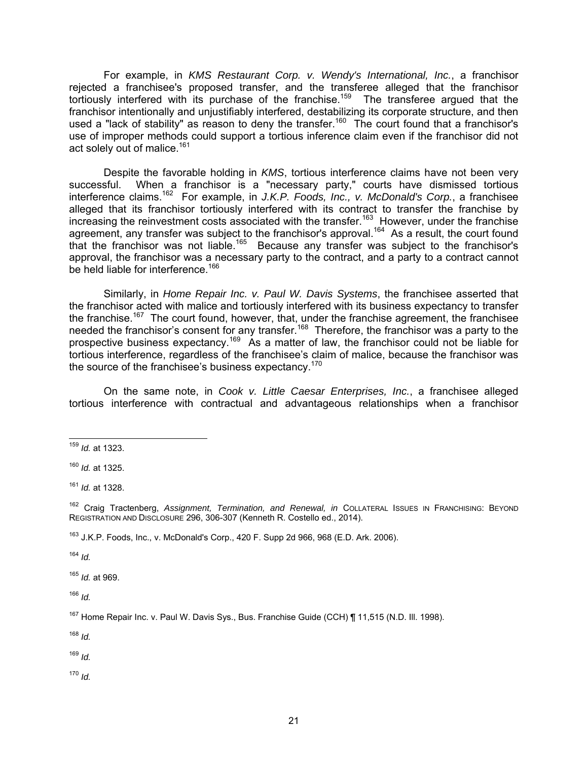For example, in *KMS Restaurant Corp. v. Wendy's International, Inc.*, a franchisor rejected a franchisee's proposed transfer, and the transferee alleged that the franchisor tortiously interfered with its purchase of the franchise.[159] The transferee argued that the franchisor intentionally and unjustifiably interfered, destabilizing its corporate structure, and then used a "lack of stability" as reason to deny the transfer.[160] The court found that a franchisor's use of improper methods could support a tortious inference claim even if the franchisor did not act solely out of malice.[161]

Despite the favorable holding in *KMS*, tortious interference claims have not been very successful. When a franchisor is a "necessary party," courts have dismissed tortious interference claims.[162] For example, in *J.K.P. Foods, Inc., v. McDonald's Corp.*, a franchisee alleged that its franchisor tortiously interfered with its contract to transfer the franchise by increasing the reinvestment costs associated with the transfer.[163] However, under the franchise agreement, any transfer was subject to the franchisor's approval.[164] As a result, the court found that the franchisor was not liable.[165] Because any transfer was subject to the franchisor's approval, the franchisor was a necessary party to the contract, and a party to a contract cannot be held liable for interference.[166]

Similarly, in *Home Repair Inc. v. Paul W. Davis Systems*, the franchisee asserted that the franchisor acted with malice and tortiously interfered with its business expectancy to transfer the franchise.[167] The court found, however, that, under the franchise agreement, the franchisee needed the franchisor's consent for any transfer.[168] Therefore, the franchisor was a party to the prospective business expectancy.[169] As a matter of law, the franchisor could not be liable for tortious interference, regardless of the franchisee's claim of malice, because the franchisor was the source of the franchisee's business expectancy.[170]

On the same note, in *Cook v. Little Caesar Enterprises, Inc.*, a franchisee alleged tortious interference with contractual and advantageous relationships when a franchisor

---

[159] *Id.* at 1323.

[160] *Id.* at 1325.

[161] *Id.* at 1328.

[162] Craig Tractenberg, *Assignment, Termination, and Renewal, in* COLLATERAL ISSUES IN FRANCHISING: BEYOND REGISTRATION AND DISCLOSURE 296, 306-307 (Kenneth R. Costello ed., 2014).

[163] J.K.P. Foods, Inc., v. McDonald's Corp., 420 F. Supp 2d 966, 968 (E.D. Ark. 2006).

[164] *Id.*

[165] *Id.* at 969.

[166] *Id.*

[167] Home Repair Inc. v. Paul W. Davis Sys., Bus. Franchise Guide (CCH) ¶ 11,515 (N.D. Ill. 1998).

[168] *Id.*

[169] *Id.*

[170] *Id.*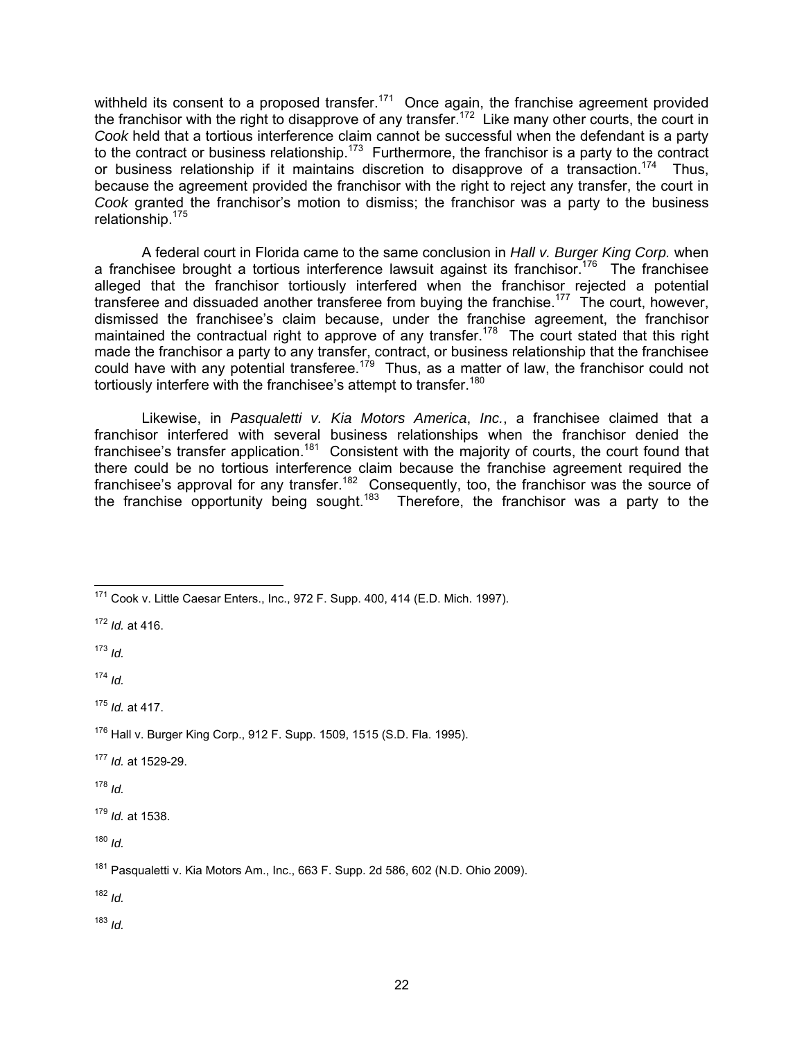withheld its consent to a proposed transfer.[171] Once again, the franchise agreement provided the franchisor with the right to disapprove of any transfer.[172] Like many other courts, the court in *Cook* held that a tortious interference claim cannot be successful when the defendant is a party to the contract or business relationship.[173] Furthermore, the franchisor is a party to the contract or business relationship if it maintains discretion to disapprove of a transaction.[174] Thus, because the agreement provided the franchisor with the right to reject any transfer, the court in *Cook* granted the franchisor's motion to dismiss; the franchisor was a party to the business relationship.[175]

A federal court in Florida came to the same conclusion in *Hall v. Burger King Corp.* when a franchisee brought a tortious interference lawsuit against its franchisor.[176] The franchisee alleged that the franchisor tortiously interfered when the franchisor rejected a potential transferee and dissuaded another transferee from buying the franchise.[177] The court, however, dismissed the franchisee's claim because, under the franchise agreement, the franchisor maintained the contractual right to approve of any transfer.[178] The court stated that this right made the franchisor a party to any transfer, contract, or business relationship that the franchisee could have with any potential transferee.[179] Thus, as a matter of law, the franchisor could not tortiously interfere with the franchisee's attempt to transfer.[180]

Likewise, in *Pasqualetti v. Kia Motors America*, *Inc.*, a franchisee claimed that a franchisor interfered with several business relationships when the franchisor denied the franchisee's transfer application.[181] Consistent with the majority of courts, the court found that there could be no tortious interference claim because the franchise agreement required the franchisee's approval for any transfer.[182] Consequently, too, the franchisor was the source of the franchise opportunity being sought.[183] Therefore, the franchisor was a party to the

---

[171] Cook v. Little Caesar Enters., Inc., 972 F. Supp. 400, 414 (E.D. Mich. 1997).

[172] *Id.* at 416.

[173] *Id.*

[174] *Id.*

[175] *Id.* at 417.

[176] Hall v. Burger King Corp., 912 F. Supp. 1509, 1515 (S.D. Fla. 1995).

[177] *Id.* at 1529-29.

[178] *Id.*

[179] *Id.* at 1538.

[180] *Id.*

[181] Pasqualetti v. Kia Motors Am., Inc., 663 F. Supp. 2d 586, 602 (N.D. Ohio 2009).

[182] *Id.*

[183] *Id.*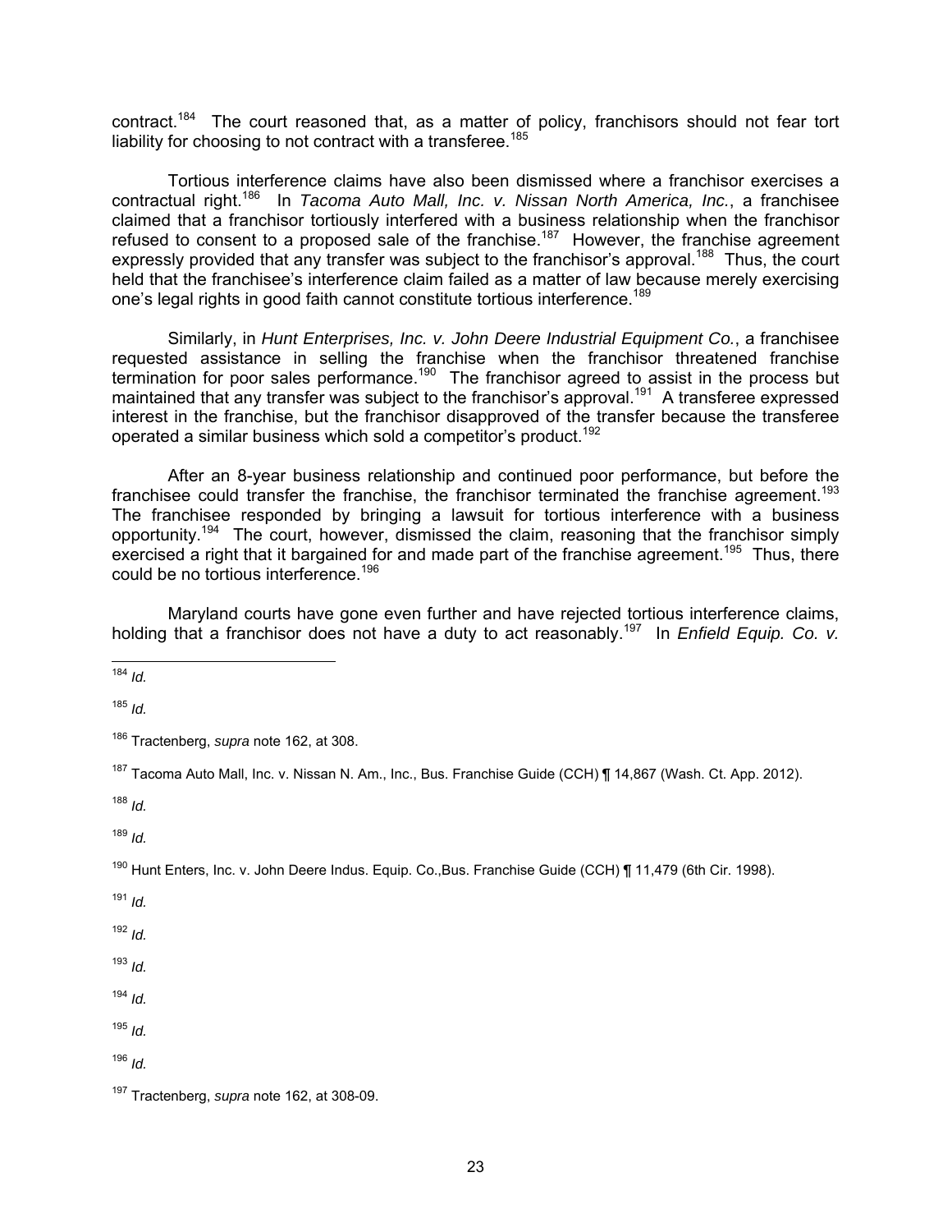contract.[184] The court reasoned that, as a matter of policy, franchisors should not fear tort liability for choosing to not contract with a transferee.[185]

Tortious interference claims have also been dismissed where a franchisor exercises a contractual right.[186] In *Tacoma Auto Mall, Inc. v. Nissan North America, Inc.*, a franchisee claimed that a franchisor tortiously interfered with a business relationship when the franchisor refused to consent to a proposed sale of the franchise.[187] However, the franchise agreement expressly provided that any transfer was subject to the franchisor's approval.[188] Thus, the court held that the franchisee's interference claim failed as a matter of law because merely exercising one's legal rights in good faith cannot constitute tortious interference.[189]

Similarly, in *Hunt Enterprises, Inc. v. John Deere Industrial Equipment Co.*, a franchisee requested assistance in selling the franchise when the franchisor threatened franchise termination for poor sales performance.[190] The franchisor agreed to assist in the process but maintained that any transfer was subject to the franchisor's approval.[191] A transferee expressed interest in the franchise, but the franchisor disapproved of the transfer because the transferee operated a similar business which sold a competitor's product.[192]

After an 8-year business relationship and continued poor performance, but before the franchisee could transfer the franchise, the franchisor terminated the franchise agreement.[193] The franchisee responded by bringing a lawsuit for tortious interference with a business opportunity.[194] The court, however, dismissed the claim, reasoning that the franchisor simply exercised a right that it bargained for and made part of the franchise agreement.[195] Thus, there could be no tortious interference.[196]

Maryland courts have gone even further and have rejected tortious interference claims, holding that a franchisor does not have a duty to act reasonably.[197] In *Enfield Equip. Co. v.*

---

[184] *Id.*

[185] *Id.*

[186] Tractenberg, *supra* note 162, at 308.

[187] Tacoma Auto Mall, Inc. v. Nissan N. Am., Inc., Bus. Franchise Guide (CCH) ¶ 14,867 (Wash. Ct. App. 2012).

[188] *Id.*

[189] *Id.*

[190] Hunt Enters, Inc. v. John Deere Indus. Equip. Co.,Bus. Franchise Guide (CCH) ¶ 11,479 (6th Cir. 1998).

[191] *Id.*

[192] *Id.*

[193] *Id.*

[194] *Id.*

[195] *Id.*

[196] *Id.*

[197] Tractenberg, *supra* note 162, at 308-09.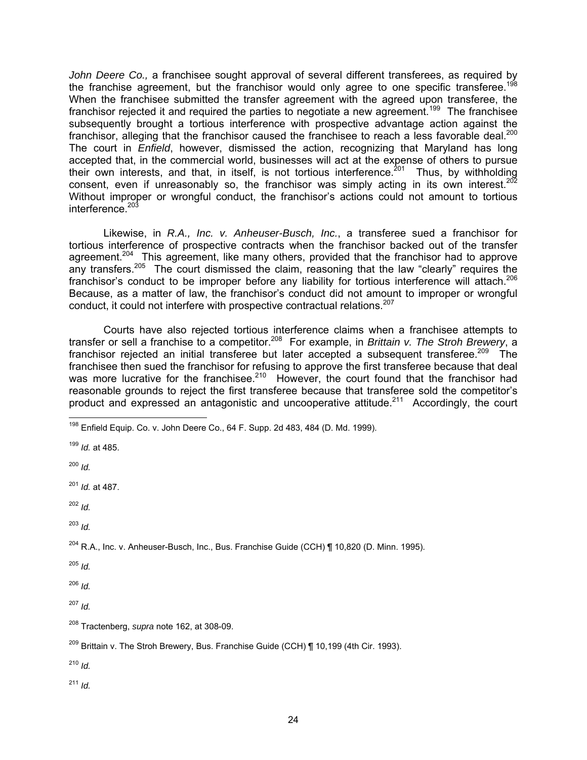*John Deere Co.,* a franchisee sought approval of several different transferees, as required by the franchise agreement, but the franchisor would only agree to one specific transferee.[198] When the franchisee submitted the transfer agreement with the agreed upon transferee, the franchisor rejected it and required the parties to negotiate a new agreement.[199] The franchisee subsequently brought a tortious interference with prospective advantage action against the franchisor, alleging that the franchisor caused the franchisee to reach a less favorable deal.[200] The court in *Enfield*, however, dismissed the action, recognizing that Maryland has long accepted that, in the commercial world, businesses will act at the expense of others to pursue their own interests, and that, in itself, is not tortious interference.[201] Thus, by withholding consent, even if unreasonably so, the franchisor was simply acting in its own interest.[202] Without improper or wrongful conduct, the franchisor's actions could not amount to tortious interference.[203]

Likewise, in *R.A., Inc. v. Anheuser-Busch, Inc.*, a transferee sued a franchisor for tortious interference of prospective contracts when the franchisor backed out of the transfer agreement.[204] This agreement, like many others, provided that the franchisor had to approve any transfers.[205] The court dismissed the claim, reasoning that the law "clearly" requires the franchisor's conduct to be improper before any liability for tortious interference will attach.[206] Because, as a matter of law, the franchisor's conduct did not amount to improper or wrongful conduct, it could not interfere with prospective contractual relations.[207]

Courts have also rejected tortious interference claims when a franchisee attempts to transfer or sell a franchise to a competitor.[208] For example, in *Brittain v. The Stroh Brewery*, a franchisor rejected an initial transferee but later accepted a subsequent transferee.[209] The franchisee then sued the franchisor for refusing to approve the first transferee because that deal was more lucrative for the franchisee.[210] However, the court found that the franchisor had reasonable grounds to reject the first transferee because that transferee sold the competitor's product and expressed an antagonistic and uncooperative attitude.[211] Accordingly, the court

---

[198] Enfield Equip. Co. v. John Deere Co., 64 F. Supp. 2d 483, 484 (D. Md. 1999).

[199] *Id.* at 485.

[200] *Id.*

[201] *Id.* at 487.

[202] *Id.*

[203] *Id.*

[204] R.A., Inc. v. Anheuser-Busch, Inc., Bus. Franchise Guide (CCH) ¶ 10,820 (D. Minn. 1995).

[205] *Id.*

[206] *Id.*

[207] *Id.*

[208] Tractenberg, *supra* note 162, at 308-09.

[209] Brittain v. The Stroh Brewery, Bus. Franchise Guide (CCH) ¶ 10,199 (4th Cir. 1993).

[210] *Id.*

[211] *Id.*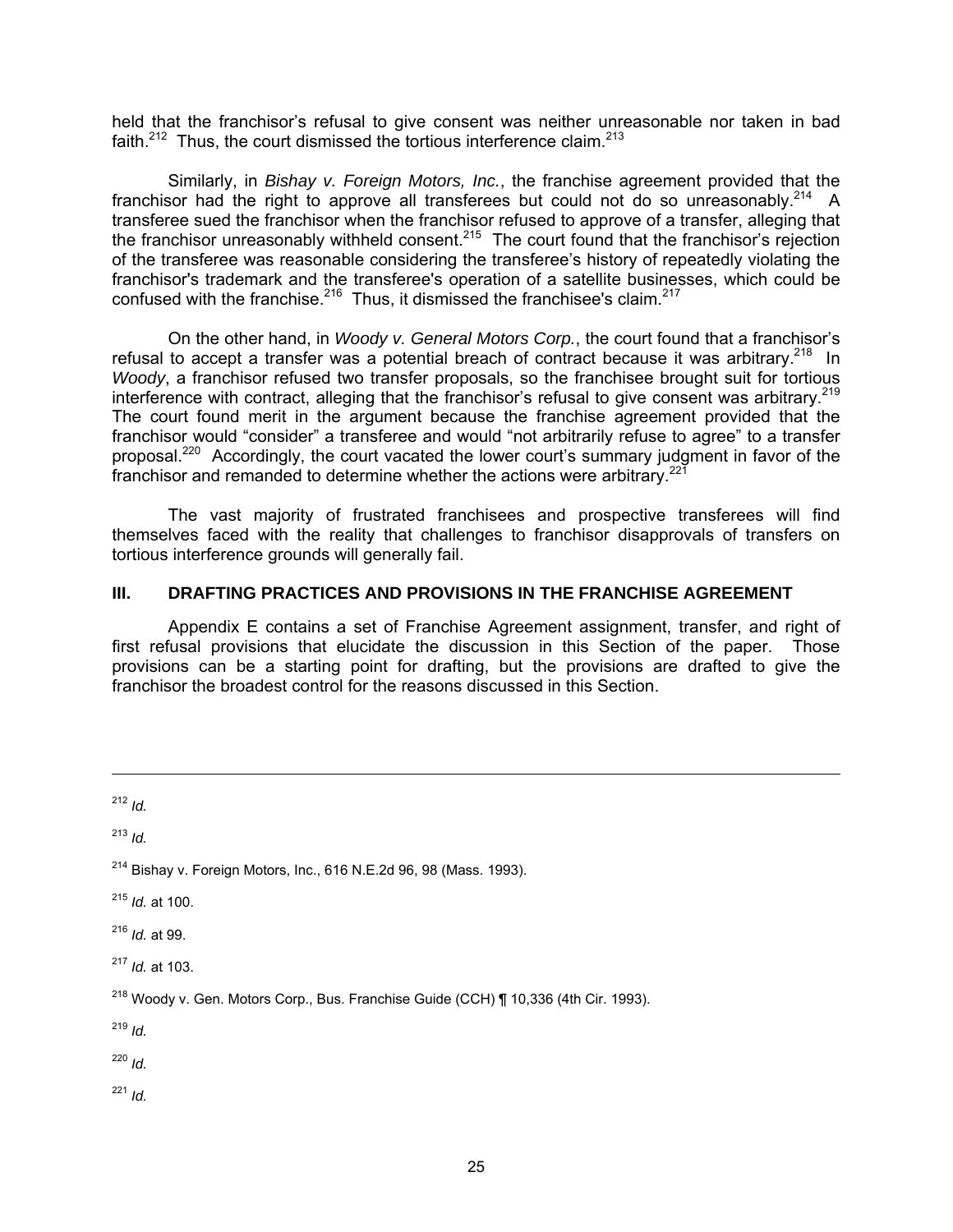held that the franchisor's refusal to give consent was neither unreasonable nor taken in bad faith.[212] Thus, the court dismissed the tortious interference claim.[213]

Similarly, in *Bishay v. Foreign Motors, Inc.*, the franchise agreement provided that the franchisor had the right to approve all transferees but could not do so unreasonably.[214] A transferee sued the franchisor when the franchisor refused to approve of a transfer, alleging that the franchisor unreasonably withheld consent.[215] The court found that the franchisor's rejection of the transferee was reasonable considering the transferee's history of repeatedly violating the franchisor's trademark and the transferee's operation of a satellite businesses, which could be confused with the franchise.[216] Thus, it dismissed the franchisee's claim.[217]

On the other hand, in *Woody v. General Motors Corp.*, the court found that a franchisor's refusal to accept a transfer was a potential breach of contract because it was arbitrary.[218] In *Woody*, a franchisor refused two transfer proposals, so the franchisee brought suit for tortious interference with contract, alleging that the franchisor's refusal to give consent was arbitrary.[219] The court found merit in the argument because the franchise agreement provided that the franchisor would "consider" a transferee and would "not arbitrarily refuse to agree" to a transfer proposal.[220] Accordingly, the court vacated the lower court's summary judgment in favor of the franchisor and remanded to determine whether the actions were arbitrary.[221]

The vast majority of frustrated franchisees and prospective transferees will find themselves faced with the reality that challenges to franchisor disapprovals of transfers on tortious interference grounds will generally fail.

## III. DRAFTING PRACTICES AND PROVISIONS IN THE FRANCHISE AGREEMENT

Appendix E contains a set of Franchise Agreement assignment, transfer, and right of first refusal provisions that elucidate the discussion in this Section of the paper. Those provisions can be a starting point for drafting, but the provisions are drafted to give the franchisor the broadest control for the reasons discussed in this Section.

---

[212] *Id.*

[213] *Id.*

[214] Bishay v. Foreign Motors, Inc., 616 N.E.2d 96, 98 (Mass. 1993).

[215] *Id.* at 100.

[216] *Id.* at 99.

[217] *Id.* at 103.

[218] Woody v. Gen. Motors Corp., Bus. Franchise Guide (CCH) ¶ 10,336 (4th Cir. 1993).

[219] *Id.*

[220] *Id.*

[221] *Id.*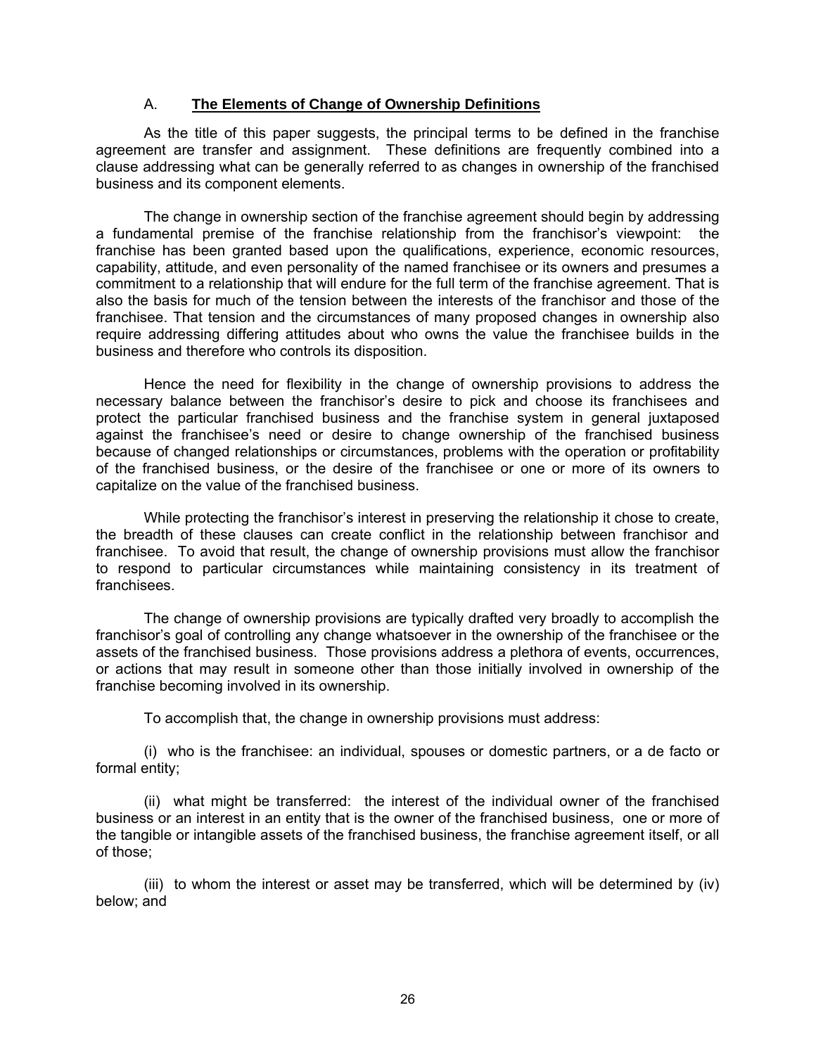### A. **The Elements of Change of Ownership Definitions**

As the title of this paper suggests, the principal terms to be defined in the franchise agreement are transfer and assignment. These definitions are frequently combined into a clause addressing what can be generally referred to as changes in ownership of the franchised business and its component elements.

The change in ownership section of the franchise agreement should begin by addressing a fundamental premise of the franchise relationship from the franchisor's viewpoint: the franchise has been granted based upon the qualifications, experience, economic resources, capability, attitude, and even personality of the named franchisee or its owners and presumes a commitment to a relationship that will endure for the full term of the franchise agreement. That is also the basis for much of the tension between the interests of the franchisor and those of the franchisee. That tension and the circumstances of many proposed changes in ownership also require addressing differing attitudes about who owns the value the franchisee builds in the business and therefore who controls its disposition.

Hence the need for flexibility in the change of ownership provisions to address the necessary balance between the franchisor's desire to pick and choose its franchisees and protect the particular franchised business and the franchise system in general juxtaposed against the franchisee's need or desire to change ownership of the franchised business because of changed relationships or circumstances, problems with the operation or profitability of the franchised business, or the desire of the franchisee or one or more of its owners to capitalize on the value of the franchised business.

While protecting the franchisor's interest in preserving the relationship it chose to create, the breadth of these clauses can create conflict in the relationship between franchisor and franchisee. To avoid that result, the change of ownership provisions must allow the franchisor to respond to particular circumstances while maintaining consistency in its treatment of franchisees.

The change of ownership provisions are typically drafted very broadly to accomplish the franchisor's goal of controlling any change whatsoever in the ownership of the franchisee or the assets of the franchised business. Those provisions address a plethora of events, occurrences, or actions that may result in someone other than those initially involved in ownership of the franchise becoming involved in its ownership.

To accomplish that, the change in ownership provisions must address:

(i) who is the franchisee: an individual, spouses or domestic partners, or a de facto or formal entity;

(ii) what might be transferred: the interest of the individual owner of the franchised business or an interest in an entity that is the owner of the franchised business, one or more of the tangible or intangible assets of the franchised business, the franchise agreement itself, or all of those;

(iii) to whom the interest or asset may be transferred, which will be determined by (iv) below; and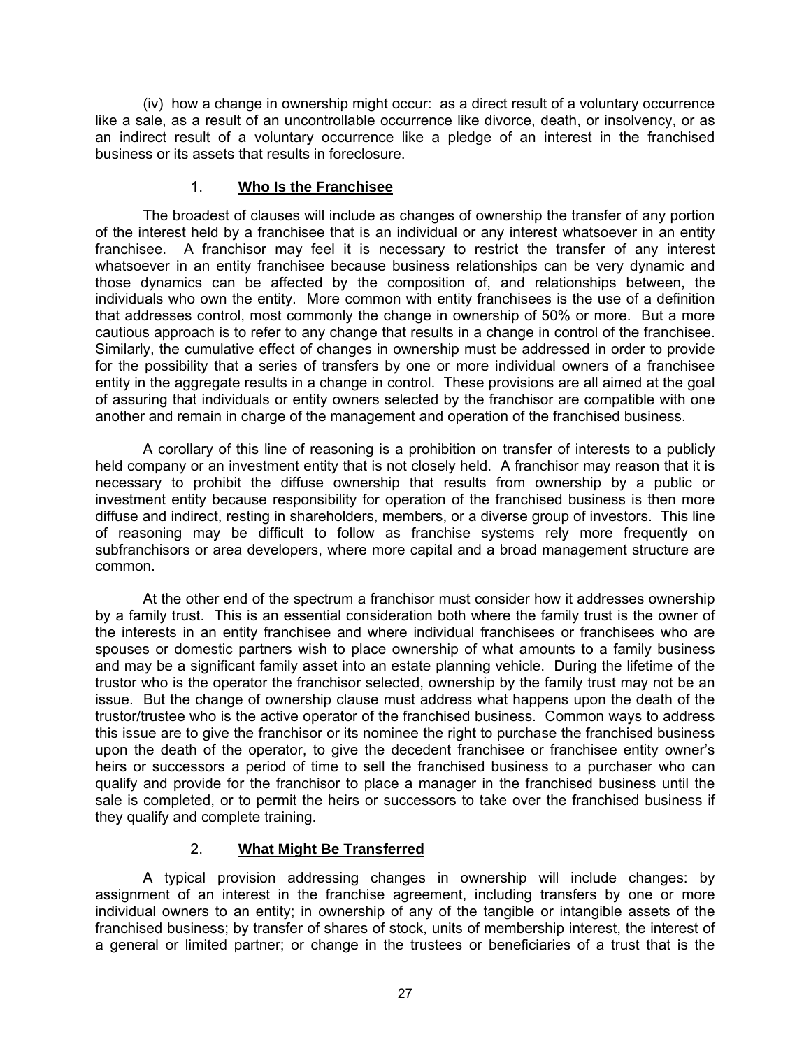(iv) how a change in ownership might occur: as a direct result of a voluntary occurrence like a sale, as a result of an uncontrollable occurrence like divorce, death, or insolvency, or as an indirect result of a voluntary occurrence like a pledge of an interest in the franchised business or its assets that results in foreclosure.

### 1. **Who Is the Franchisee**

The broadest of clauses will include as changes of ownership the transfer of any portion of the interest held by a franchisee that is an individual or any interest whatsoever in an entity franchisee. A franchisor may feel it is necessary to restrict the transfer of any interest whatsoever in an entity franchisee because business relationships can be very dynamic and those dynamics can be affected by the composition of, and relationships between, the individuals who own the entity. More common with entity franchisees is the use of a definition that addresses control, most commonly the change in ownership of 50% or more. But a more cautious approach is to refer to any change that results in a change in control of the franchisee. Similarly, the cumulative effect of changes in ownership must be addressed in order to provide for the possibility that a series of transfers by one or more individual owners of a franchisee entity in the aggregate results in a change in control. These provisions are all aimed at the goal of assuring that individuals or entity owners selected by the franchisor are compatible with one another and remain in charge of the management and operation of the franchised business.

A corollary of this line of reasoning is a prohibition on transfer of interests to a publicly held company or an investment entity that is not closely held. A franchisor may reason that it is necessary to prohibit the diffuse ownership that results from ownership by a public or investment entity because responsibility for operation of the franchised business is then more diffuse and indirect, resting in shareholders, members, or a diverse group of investors. This line of reasoning may be difficult to follow as franchise systems rely more frequently on subfranchisors or area developers, where more capital and a broad management structure are common.

At the other end of the spectrum a franchisor must consider how it addresses ownership by a family trust. This is an essential consideration both where the family trust is the owner of the interests in an entity franchisee and where individual franchisees or franchisees who are spouses or domestic partners wish to place ownership of what amounts to a family business and may be a significant family asset into an estate planning vehicle. During the lifetime of the trustor who is the operator the franchisor selected, ownership by the family trust may not be an issue. But the change of ownership clause must address what happens upon the death of the trustor/trustee who is the active operator of the franchised business. Common ways to address this issue are to give the franchisor or its nominee the right to purchase the franchised business upon the death of the operator, to give the decedent franchisee or franchisee entity owner's heirs or successors a period of time to sell the franchised business to a purchaser who can qualify and provide for the franchisor to place a manager in the franchised business until the sale is completed, or to permit the heirs or successors to take over the franchised business if they qualify and complete training.

### 2. **What Might Be Transferred**

A typical provision addressing changes in ownership will include changes: by assignment of an interest in the franchise agreement, including transfers by one or more individual owners to an entity; in ownership of any of the tangible or intangible assets of the franchised business; by transfer of shares of stock, units of membership interest, the interest of a general or limited partner; or change in the trustees or beneficiaries of a trust that is the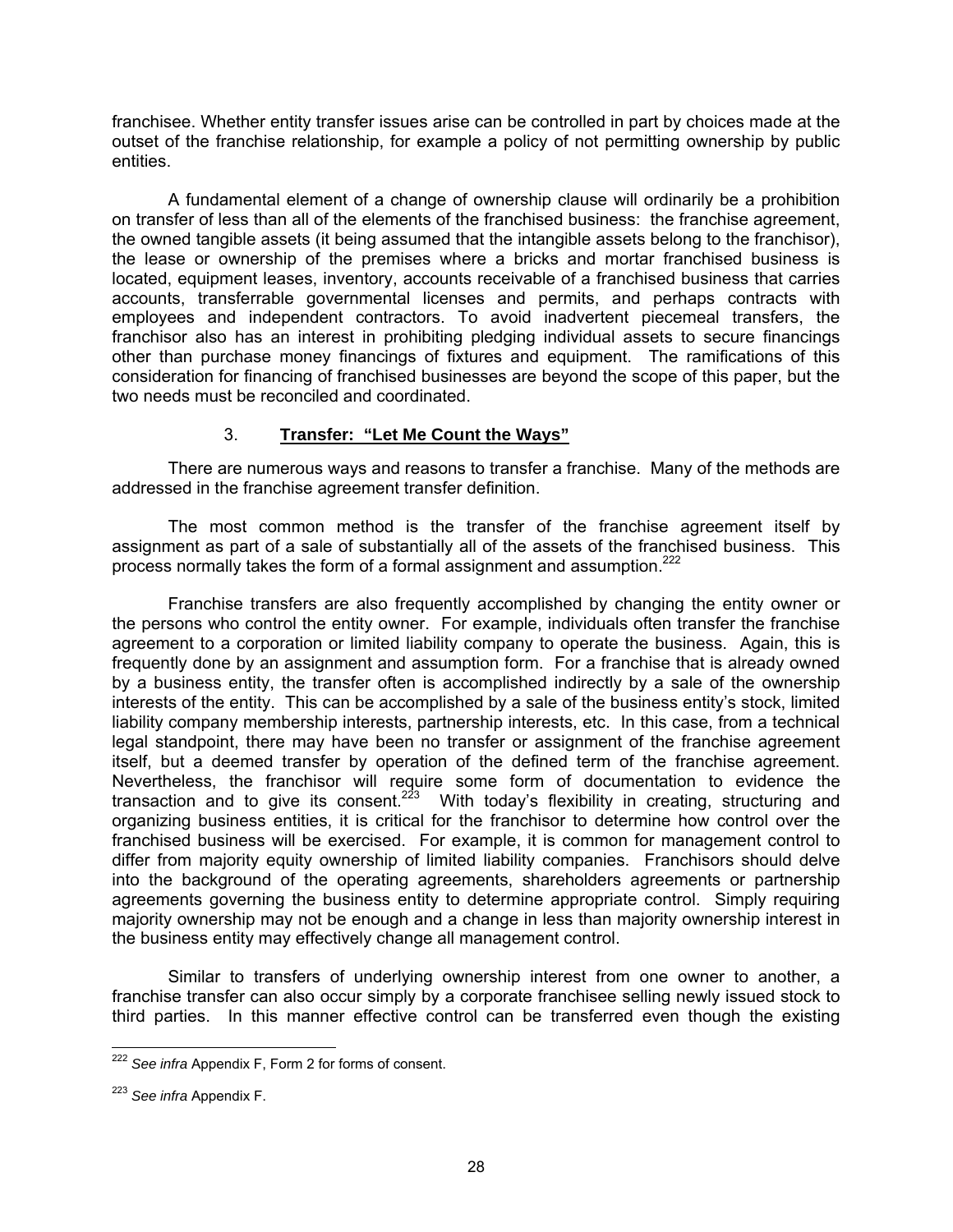franchisee. Whether entity transfer issues arise can be controlled in part by choices made at the outset of the franchise relationship, for example a policy of not permitting ownership by public entities.

A fundamental element of a change of ownership clause will ordinarily be a prohibition on transfer of less than all of the elements of the franchised business: the franchise agreement, the owned tangible assets (it being assumed that the intangible assets belong to the franchisor), the lease or ownership of the premises where a bricks and mortar franchised business is located, equipment leases, inventory, accounts receivable of a franchised business that carries accounts, transferrable governmental licenses and permits, and perhaps contracts with employees and independent contractors. To avoid inadvertent piecemeal transfers, the franchisor also has an interest in prohibiting pledging individual assets to secure financings other than purchase money financings of fixtures and equipment. The ramifications of this consideration for financing of franchised businesses are beyond the scope of this paper, but the two needs must be reconciled and coordinated.

### 3. **Transfer: "Let Me Count the Ways"**

There are numerous ways and reasons to transfer a franchise. Many of the methods are addressed in the franchise agreement transfer definition.

The most common method is the transfer of the franchise agreement itself by assignment as part of a sale of substantially all of the assets of the franchised business. This process normally takes the form of a formal assignment and assumption.[222]

Franchise transfers are also frequently accomplished by changing the entity owner or the persons who control the entity owner. For example, individuals often transfer the franchise agreement to a corporation or limited liability company to operate the business. Again, this is frequently done by an assignment and assumption form. For a franchise that is already owned by a business entity, the transfer often is accomplished indirectly by a sale of the ownership interests of the entity. This can be accomplished by a sale of the business entity's stock, limited liability company membership interests, partnership interests, etc. In this case, from a technical legal standpoint, there may have been no transfer or assignment of the franchise agreement itself, but a deemed transfer by operation of the defined term of the franchise agreement. Nevertheless, the franchisor will require some form of documentation to evidence the transaction and to give its consent.[223] With today's flexibility in creating, structuring and organizing business entities, it is critical for the franchisor to determine how control over the franchised business will be exercised. For example, it is common for management control to differ from majority equity ownership of limited liability companies. Franchisors should delve into the background of the operating agreements, shareholders agreements or partnership agreements governing the business entity to determine appropriate control. Simply requiring majority ownership may not be enough and a change in less than majority ownership interest in the business entity may effectively change all management control.

Similar to transfers of underlying ownership interest from one owner to another, a franchise transfer can also occur simply by a corporate franchisee selling newly issued stock to third parties. In this manner effective control can be transferred even though the existing

[222] *See infra* Appendix F, Form 2 for forms of consent.

[223] *See infra* Appendix F.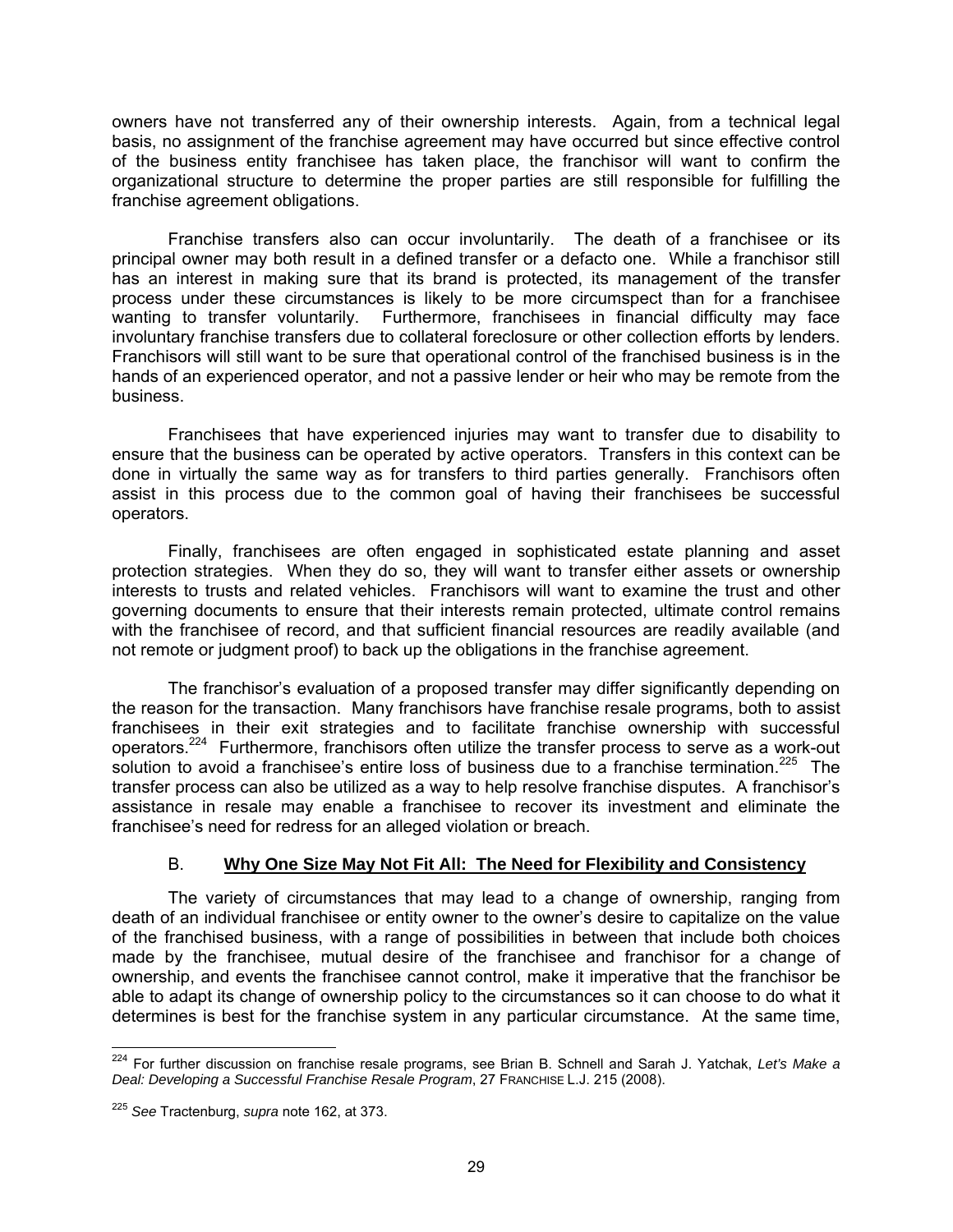owners have not transferred any of their ownership interests. Again, from a technical legal basis, no assignment of the franchise agreement may have occurred but since effective control of the business entity franchisee has taken place, the franchisor will want to confirm the organizational structure to determine the proper parties are still responsible for fulfilling the franchise agreement obligations.

Franchise transfers also can occur involuntarily. The death of a franchisee or its principal owner may both result in a defined transfer or a defacto one. While a franchisor still has an interest in making sure that its brand is protected, its management of the transfer process under these circumstances is likely to be more circumspect than for a franchisee wanting to transfer voluntarily. Furthermore, franchisees in financial difficulty may face involuntary franchise transfers due to collateral foreclosure or other collection efforts by lenders. Franchisors will still want to be sure that operational control of the franchised business is in the hands of an experienced operator, and not a passive lender or heir who may be remote from the business.

Franchisees that have experienced injuries may want to transfer due to disability to ensure that the business can be operated by active operators. Transfers in this context can be done in virtually the same way as for transfers to third parties generally. Franchisors often assist in this process due to the common goal of having their franchisees be successful operators.

Finally, franchisees are often engaged in sophisticated estate planning and asset protection strategies. When they do so, they will want to transfer either assets or ownership interests to trusts and related vehicles. Franchisors will want to examine the trust and other governing documents to ensure that their interests remain protected, ultimate control remains with the franchisee of record, and that sufficient financial resources are readily available (and not remote or judgment proof) to back up the obligations in the franchise agreement.

The franchisor's evaluation of a proposed transfer may differ significantly depending on the reason for the transaction. Many franchisors have franchise resale programs, both to assist franchisees in their exit strategies and to facilitate franchise ownership with successful operators.[224] Furthermore, franchisors often utilize the transfer process to serve as a work-out solution to avoid a franchisee's entire loss of business due to a franchise termination.[225] The transfer process can also be utilized as a way to help resolve franchise disputes. A franchisor's assistance in resale may enable a franchisee to recover its investment and eliminate the franchisee's need for redress for an alleged violation or breach.

### B. **Why One Size May Not Fit All: The Need for Flexibility and Consistency**

The variety of circumstances that may lead to a change of ownership, ranging from death of an individual franchisee or entity owner to the owner's desire to capitalize on the value of the franchised business, with a range of possibilities in between that include both choices made by the franchisee, mutual desire of the franchisee and franchisor for a change of ownership, and events the franchisee cannot control, make it imperative that the franchisor be able to adapt its change of ownership policy to the circumstances so it can choose to do what it determines is best for the franchise system in any particular circumstance. At the same time,

---

[224] For further discussion on franchise resale programs, see Brian B. Schnell and Sarah J. Yatchak, *Let's Make a Deal: Developing a Successful Franchise Resale Program*, 27 FRANCHISE L.J. 215 (2008).

[225] *See* Tractenburg, *supra* note 162, at 373.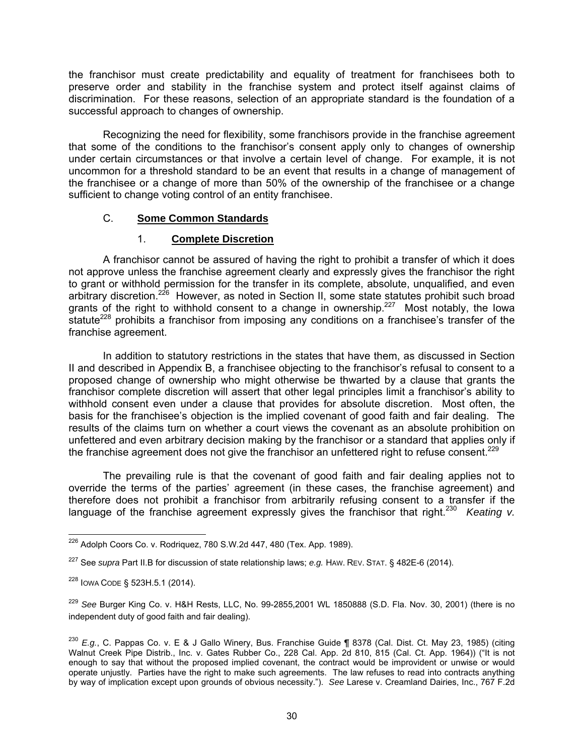the franchisor must create predictability and equality of treatment for franchisees both to preserve order and stability in the franchise system and protect itself against claims of discrimination. For these reasons, selection of an appropriate standard is the foundation of a successful approach to changes of ownership.

Recognizing the need for flexibility, some franchisors provide in the franchise agreement that some of the conditions to the franchisor's consent apply only to changes of ownership under certain circumstances or that involve a certain level of change. For example, it is not uncommon for a threshold standard to be an event that results in a change of management of the franchisee or a change of more than 50% of the ownership of the franchisee or a change sufficient to change voting control of an entity franchisee.

### C. **Some Common Standards**

#### 1. **Complete Discretion**

A franchisor cannot be assured of having the right to prohibit a transfer of which it does not approve unless the franchise agreement clearly and expressly gives the franchisor the right to grant or withhold permission for the transfer in its complete, absolute, unqualified, and even arbitrary discretion.[226] However, as noted in Section II, some state statutes prohibit such broad grants of the right to withhold consent to a change in ownership.[227] Most notably, the Iowa statute[228] prohibits a franchisor from imposing any conditions on a franchisee's transfer of the franchise agreement.

In addition to statutory restrictions in the states that have them, as discussed in Section II and described in Appendix B, a franchisee objecting to the franchisor's refusal to consent to a proposed change of ownership who might otherwise be thwarted by a clause that grants the franchisor complete discretion will assert that other legal principles limit a franchisor's ability to withhold consent even under a clause that provides for absolute discretion. Most often, the basis for the franchisee's objection is the implied covenant of good faith and fair dealing. The results of the claims turn on whether a court views the covenant as an absolute prohibition on unfettered and even arbitrary decision making by the franchisor or a standard that applies only if the franchise agreement does not give the franchisor an unfettered right to refuse consent.[229]

The prevailing rule is that the covenant of good faith and fair dealing applies not to override the terms of the parties' agreement (in these cases, the franchise agreement) and therefore does not prohibit a franchisor from arbitrarily refusing consent to a transfer if the language of the franchise agreement expressly gives the franchisor that right.[230] *Keating v.*

---

[226] Adolph Coors Co. v. Rodriquez, 780 S.W.2d 447, 480 (Tex. App. 1989).

[227] See *supra* Part II.B for discussion of state relationship laws; *e.g.* HAW. REV. STAT. § 482E-6 (2014).

[228] IOWA CODE § 523H.5.1 (2014).

[229] *See* Burger King Co. v. H&H Rests, LLC, No. 99-2855,2001 WL 1850888 (S.D. Fla. Nov. 30, 2001) (there is no independent duty of good faith and fair dealing).

[230] *E.g.*, C. Pappas Co. v. E & J Gallo Winery, Bus. Franchise Guide ¶ 8378 (Cal. Dist. Ct. May 23, 1985) (citing Walnut Creek Pipe Distrib., Inc. v. Gates Rubber Co., 228 Cal. App. 2d 810, 815 (Cal. Ct. App. 1964)) ("It is not enough to say that without the proposed implied covenant, the contract would be improvident or unwise or would operate unjustly. Parties have the right to make such agreements. The law refuses to read into contracts anything by way of implication except upon grounds of obvious necessity."). *See* Larese v. Creamland Dairies, Inc., 767 F.2d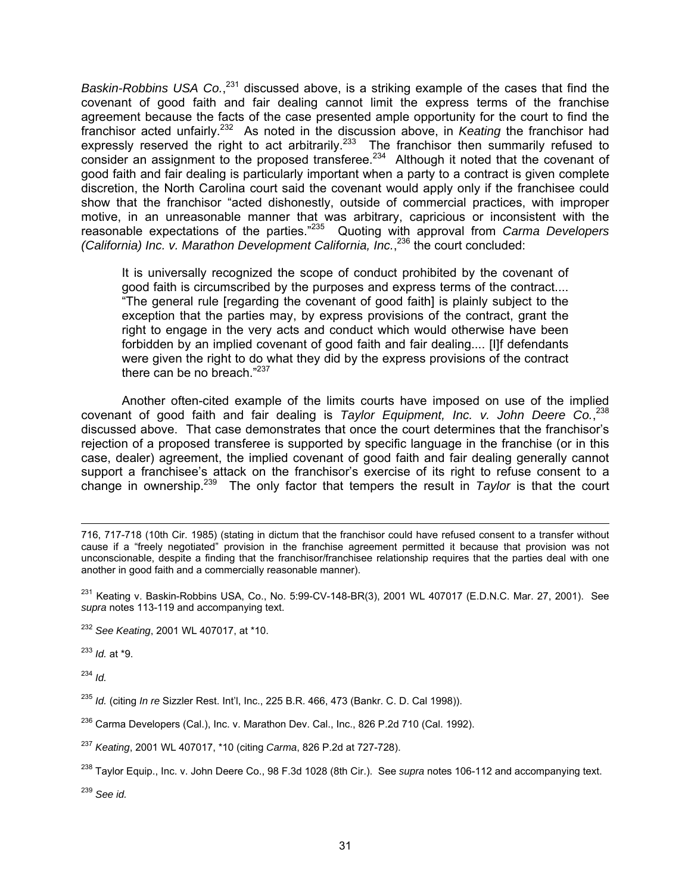*Baskin-Robbins USA Co.*,[231] discussed above, is a striking example of the cases that find the covenant of good faith and fair dealing cannot limit the express terms of the franchise agreement because the facts of the case presented ample opportunity for the court to find the franchisor acted unfairly.[232] As noted in the discussion above, in *Keating* the franchisor had expressly reserved the right to act arbitrarily.[233] The franchisor then summarily refused to consider an assignment to the proposed transferee.[234] Although it noted that the covenant of good faith and fair dealing is particularly important when a party to a contract is given complete discretion, the North Carolina court said the covenant would apply only if the franchisee could show that the franchisor "acted dishonestly, outside of commercial practices, with improper motive, in an unreasonable manner that was arbitrary, capricious or inconsistent with the reasonable expectations of the parties."[235] Quoting with approval from *Carma Developers (California) Inc. v. Marathon Development California, Inc.*,[236] the court concluded:

> It is universally recognized the scope of conduct prohibited by the covenant of good faith is circumscribed by the purposes and express terms of the contract.... "The general rule [regarding the covenant of good faith] is plainly subject to the exception that the parties may, by express provisions of the contract, grant the right to engage in the very acts and conduct which would otherwise have been forbidden by an implied covenant of good faith and fair dealing.... [I]f defendants were given the right to do what they did by the express provisions of the contract there can be no breach."[237]

Another often-cited example of the limits courts have imposed on use of the implied covenant of good faith and fair dealing is *Taylor Equipment, Inc. v. John Deere Co.*,[238] discussed above. That case demonstrates that once the court determines that the franchisor's rejection of a proposed transferee is supported by specific language in the franchise (or in this case, dealer) agreement, the implied covenant of good faith and fair dealing generally cannot support a franchisee's attack on the franchisor's exercise of its right to refuse consent to a change in ownership.[239] The only factor that tempers the result in *Taylor* is that the court

---

716, 717-718 (10th Cir. 1985) (stating in dictum that the franchisor could have refused consent to a transfer without cause if a "freely negotiated" provision in the franchise agreement permitted it because that provision was not unconscionable, despite a finding that the franchisor/franchisee relationship requires that the parties deal with one another in good faith and a commercially reasonable manner).

[231] Keating v. Baskin-Robbins USA, Co., No. 5:99-CV-148-BR(3), 2001 WL 407017 (E.D.N.C. Mar. 27, 2001). See *supra* notes 113-119 and accompanying text.

[232] *See Keating*, 2001 WL 407017, at *10.

[233] *Id.* at *9.

[234] *Id.*

[235] *Id.* (citing *In re* Sizzler Rest. Int'l, Inc., 225 B.R. 466, 473 (Bankr. C. D. Cal 1998)).

[236] Carma Developers (Cal.), Inc. v. Marathon Dev. Cal., Inc., 826 P.2d 710 (Cal. 1992).

[237] *Keating*, 2001 WL 407017, *10 (citing *Carma*, 826 P.2d at 727-728).

[238] Taylor Equip., Inc. v. John Deere Co., 98 F.3d 1028 (8th Cir.). See *supra* notes 106-112 and accompanying text.

[239] *See id.*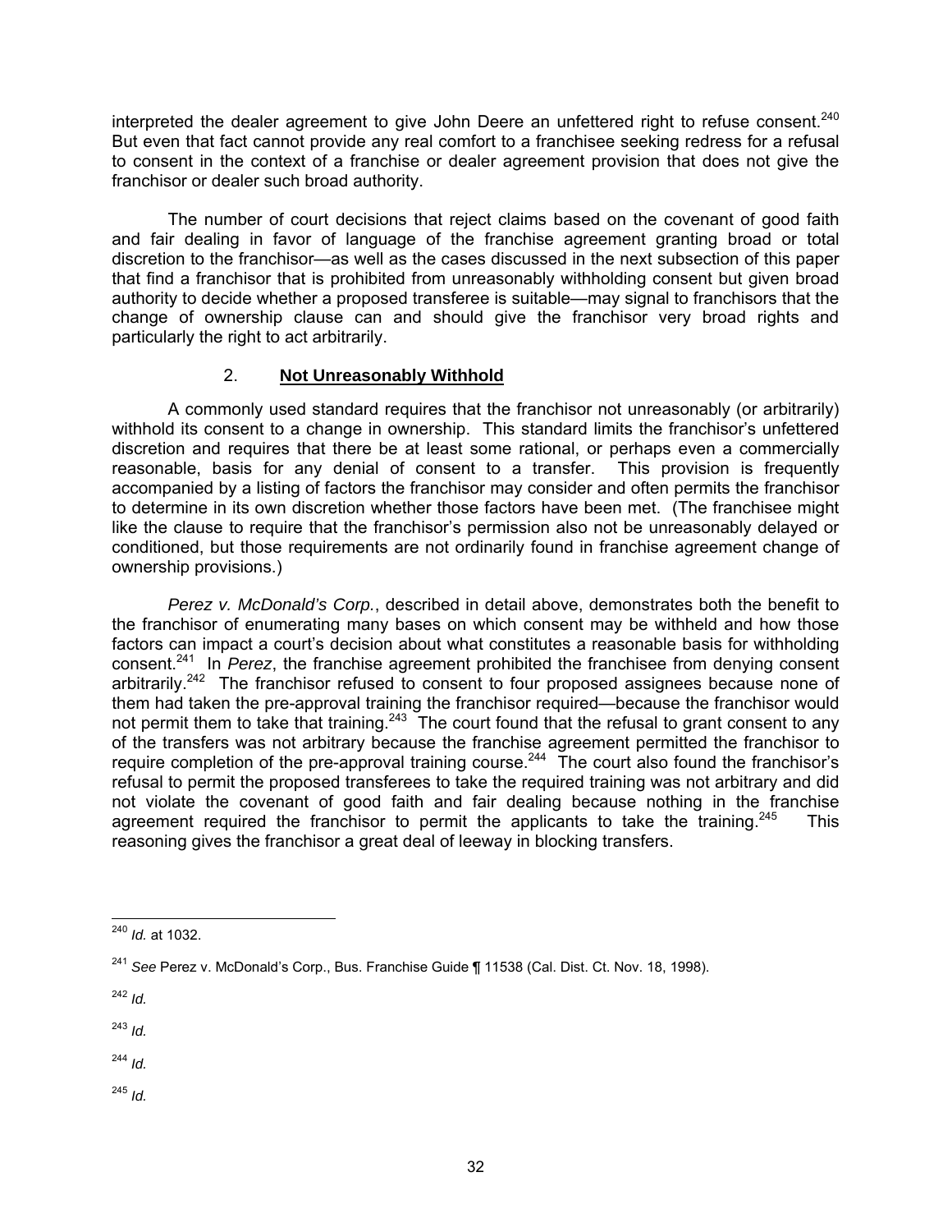interpreted the dealer agreement to give John Deere an unfettered right to refuse consent.[240] But even that fact cannot provide any real comfort to a franchisee seeking redress for a refusal to consent in the context of a franchise or dealer agreement provision that does not give the franchisor or dealer such broad authority.

The number of court decisions that reject claims based on the covenant of good faith and fair dealing in favor of language of the franchise agreement granting broad or total discretion to the franchisor—as well as the cases discussed in the next subsection of this paper that find a franchisor that is prohibited from unreasonably withholding consent but given broad authority to decide whether a proposed transferee is suitable—may signal to franchisors that the change of ownership clause can and should give the franchisor very broad rights and particularly the right to act arbitrarily.

### 2. **Not Unreasonably Withhold**

A commonly used standard requires that the franchisor not unreasonably (or arbitrarily) withhold its consent to a change in ownership. This standard limits the franchisor's unfettered discretion and requires that there be at least some rational, or perhaps even a commercially reasonable, basis for any denial of consent to a transfer. This provision is frequently accompanied by a listing of factors the franchisor may consider and often permits the franchisor to determine in its own discretion whether those factors have been met. (The franchisee might like the clause to require that the franchisor's permission also not be unreasonably delayed or conditioned, but those requirements are not ordinarily found in franchise agreement change of ownership provisions.)

*Perez v. McDonald's Corp.*, described in detail above, demonstrates both the benefit to the franchisor of enumerating many bases on which consent may be withheld and how those factors can impact a court's decision about what constitutes a reasonable basis for withholding consent.[241] In *Perez*, the franchise agreement prohibited the franchisee from denying consent arbitrarily.[242] The franchisor refused to consent to four proposed assignees because none of them had taken the pre-approval training the franchisor required—because the franchisor would not permit them to take that training.[243] The court found that the refusal to grant consent to any of the transfers was not arbitrary because the franchise agreement permitted the franchisor to require completion of the pre-approval training course.[244] The court also found the franchisor's refusal to permit the proposed transferees to take the required training was not arbitrary and did not violate the covenant of good faith and fair dealing because nothing in the franchise agreement required the franchisor to permit the applicants to take the training.[245] This reasoning gives the franchisor a great deal of leeway in blocking transfers.

---

[240] *Id.* at 1032.

[241] *See* Perez v. McDonald's Corp., Bus. Franchise Guide ¶ 11538 (Cal. Dist. Ct. Nov. 18, 1998).

[242] *Id.*

[243] *Id.*

[244] *Id.*

[245] *Id.*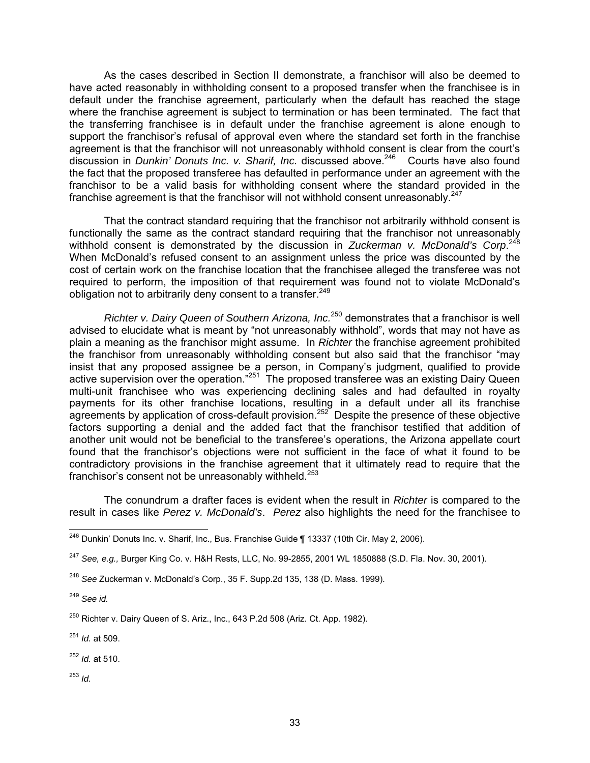As the cases described in Section II demonstrate, a franchisor will also be deemed to have acted reasonably in withholding consent to a proposed transfer when the franchisee is in default under the franchise agreement, particularly when the default has reached the stage where the franchise agreement is subject to termination or has been terminated. The fact that the transferring franchisee is in default under the franchise agreement is alone enough to support the franchisor's refusal of approval even where the standard set forth in the franchise agreement is that the franchisor will not unreasonably withhold consent is clear from the court's discussion in *Dunkin' Donuts Inc. v. Sharif, Inc.* discussed above.[246] Courts have also found the fact that the proposed transferee has defaulted in performance under an agreement with the franchisor to be a valid basis for withholding consent where the standard provided in the franchise agreement is that the franchisor will not withhold consent unreasonably.[247]

That the contract standard requiring that the franchisor not arbitrarily withhold consent is functionally the same as the contract standard requiring that the franchisor not unreasonably withhold consent is demonstrated by the discussion in *Zuckerman v. McDonald's Corp*.[248] When McDonald's refused consent to an assignment unless the price was discounted by the cost of certain work on the franchise location that the franchisee alleged the transferee was not required to perform, the imposition of that requirement was found not to violate McDonald's obligation not to arbitrarily deny consent to a transfer.[249]

*Richter v. Dairy Queen of Southern Arizona, Inc.*[250] demonstrates that a franchisor is well advised to elucidate what is meant by "not unreasonably withhold", words that may not have as plain a meaning as the franchisor might assume. In *Richter* the franchise agreement prohibited the franchisor from unreasonably withholding consent but also said that the franchisor "may insist that any proposed assignee be a person, in Company's judgment, qualified to provide active supervision over the operation."[251] The proposed transferee was an existing Dairy Queen multi-unit franchisee who was experiencing declining sales and had defaulted in royalty payments for its other franchise locations, resulting in a default under all its franchise agreements by application of cross-default provision.[252] Despite the presence of these objective factors supporting a denial and the added fact that the franchisor testified that addition of another unit would not be beneficial to the transferee's operations, the Arizona appellate court found that the franchisor's objections were not sufficient in the face of what it found to be contradictory provisions in the franchise agreement that it ultimately read to require that the franchisor's consent not be unreasonably withheld.[253]

The conundrum a drafter faces is evident when the result in *Richter* is compared to the result in cases like *Perez v. McDonald's*. *Perez* also highlights the need for the franchisee to

---

[246] Dunkin' Donuts Inc. v. Sharif, Inc., Bus. Franchise Guide ¶ 13337 (10th Cir. May 2, 2006).

[247] *See, e.g.,* Burger King Co. v. H&H Rests, LLC, No. 99-2855, 2001 WL 1850888 (S.D. Fla. Nov. 30, 2001).

[248] *See* Zuckerman v. McDonald's Corp., 35 F. Supp.2d 135, 138 (D. Mass. 1999).

[249] *See id.*

[250] Richter v. Dairy Queen of S. Ariz., Inc., 643 P.2d 508 (Ariz. Ct. App. 1982).

[251] *Id.* at 509.

[252] *Id.* at 510.

[253] *Id.*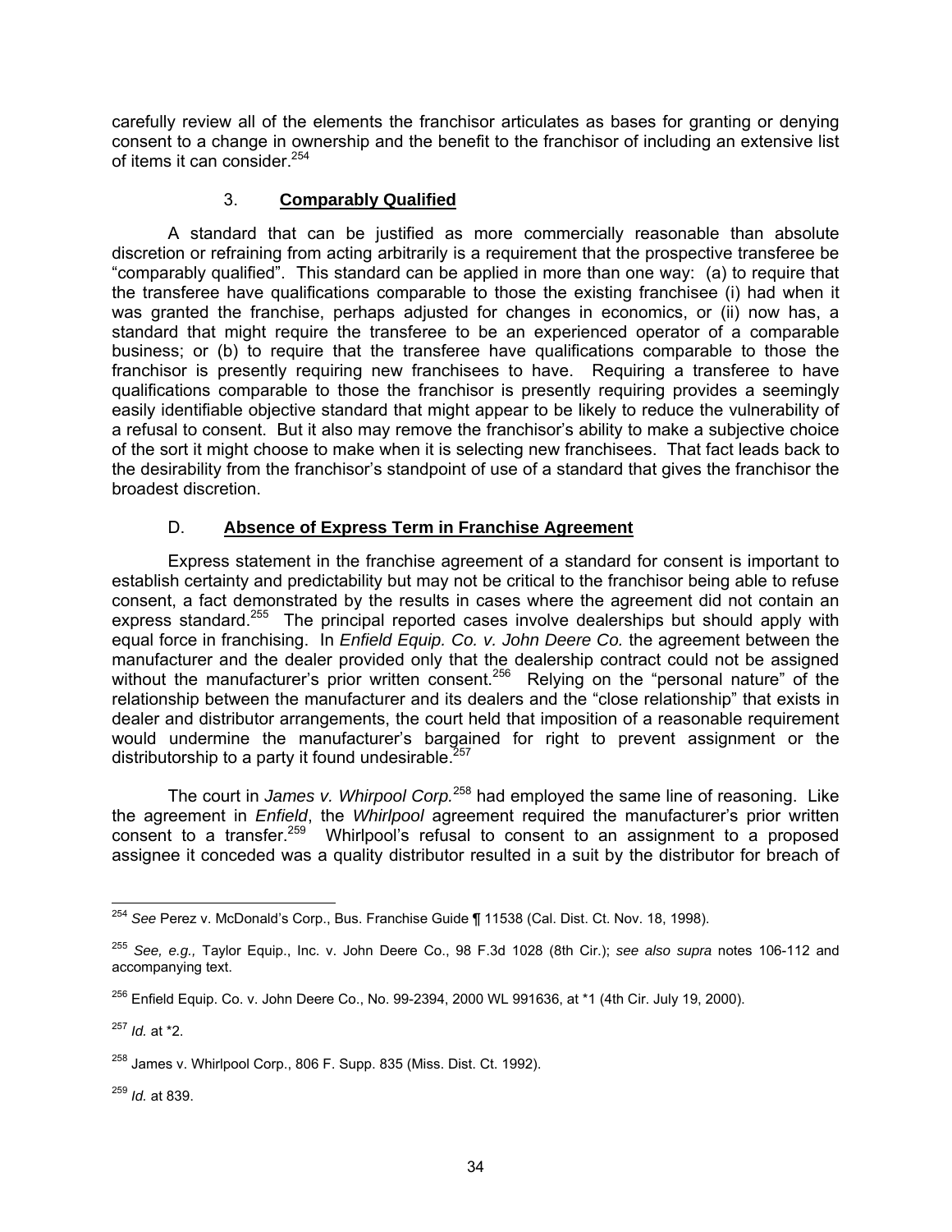carefully review all of the elements the franchisor articulates as bases for granting or denying consent to a change in ownership and the benefit to the franchisor of including an extensive list of items it can consider.[254]

### 3. **Comparably Qualified**

A standard that can be justified as more commercially reasonable than absolute discretion or refraining from acting arbitrarily is a requirement that the prospective transferee be "comparably qualified". This standard can be applied in more than one way: (a) to require that the transferee have qualifications comparable to those the existing franchisee (i) had when it was granted the franchise, perhaps adjusted for changes in economics, or (ii) now has, a standard that might require the transferee to be an experienced operator of a comparable business; or (b) to require that the transferee have qualifications comparable to those the franchisor is presently requiring new franchisees to have. Requiring a transferee to have qualifications comparable to those the franchisor is presently requiring provides a seemingly easily identifiable objective standard that might appear to be likely to reduce the vulnerability of a refusal to consent. But it also may remove the franchisor's ability to make a subjective choice of the sort it might choose to make when it is selecting new franchisees. That fact leads back to the desirability from the franchisor's standpoint of use of a standard that gives the franchisor the broadest discretion.

## D. **Absence of Express Term in Franchise Agreement**

Express statement in the franchise agreement of a standard for consent is important to establish certainty and predictability but may not be critical to the franchisor being able to refuse consent, a fact demonstrated by the results in cases where the agreement did not contain an express standard.[255] The principal reported cases involve dealerships but should apply with equal force in franchising. In *Enfield Equip. Co. v. John Deere Co.* the agreement between the manufacturer and the dealer provided only that the dealership contract could not be assigned without the manufacturer's prior written consent.[256] Relying on the "personal nature" of the relationship between the manufacturer and its dealers and the "close relationship" that exists in dealer and distributor arrangements, the court held that imposition of a reasonable requirement would undermine the manufacturer's bargained for right to prevent assignment or the distributorship to a party it found undesirable.[257]

The court in *James v. Whirpool Corp.*[258] had employed the same line of reasoning. Like the agreement in *Enfield*, the *Whirlpool* agreement required the manufacturer's prior written consent to a transfer.[259] Whirlpool's refusal to consent to an assignment to a proposed assignee it conceded was a quality distributor resulted in a suit by the distributor for breach of

---

[254] *See* Perez v. McDonald's Corp., Bus. Franchise Guide ¶ 11538 (Cal. Dist. Ct. Nov. 18, 1998).

[255] *See, e.g.,* Taylor Equip., Inc. v. John Deere Co., 98 F.3d 1028 (8th Cir.); *see also supra* notes 106-112 and accompanying text.

[256] Enfield Equip. Co. v. John Deere Co., No. 99-2394, 2000 WL 991636, at *1 (4th Cir. July 19, 2000).

[257] *Id.* at *2.

[258] James v. Whirlpool Corp., 806 F. Supp. 835 (Miss. Dist. Ct. 1992).

[259] *Id.* at 839.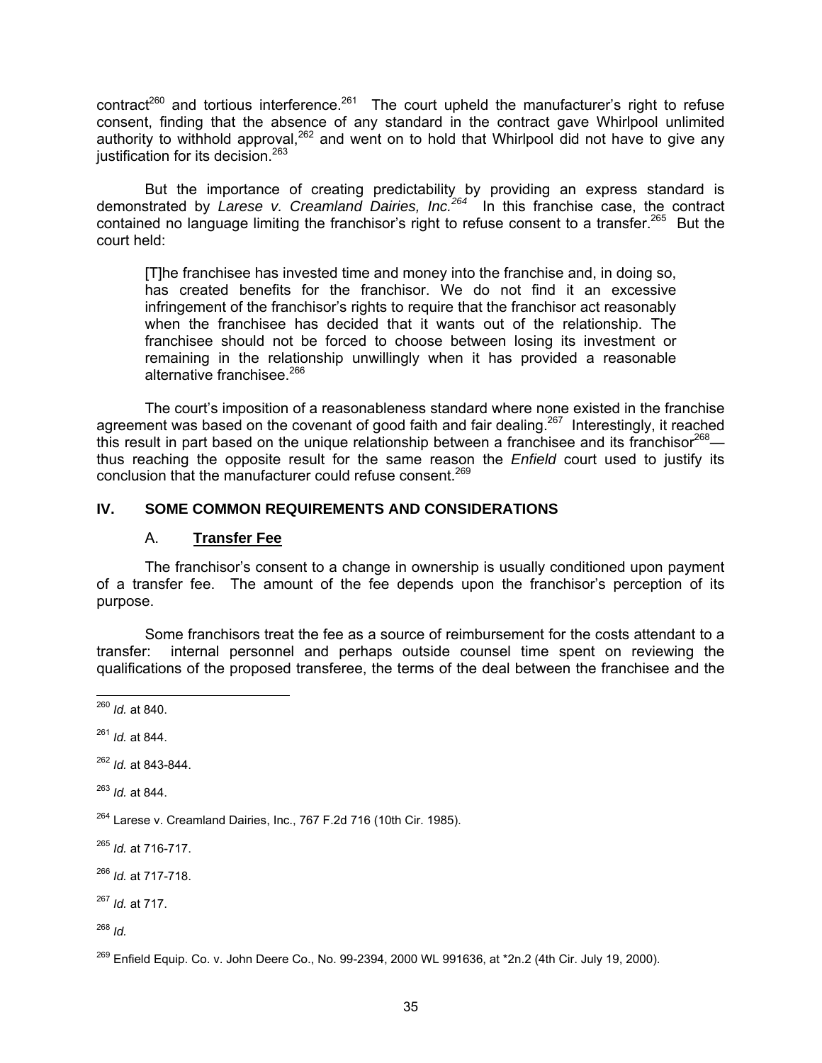contract[260] and tortious interference.[261] The court upheld the manufacturer's right to refuse consent, finding that the absence of any standard in the contract gave Whirlpool unlimited authority to withhold approval,[262] and went on to hold that Whirlpool did not have to give any justification for its decision.[263]

But the importance of creating predictability by providing an express standard is demonstrated by *Larese v. Creamland Dairies, Inc.*[264] In this franchise case, the contract contained no language limiting the franchisor's right to refuse consent to a transfer.[265] But the court held:

> [T]he franchisee has invested time and money into the franchise and, in doing so, has created benefits for the franchisor. We do not find it an excessive infringement of the franchisor's rights to require that the franchisor act reasonably when the franchisee has decided that it wants out of the relationship. The franchisee should not be forced to choose between losing its investment or remaining in the relationship unwillingly when it has provided a reasonable alternative franchisee.[266]

The court's imposition of a reasonableness standard where none existed in the franchise agreement was based on the covenant of good faith and fair dealing.[267] Interestingly, it reached this result in part based on the unique relationship between a franchisee and its franchisor[268]—thus reaching the opposite result for the same reason the *Enfield* court used to justify its conclusion that the manufacturer could refuse consent.[269]

## IV. SOME COMMON REQUIREMENTS AND CONSIDERATIONS

### A. Transfer Fee

The franchisor's consent to a change in ownership is usually conditioned upon payment of a transfer fee. The amount of the fee depends upon the franchisor's perception of its purpose.

Some franchisors treat the fee as a source of reimbursement for the costs attendant to a transfer: internal personnel and perhaps outside counsel time spent on reviewing the qualifications of the proposed transferee, the terms of the deal between the franchisee and the

---

[260] *Id.* at 840.

[261] *Id.* at 844.

[262] *Id.* at 843-844.

[263] *Id.* at 844.

[264] Larese v. Creamland Dairies, Inc., 767 F.2d 716 (10th Cir. 1985).

[265] *Id.* at 716-717.

[266] *Id.* at 717-718.

[267] *Id.* at 717.

[268] *Id.*

[269] Enfield Equip. Co. v. John Deere Co., No. 99-2394, 2000 WL 991636, at *2n.2 (4th Cir. July 19, 2000).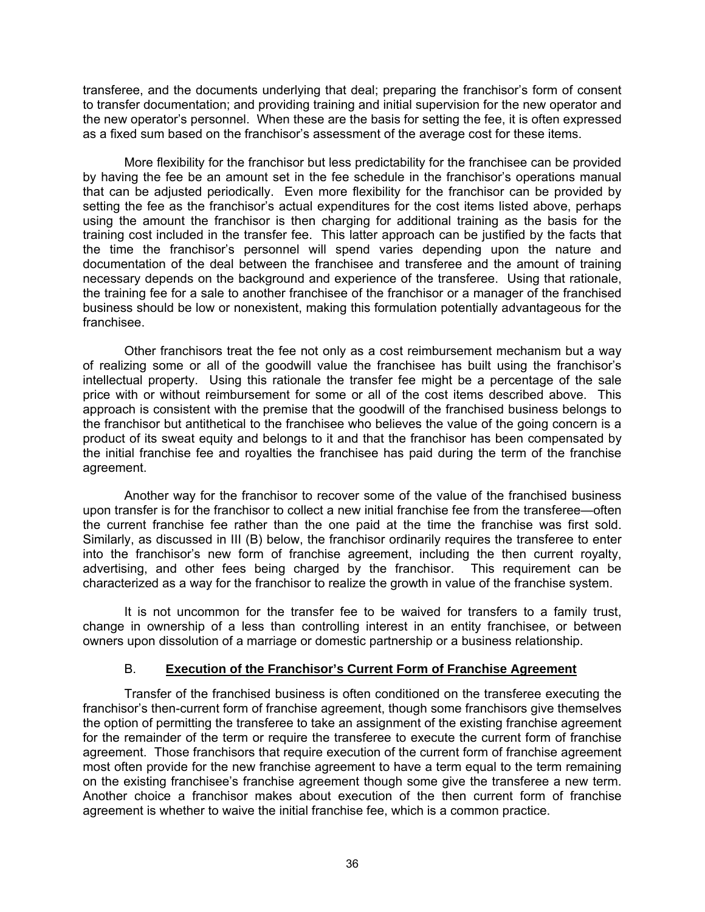transferee, and the documents underlying that deal; preparing the franchisor's form of consent to transfer documentation; and providing training and initial supervision for the new operator and the new operator's personnel. When these are the basis for setting the fee, it is often expressed as a fixed sum based on the franchisor's assessment of the average cost for these items.

More flexibility for the franchisor but less predictability for the franchisee can be provided by having the fee be an amount set in the fee schedule in the franchisor's operations manual that can be adjusted periodically. Even more flexibility for the franchisor can be provided by setting the fee as the franchisor's actual expenditures for the cost items listed above, perhaps using the amount the franchisor is then charging for additional training as the basis for the training cost included in the transfer fee. This latter approach can be justified by the facts that the time the franchisor's personnel will spend varies depending upon the nature and documentation of the deal between the franchisee and transferee and the amount of training necessary depends on the background and experience of the transferee. Using that rationale, the training fee for a sale to another franchisee of the franchisor or a manager of the franchised business should be low or nonexistent, making this formulation potentially advantageous for the franchisee.

Other franchisors treat the fee not only as a cost reimbursement mechanism but a way of realizing some or all of the goodwill value the franchisee has built using the franchisor's intellectual property. Using this rationale the transfer fee might be a percentage of the sale price with or without reimbursement for some or all of the cost items described above. This approach is consistent with the premise that the goodwill of the franchised business belongs to the franchisor but antithetical to the franchisee who believes the value of the going concern is a product of its sweat equity and belongs to it and that the franchisor has been compensated by the initial franchise fee and royalties the franchisee has paid during the term of the franchise agreement.

Another way for the franchisor to recover some of the value of the franchised business upon transfer is for the franchisor to collect a new initial franchise fee from the transferee—often the current franchise fee rather than the one paid at the time the franchise was first sold. Similarly, as discussed in III (B) below, the franchisor ordinarily requires the transferee to enter into the franchisor's new form of franchise agreement, including the then current royalty, advertising, and other fees being charged by the franchisor. This requirement can be characterized as a way for the franchisor to realize the growth in value of the franchise system.

It is not uncommon for the transfer fee to be waived for transfers to a family trust, change in ownership of a less than controlling interest in an entity franchisee, or between owners upon dissolution of a marriage or domestic partnership or a business relationship.

### B. Execution of the Franchisor's Current Form of Franchise Agreement

Transfer of the franchised business is often conditioned on the transferee executing the franchisor's then-current form of franchise agreement, though some franchisors give themselves the option of permitting the transferee to take an assignment of the existing franchise agreement for the remainder of the term or require the transferee to execute the current form of franchise agreement. Those franchisors that require execution of the current form of franchise agreement most often provide for the new franchise agreement to have a term equal to the term remaining on the existing franchisee's franchise agreement though some give the transferee a new term. Another choice a franchisor makes about execution of the then current form of franchise agreement is whether to waive the initial franchise fee, which is a common practice.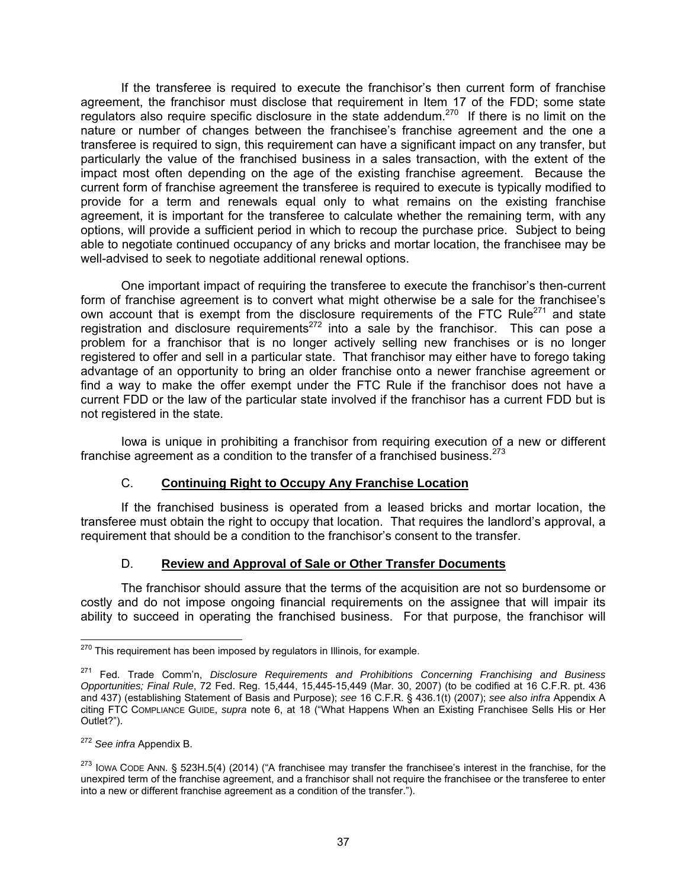If the transferee is required to execute the franchisor's then current form of franchise agreement, the franchisor must disclose that requirement in Item 17 of the FDD; some state regulators also require specific disclosure in the state addendum.[270] If there is no limit on the nature or number of changes between the franchisee's franchise agreement and the one a transferee is required to sign, this requirement can have a significant impact on any transfer, but particularly the value of the franchised business in a sales transaction, with the extent of the impact most often depending on the age of the existing franchise agreement. Because the current form of franchise agreement the transferee is required to execute is typically modified to provide for a term and renewals equal only to what remains on the existing franchise agreement, it is important for the transferee to calculate whether the remaining term, with any options, will provide a sufficient period in which to recoup the purchase price. Subject to being able to negotiate continued occupancy of any bricks and mortar location, the franchisee may be well-advised to seek to negotiate additional renewal options.

One important impact of requiring the transferee to execute the franchisor's then-current form of franchise agreement is to convert what might otherwise be a sale for the franchisee's own account that is exempt from the disclosure requirements of the FTC Rule[271] and state registration and disclosure requirements[272] into a sale by the franchisor. This can pose a problem for a franchisor that is no longer actively selling new franchises or is no longer registered to offer and sell in a particular state. That franchisor may either have to forego taking advantage of an opportunity to bring an older franchise onto a newer franchise agreement or find a way to make the offer exempt under the FTC Rule if the franchisor does not have a current FDD or the law of the particular state involved if the franchisor has a current FDD but is not registered in the state.

Iowa is unique in prohibiting a franchisor from requiring execution of a new or different franchise agreement as a condition to the transfer of a franchised business.[273]

### C. Continuing Right to Occupy Any Franchise Location

If the franchised business is operated from a leased bricks and mortar location, the transferee must obtain the right to occupy that location. That requires the landlord's approval, a requirement that should be a condition to the franchisor's consent to the transfer.

### D. Review and Approval of Sale or Other Transfer Documents

The franchisor should assure that the terms of the acquisition are not so burdensome or costly and do not impose ongoing financial requirements on the assignee that will impair its ability to succeed in operating the franchised business. For that purpose, the franchisor will

---

[270] This requirement has been imposed by regulators in Illinois, for example.

[271] Fed. Trade Comm'n, *Disclosure Requirements and Prohibitions Concerning Franchising and Business Opportunities; Final Rule*, 72 Fed. Reg. 15,444, 15,445-15,449 (Mar. 30, 2007) (to be codified at 16 C.F.R. pt. 436 and 437) (establishing Statement of Basis and Purpose); *see* 16 C.F.R. § 436.1(t) (2007); *see also infra* Appendix A citing FTC COMPLIANCE GUIDE, *supra* note 6, at 18 ("What Happens When an Existing Franchisee Sells His or Her Outlet?").

[272] *See infra* Appendix B.

[273] IOWA CODE ANN. § 523H.5(4) (2014) ("A franchisee may transfer the franchisee's interest in the franchise, for the unexpired term of the franchise agreement, and a franchisor shall not require the franchisee or the transferee to enter into a new or different franchise agreement as a condition of the transfer.").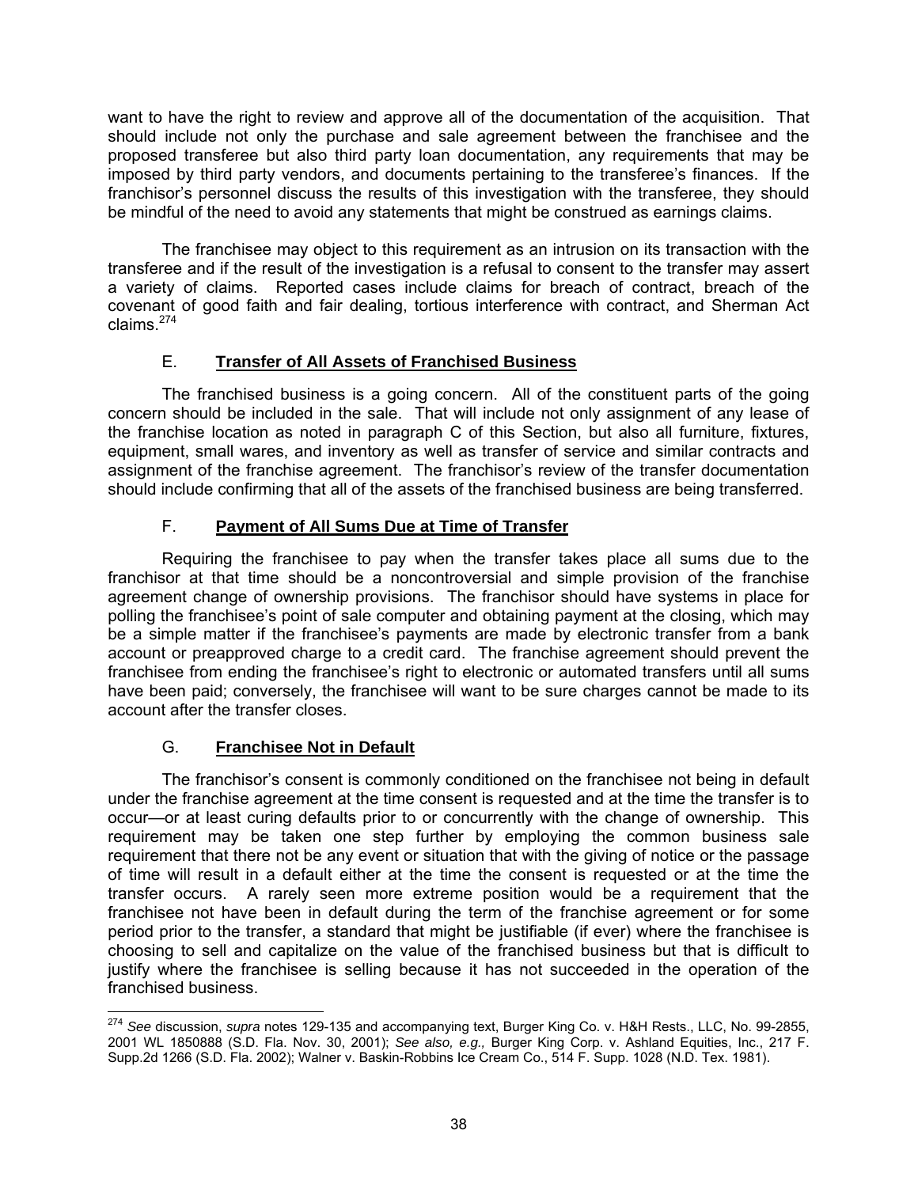want to have the right to review and approve all of the documentation of the acquisition. That should include not only the purchase and sale agreement between the franchisee and the proposed transferee but also third party loan documentation, any requirements that may be imposed by third party vendors, and documents pertaining to the transferee's finances. If the franchisor's personnel discuss the results of this investigation with the transferee, they should be mindful of the need to avoid any statements that might be construed as earnings claims.

The franchisee may object to this requirement as an intrusion on its transaction with the transferee and if the result of the investigation is a refusal to consent to the transfer may assert a variety of claims. Reported cases include claims for breach of contract, breach of the covenant of good faith and fair dealing, tortious interference with contract, and Sherman Act claims.[274]

### E. **Transfer of All Assets of Franchised Business**

The franchised business is a going concern. All of the constituent parts of the going concern should be included in the sale. That will include not only assignment of any lease of the franchise location as noted in paragraph C of this Section, but also all furniture, fixtures, equipment, small wares, and inventory as well as transfer of service and similar contracts and assignment of the franchise agreement. The franchisor's review of the transfer documentation should include confirming that all of the assets of the franchised business are being transferred.

### F. **Payment of All Sums Due at Time of Transfer**

Requiring the franchisee to pay when the transfer takes place all sums due to the franchisor at that time should be a noncontroversial and simple provision of the franchise agreement change of ownership provisions. The franchisor should have systems in place for polling the franchisee's point of sale computer and obtaining payment at the closing, which may be a simple matter if the franchisee's payments are made by electronic transfer from a bank account or preapproved charge to a credit card. The franchise agreement should prevent the franchisee from ending the franchisee's right to electronic or automated transfers until all sums have been paid; conversely, the franchisee will want to be sure charges cannot be made to its account after the transfer closes.

### G. **Franchisee Not in Default**

The franchisor's consent is commonly conditioned on the franchisee not being in default under the franchise agreement at the time consent is requested and at the time the transfer is to occur—or at least curing defaults prior to or concurrently with the change of ownership. This requirement may be taken one step further by employing the common business sale requirement that there not be any event or situation that with the giving of notice or the passage of time will result in a default either at the time the consent is requested or at the time the transfer occurs. A rarely seen more extreme position would be a requirement that the franchisee not have been in default during the term of the franchise agreement or for some period prior to the transfer, a standard that might be justifiable (if ever) where the franchisee is choosing to sell and capitalize on the value of the franchised business but that is difficult to justify where the franchisee is selling because it has not succeeded in the operation of the franchised business.

---

[274] *See* discussion, *supra* notes 129-135 and accompanying text, Burger King Co. v. H&H Rests., LLC, No. 99-2855, 2001 WL 1850888 (S.D. Fla. Nov. 30, 2001); *See also, e.g.,* Burger King Corp. v. Ashland Equities, Inc., 217 F. Supp.2d 1266 (S.D. Fla. 2002); Walner v. Baskin-Robbins Ice Cream Co., 514 F. Supp. 1028 (N.D. Tex. 1981).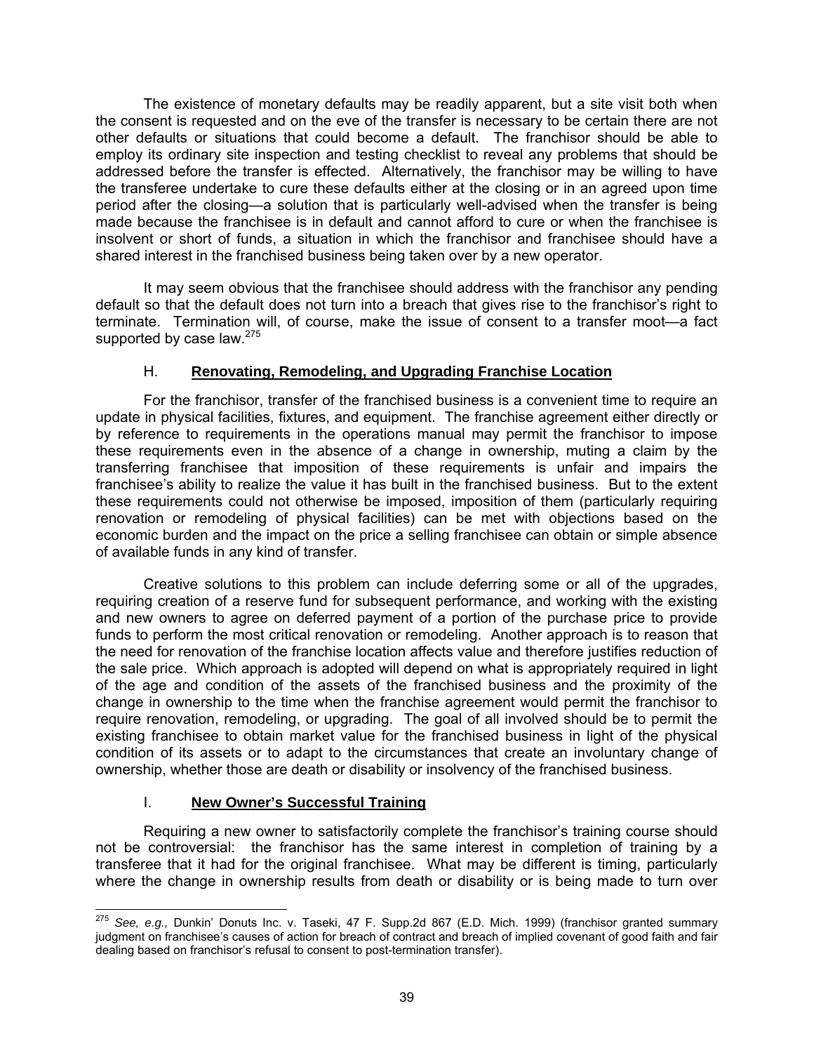The existence of monetary defaults may be readily apparent, but a site visit both when the consent is requested and on the eve of the transfer is necessary to be certain there are not other defaults or situations that could become a default. The franchisor should be able to employ its ordinary site inspection and testing checklist to reveal any problems that should be addressed before the transfer is effected. Alternatively, the franchisor may be willing to have the transferee undertake to cure these defaults either at the closing or in an agreed upon time period after the closing—a solution that is particularly well-advised when the transfer is being made because the franchisee is in default and cannot afford to cure or when the franchisee is insolvent or short of funds, a situation in which the franchisor and franchisee should have a shared interest in the franchised business being taken over by a new operator.

It may seem obvious that the franchisee should address with the franchisor any pending default so that the default does not turn into a breach that gives rise to the franchisor's right to terminate. Termination will, of course, make the issue of consent to a transfer moot—a fact supported by case law.[275]

### H. **Renovating, Remodeling, and Upgrading Franchise Location**

For the franchisor, transfer of the franchised business is a convenient time to require an update in physical facilities, fixtures, and equipment. The franchise agreement either directly or by reference to requirements in the operations manual may permit the franchisor to impose these requirements even in the absence of a change in ownership, muting a claim by the transferring franchisee that imposition of these requirements is unfair and impairs the franchisee's ability to realize the value it has built in the franchised business. But to the extent these requirements could not otherwise be imposed, imposition of them (particularly requiring renovation or remodeling of physical facilities) can be met with objections based on the economic burden and the impact on the price a selling franchisee can obtain or simple absence of available funds in any kind of transfer.

Creative solutions to this problem can include deferring some or all of the upgrades, requiring creation of a reserve fund for subsequent performance, and working with the existing and new owners to agree on deferred payment of a portion of the purchase price to provide funds to perform the most critical renovation or remodeling. Another approach is to reason that the need for renovation of the franchise location affects value and therefore justifies reduction of the sale price. Which approach is adopted will depend on what is appropriately required in light of the age and condition of the assets of the franchised business and the proximity of the change in ownership to the time when the franchise agreement would permit the franchisor to require renovation, remodeling, or upgrading. The goal of all involved should be to permit the existing franchisee to obtain market value for the franchised business in light of the physical condition of its assets or to adapt to the circumstances that create an involuntary change of ownership, whether those are death or disability or insolvency of the franchised business.

### I. **New Owner's Successful Training**

Requiring a new owner to satisfactorily complete the franchisor's training course should not be controversial: the franchisor has the same interest in completion of training by a transferee that it had for the original franchisee. What may be different is timing, particularly where the change in ownership results from death or disability or is being made to turn over

---

[275] *See, e.g.,* Dunkin' Donuts Inc. v. Taseki, 47 F. Supp.2d 867 (E.D. Mich. 1999) (franchisor granted summary judgment on franchisee's causes of action for breach of contract and breach of implied covenant of good faith and fair dealing based on franchisor's refusal to consent to post-termination transfer).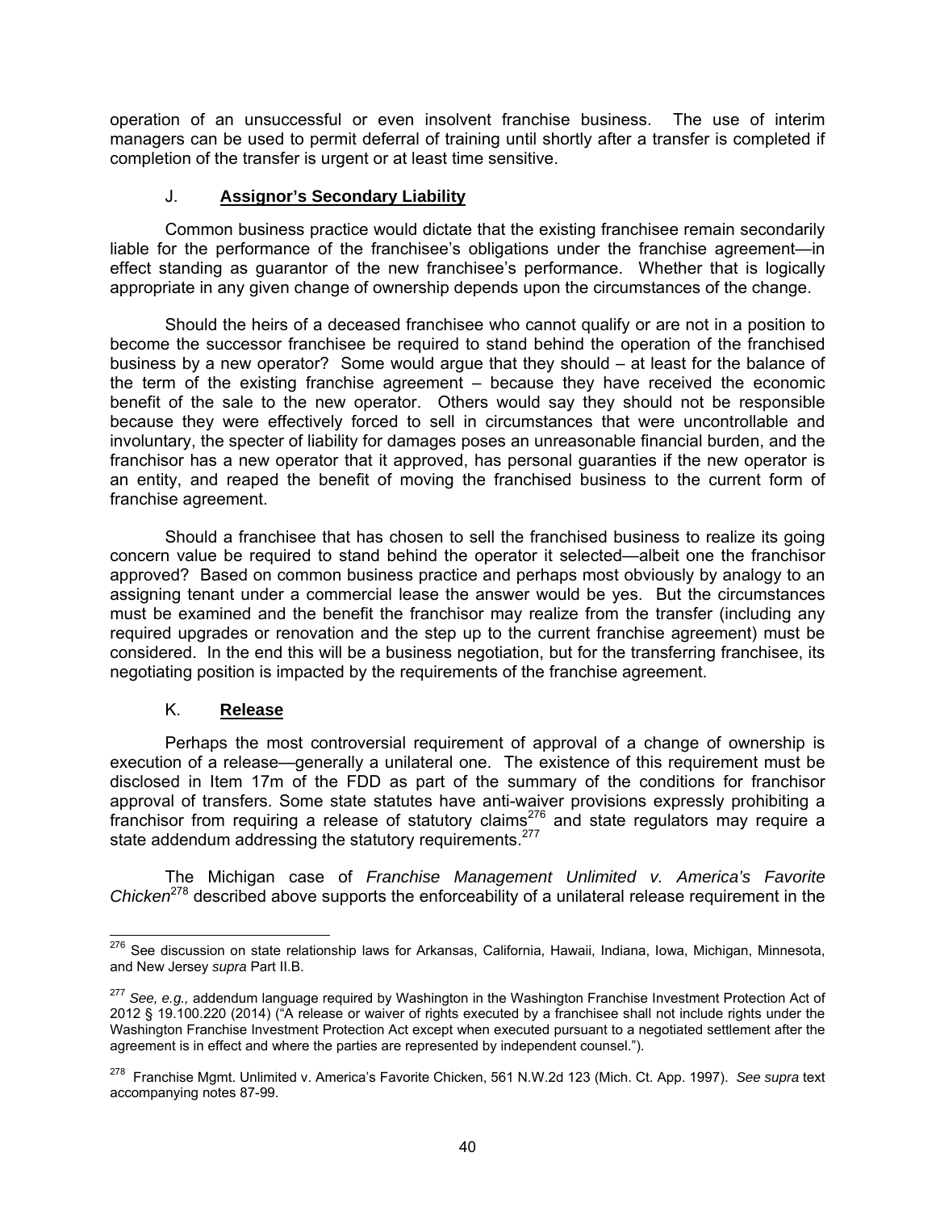operation of an unsuccessful or even insolvent franchise business. The use of interim managers can be used to permit deferral of training until shortly after a transfer is completed if completion of the transfer is urgent or at least time sensitive.

### J. **Assignor's Secondary Liability**

Common business practice would dictate that the existing franchisee remain secondarily liable for the performance of the franchisee's obligations under the franchise agreement—in effect standing as guarantor of the new franchisee's performance. Whether that is logically appropriate in any given change of ownership depends upon the circumstances of the change.

Should the heirs of a deceased franchisee who cannot qualify or are not in a position to become the successor franchisee be required to stand behind the operation of the franchised business by a new operator? Some would argue that they should – at least for the balance of the term of the existing franchise agreement – because they have received the economic benefit of the sale to the new operator. Others would say they should not be responsible because they were effectively forced to sell in circumstances that were uncontrollable and involuntary, the specter of liability for damages poses an unreasonable financial burden, and the franchisor has a new operator that it approved, has personal guaranties if the new operator is an entity, and reaped the benefit of moving the franchised business to the current form of franchise agreement.

Should a franchisee that has chosen to sell the franchised business to realize its going concern value be required to stand behind the operator it selected—albeit one the franchisor approved? Based on common business practice and perhaps most obviously by analogy to an assigning tenant under a commercial lease the answer would be yes. But the circumstances must be examined and the benefit the franchisor may realize from the transfer (including any required upgrades or renovation and the step up to the current franchise agreement) must be considered. In the end this will be a business negotiation, but for the transferring franchisee, its negotiating position is impacted by the requirements of the franchise agreement.

### K. **Release**

Perhaps the most controversial requirement of approval of a change of ownership is execution of a release—generally a unilateral one. The existence of this requirement must be disclosed in Item 17m of the FDD as part of the summary of the conditions for franchisor approval of transfers. Some state statutes have anti-waiver provisions expressly prohibiting a franchisor from requiring a release of statutory claims[276] and state regulators may require a state addendum addressing the statutory requirements.[277]

The Michigan case of *Franchise Management Unlimited v. America's Favorite Chicken*[278] described above supports the enforceability of a unilateral release requirement in the

---

[276] See discussion on state relationship laws for Arkansas, California, Hawaii, Indiana, Iowa, Michigan, Minnesota, and New Jersey *supra* Part II.B.

[277] *See, e.g.,* addendum language required by Washington in the Washington Franchise Investment Protection Act of 2012 § 19.100.220 (2014) ("A release or waiver of rights executed by a franchisee shall not include rights under the Washington Franchise Investment Protection Act except when executed pursuant to a negotiated settlement after the agreement is in effect and where the parties are represented by independent counsel.").

[278] Franchise Mgmt. Unlimited v. America's Favorite Chicken, 561 N.W.2d 123 (Mich. Ct. App. 1997). *See supra* text accompanying notes 87-99.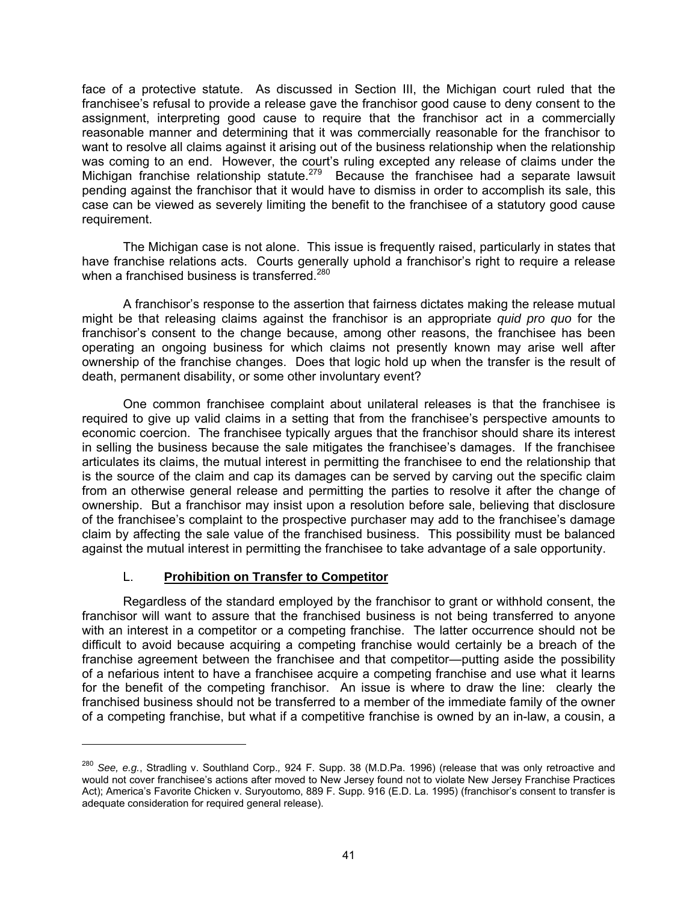face of a protective statute. As discussed in Section III, the Michigan court ruled that the franchisee's refusal to provide a release gave the franchisor good cause to deny consent to the assignment, interpreting good cause to require that the franchisor act in a commercially reasonable manner and determining that it was commercially reasonable for the franchisor to want to resolve all claims against it arising out of the business relationship when the relationship was coming to an end. However, the court's ruling excepted any release of claims under the Michigan franchise relationship statute.[279] Because the franchisee had a separate lawsuit pending against the franchisor that it would have to dismiss in order to accomplish its sale, this case can be viewed as severely limiting the benefit to the franchisee of a statutory good cause requirement.

The Michigan case is not alone. This issue is frequently raised, particularly in states that have franchise relations acts. Courts generally uphold a franchisor's right to require a release when a franchised business is transferred.[280]

A franchisor's response to the assertion that fairness dictates making the release mutual might be that releasing claims against the franchisor is an appropriate *quid pro quo* for the franchisor's consent to the change because, among other reasons, the franchisee has been operating an ongoing business for which claims not presently known may arise well after ownership of the franchise changes. Does that logic hold up when the transfer is the result of death, permanent disability, or some other involuntary event?

One common franchisee complaint about unilateral releases is that the franchisee is required to give up valid claims in a setting that from the franchisee's perspective amounts to economic coercion. The franchisee typically argues that the franchisor should share its interest in selling the business because the sale mitigates the franchisee's damages. If the franchisee articulates its claims, the mutual interest in permitting the franchisee to end the relationship that is the source of the claim and cap its damages can be served by carving out the specific claim from an otherwise general release and permitting the parties to resolve it after the change of ownership. But a franchisor may insist upon a resolution before sale, believing that disclosure of the franchisee's complaint to the prospective purchaser may add to the franchisee's damage claim by affecting the sale value of the franchised business. This possibility must be balanced against the mutual interest in permitting the franchisee to take advantage of a sale opportunity.

### L. Prohibition on Transfer to Competitor

Regardless of the standard employed by the franchisor to grant or withhold consent, the franchisor will want to assure that the franchised business is not being transferred to anyone with an interest in a competitor or a competing franchise. The latter occurrence should not be difficult to avoid because acquiring a competing franchise would certainly be a breach of the franchise agreement between the franchisee and that competitor—putting aside the possibility of a nefarious intent to have a franchisee acquire a competing franchise and use what it learns for the benefit of the competing franchisor. An issue is where to draw the line: clearly the franchised business should not be transferred to a member of the immediate family of the owner of a competing franchise, but what if a competitive franchise is owned by an in-law, a cousin, a

---

[280] *See, e.g.*, Stradling v. Southland Corp., 924 F. Supp. 38 (M.D.Pa. 1996) (release that was only retroactive and would not cover franchisee's actions after moved to New Jersey found not to violate New Jersey Franchise Practices Act); America's Favorite Chicken v. Suryoutomo, 889 F. Supp. 916 (E.D. La. 1995) (franchisor's consent to transfer is adequate consideration for required general release).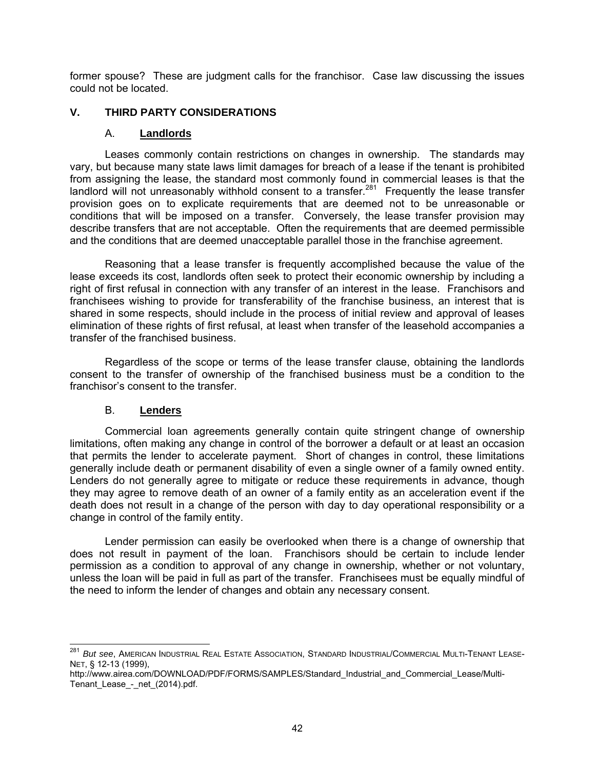former spouse? These are judgment calls for the franchisor. Case law discussing the issues could not be located.

## V. THIRD PARTY CONSIDERATIONS

### A. Landlords

Leases commonly contain restrictions on changes in ownership. The standards may vary, but because many state laws limit damages for breach of a lease if the tenant is prohibited from assigning the lease, the standard most commonly found in commercial leases is that the landlord will not unreasonably withhold consent to a transfer.[281] Frequently the lease transfer provision goes on to explicate requirements that are deemed not to be unreasonable or conditions that will be imposed on a transfer. Conversely, the lease transfer provision may describe transfers that are not acceptable. Often the requirements that are deemed permissible and the conditions that are deemed unacceptable parallel those in the franchise agreement.

Reasoning that a lease transfer is frequently accomplished because the value of the lease exceeds its cost, landlords often seek to protect their economic ownership by including a right of first refusal in connection with any transfer of an interest in the lease. Franchisors and franchisees wishing to provide for transferability of the franchise business, an interest that is shared in some respects, should include in the process of initial review and approval of leases elimination of these rights of first refusal, at least when transfer of the leasehold accompanies a transfer of the franchised business.

Regardless of the scope or terms of the lease transfer clause, obtaining the landlords consent to the transfer of ownership of the franchised business must be a condition to the franchisor's consent to the transfer.

### B. Lenders

Commercial loan agreements generally contain quite stringent change of ownership limitations, often making any change in control of the borrower a default or at least an occasion that permits the lender to accelerate payment. Short of changes in control, these limitations generally include death or permanent disability of even a single owner of a family owned entity. Lenders do not generally agree to mitigate or reduce these requirements in advance, though they may agree to remove death of an owner of a family entity as an acceleration event if the death does not result in a change of the person with day to day operational responsibility or a change in control of the family entity.

Lender permission can easily be overlooked when there is a change of ownership that does not result in payment of the loan. Franchisors should be certain to include lender permission as a condition to approval of any change in ownership, whether or not voluntary, unless the loan will be paid in full as part of the transfer. Franchisees must be equally mindful of the need to inform the lender of changes and obtain any necessary consent.

---

[281] *But see*, AMERICAN INDUSTRIAL REAL ESTATE ASSOCIATION, STANDARD INDUSTRIAL/COMMERCIAL MULTI-TENANT LEASE-NET, § 12-13 (1999), http://www.airea.com/DOWNLOAD/PDF/FORMS/SAMPLES/Standard_Industrial_and_Commercial_Lease/Multi-Tenant_Lease_-_net_(2014).pdf.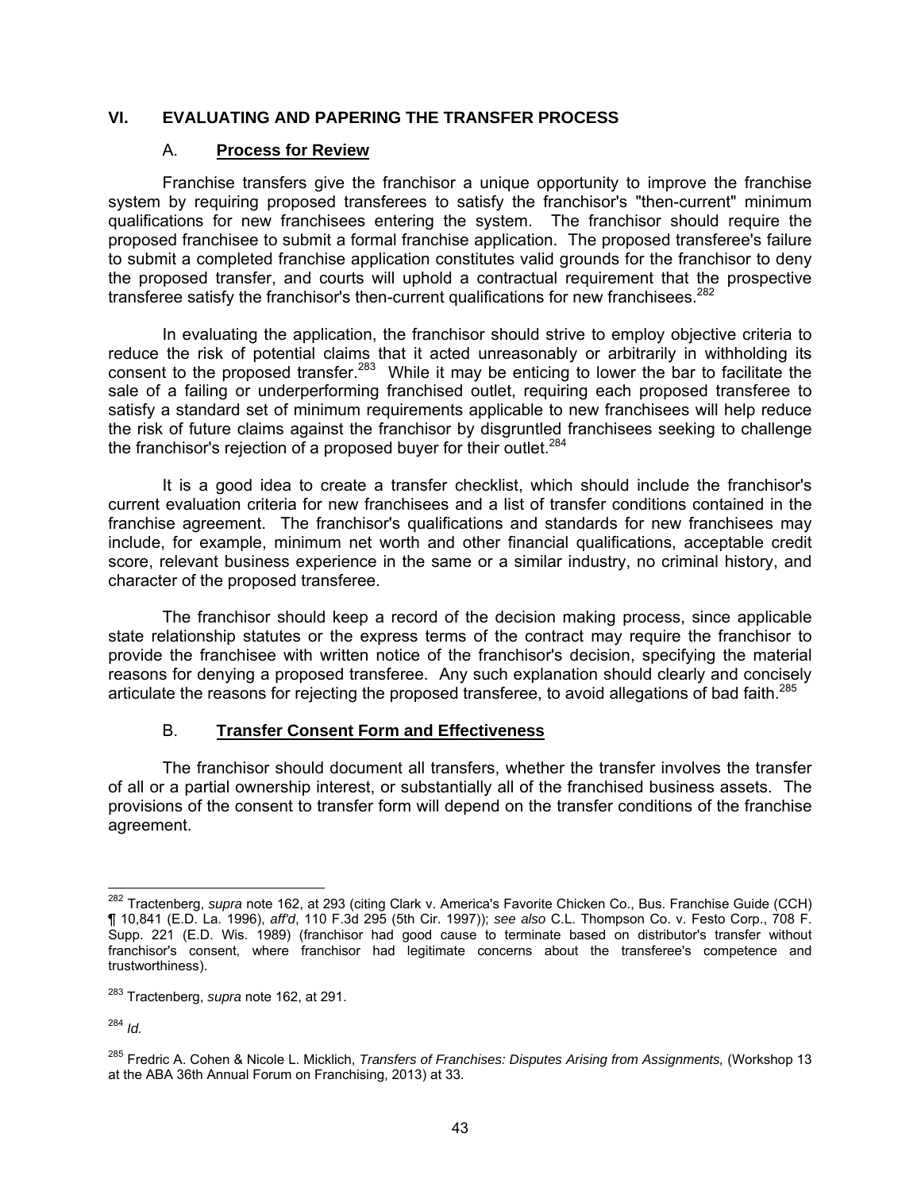## VI. EVALUATING AND PAPERING THE TRANSFER PROCESS

### A. **Process for Review**

Franchise transfers give the franchisor a unique opportunity to improve the franchise system by requiring proposed transferees to satisfy the franchisor's "then-current" minimum qualifications for new franchisees entering the system. The franchisor should require the proposed franchisee to submit a formal franchise application. The proposed transferee's failure to submit a completed franchise application constitutes valid grounds for the franchisor to deny the proposed transfer, and courts will uphold a contractual requirement that the prospective transferee satisfy the franchisor's then-current qualifications for new franchisees.[282]

In evaluating the application, the franchisor should strive to employ objective criteria to reduce the risk of potential claims that it acted unreasonably or arbitrarily in withholding its consent to the proposed transfer.[283] While it may be enticing to lower the bar to facilitate the sale of a failing or underperforming franchised outlet, requiring each proposed transferee to satisfy a standard set of minimum requirements applicable to new franchisees will help reduce the risk of future claims against the franchisor by disgruntled franchisees seeking to challenge the franchisor's rejection of a proposed buyer for their outlet.[284]

It is a good idea to create a transfer checklist, which should include the franchisor's current evaluation criteria for new franchisees and a list of transfer conditions contained in the franchise agreement. The franchisor's qualifications and standards for new franchisees may include, for example, minimum net worth and other financial qualifications, acceptable credit score, relevant business experience in the same or a similar industry, no criminal history, and character of the proposed transferee.

The franchisor should keep a record of the decision making process, since applicable state relationship statutes or the express terms of the contract may require the franchisor to provide the franchisee with written notice of the franchisor's decision, specifying the material reasons for denying a proposed transferee. Any such explanation should clearly and concisely articulate the reasons for rejecting the proposed transferee, to avoid allegations of bad faith.[285]

### B. **Transfer Consent Form and Effectiveness**

The franchisor should document all transfers, whether the transfer involves the transfer of all or a partial ownership interest, or substantially all of the franchised business assets. The provisions of the consent to transfer form will depend on the transfer conditions of the franchise agreement.

---

[282] Tractenberg, *supra* note 162, at 293 (citing Clark v. America's Favorite Chicken Co., Bus. Franchise Guide (CCH) ¶ 10,841 (E.D. La. 1996), *aff'd*, 110 F.3d 295 (5th Cir. 1997)); *see also* C.L. Thompson Co. v. Festo Corp., 708 F. Supp. 221 (E.D. Wis. 1989) (franchisor had good cause to terminate based on distributor's transfer without franchisor's consent, where franchisor had legitimate concerns about the transferee's competence and trustworthiness).

[283] Tractenberg, *supra* note 162, at 291.

[284] *Id.*

[285] Fredric A. Cohen & Nicole L. Micklich, *Transfers of Franchises: Disputes Arising from Assignments,* (Workshop 13 at the ABA 36th Annual Forum on Franchising, 2013) at 33.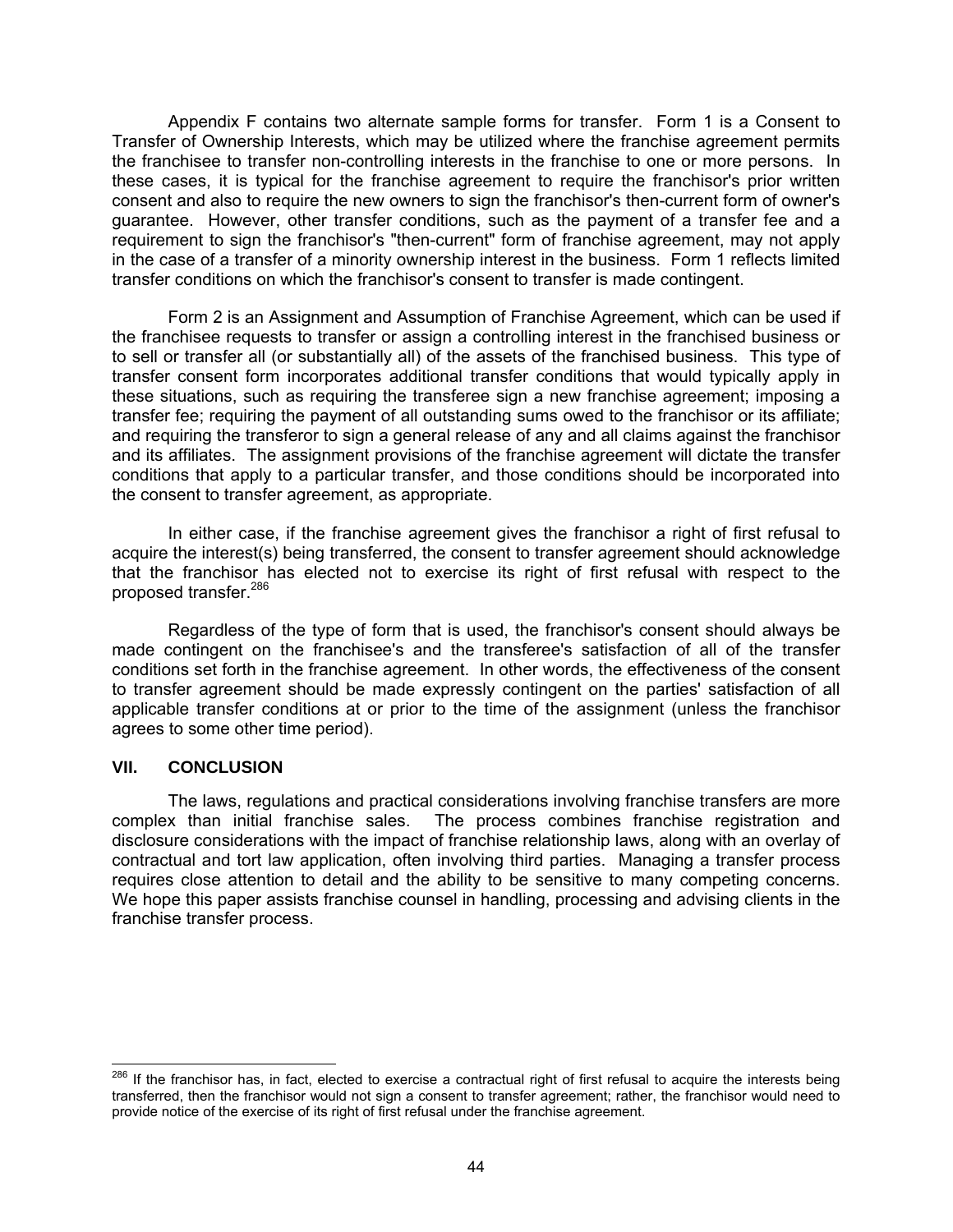Appendix F contains two alternate sample forms for transfer. Form 1 is a Consent to Transfer of Ownership Interests, which may be utilized where the franchise agreement permits the franchisee to transfer non-controlling interests in the franchise to one or more persons. In these cases, it is typical for the franchise agreement to require the franchisor's prior written consent and also to require the new owners to sign the franchisor's then-current form of owner's guarantee. However, other transfer conditions, such as the payment of a transfer fee and a requirement to sign the franchisor's "then-current" form of franchise agreement, may not apply in the case of a transfer of a minority ownership interest in the business. Form 1 reflects limited transfer conditions on which the franchisor's consent to transfer is made contingent.

Form 2 is an Assignment and Assumption of Franchise Agreement, which can be used if the franchisee requests to transfer or assign a controlling interest in the franchised business or to sell or transfer all (or substantially all) of the assets of the franchised business. This type of transfer consent form incorporates additional transfer conditions that would typically apply in these situations, such as requiring the transferee sign a new franchise agreement; imposing a transfer fee; requiring the payment of all outstanding sums owed to the franchisor or its affiliate; and requiring the transferor to sign a general release of any and all claims against the franchisor and its affiliates. The assignment provisions of the franchise agreement will dictate the transfer conditions that apply to a particular transfer, and those conditions should be incorporated into the consent to transfer agreement, as appropriate.

In either case, if the franchise agreement gives the franchisor a right of first refusal to acquire the interest(s) being transferred, the consent to transfer agreement should acknowledge that the franchisor has elected not to exercise its right of first refusal with respect to the proposed transfer.[286]

Regardless of the type of form that is used, the franchisor's consent should always be made contingent on the franchisee's and the transferee's satisfaction of all of the transfer conditions set forth in the franchise agreement. In other words, the effectiveness of the consent to transfer agreement should be made expressly contingent on the parties' satisfaction of all applicable transfer conditions at or prior to the time of the assignment (unless the franchisor agrees to some other time period).

## VII. CONCLUSION

The laws, regulations and practical considerations involving franchise transfers are more complex than initial franchise sales. The process combines franchise registration and disclosure considerations with the impact of franchise relationship laws, along with an overlay of contractual and tort law application, often involving third parties. Managing a transfer process requires close attention to detail and the ability to be sensitive to many competing concerns. We hope this paper assists franchise counsel in handling, processing and advising clients in the franchise transfer process.

---

[286] If the franchisor has, in fact, elected to exercise a contractual right of first refusal to acquire the interests being transferred, then the franchisor would not sign a consent to transfer agreement; rather, the franchisor would need to provide notice of the exercise of its right of first refusal under the franchise agreement.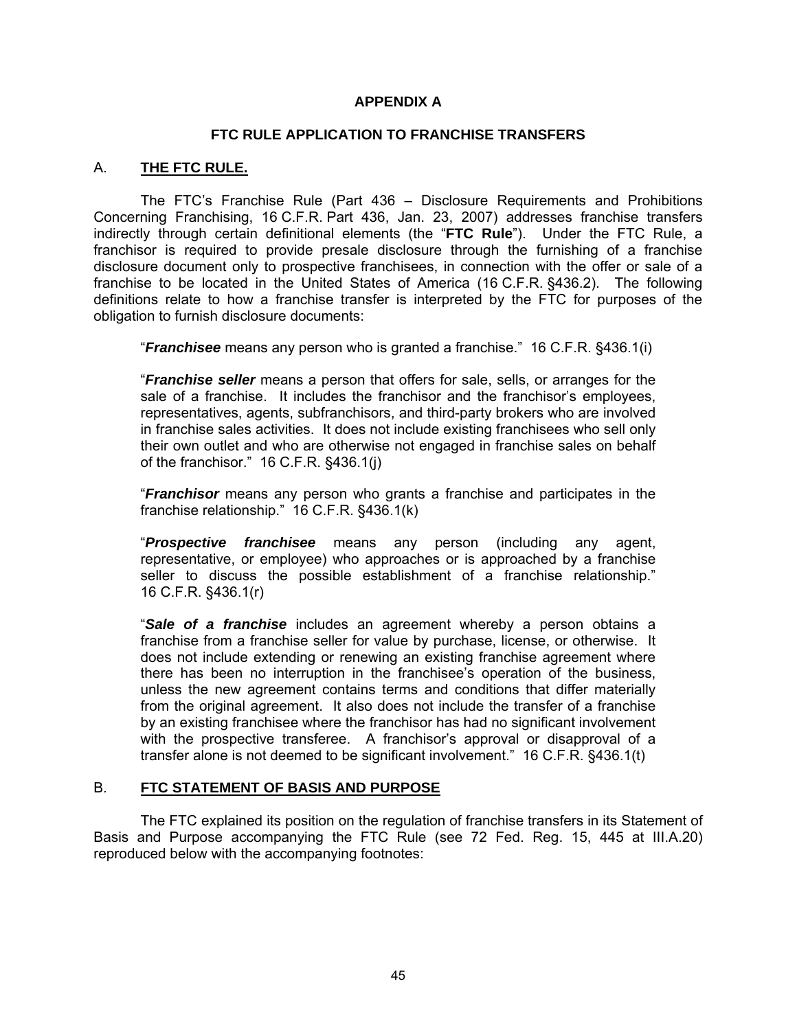# APPENDIX A

## FTC RULE APPLICATION TO FRANCHISE TRANSFERS

### A. THE FTC RULE.

The FTC's Franchise Rule (Part 436 – Disclosure Requirements and Prohibitions Concerning Franchising, 16 C.F.R. Part 436, Jan. 23, 2007) addresses franchise transfers indirectly through certain definitional elements (the "**FTC Rule**"). Under the FTC Rule, a franchisor is required to provide presale disclosure through the furnishing of a franchise disclosure document only to prospective franchisees, in connection with the offer or sale of a franchise to be located in the United States of America (16 C.F.R. §436.2). The following definitions relate to how a franchise transfer is interpreted by the FTC for purposes of the obligation to furnish disclosure documents:

> "***Franchisee*** means any person who is granted a franchise." 16 C.F.R. §436.1(i)

> "***Franchise seller*** means a person that offers for sale, sells, or arranges for the sale of a franchise. It includes the franchisor and the franchisor's employees, representatives, agents, subfranchisors, and third-party brokers who are involved in franchise sales activities. It does not include existing franchisees who sell only their own outlet and who are otherwise not engaged in franchise sales on behalf of the franchisor." 16 C.F.R. §436.1(j)

> "***Franchisor*** means any person who grants a franchise and participates in the franchise relationship." 16 C.F.R. §436.1(k)

> "***Prospective franchisee*** means any person (including any agent, representative, or employee) who approaches or is approached by a franchise seller to discuss the possible establishment of a franchise relationship." 16 C.F.R. §436.1(r)

> "***Sale of a franchise*** includes an agreement whereby a person obtains a franchise from a franchise seller for value by purchase, license, or otherwise. It does not include extending or renewing an existing franchise agreement where there has been no interruption in the franchisee's operation of the business, unless the new agreement contains terms and conditions that differ materially from the original agreement. It also does not include the transfer of a franchise by an existing franchisee where the franchisor has had no significant involvement with the prospective transferee. A franchisor's approval or disapproval of a transfer alone is not deemed to be significant involvement." 16 C.F.R. §436.1(t)

### B. FTC STATEMENT OF BASIS AND PURPOSE

The FTC explained its position on the regulation of franchise transfers in its Statement of Basis and Purpose accompanying the FTC Rule (see 72 Fed. Reg. 15, 445 at III.A.20) reproduced below with the accompanying footnotes: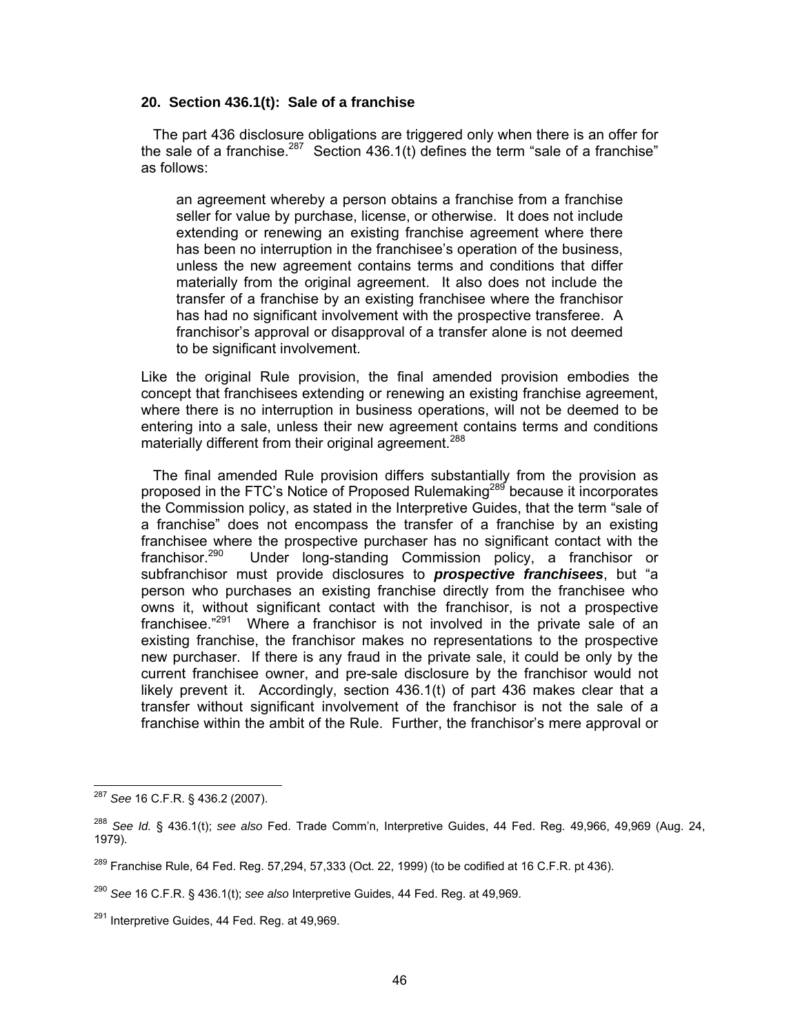### 20. Section 436.1(t): Sale of a franchise

The part 436 disclosure obligations are triggered only when there is an offer for the sale of a franchise.[287] Section 436.1(t) defines the term "sale of a franchise" as follows:

> an agreement whereby a person obtains a franchise from a franchise seller for value by purchase, license, or otherwise. It does not include extending or renewing an existing franchise agreement where there has been no interruption in the franchisee's operation of the business, unless the new agreement contains terms and conditions that differ materially from the original agreement. It also does not include the transfer of a franchise by an existing franchisee where the franchisor has had no significant involvement with the prospective transferee. A franchisor's approval or disapproval of a transfer alone is not deemed to be significant involvement.

Like the original Rule provision, the final amended provision embodies the concept that franchisees extending or renewing an existing franchise agreement, where there is no interruption in business operations, will not be deemed to be entering into a sale, unless their new agreement contains terms and conditions materially different from their original agreement.[288]

The final amended Rule provision differs substantially from the provision as proposed in the FTC's Notice of Proposed Rulemaking[289] because it incorporates the Commission policy, as stated in the Interpretive Guides, that the term "sale of a franchise" does not encompass the transfer of a franchise by an existing franchisee where the prospective purchaser has no significant contact with the franchisor.[290] Under long-standing Commission policy, a franchisor or subfranchisor must provide disclosures to ***prospective franchisees***, but "a person who purchases an existing franchise directly from the franchisee who owns it, without significant contact with the franchisor, is not a prospective franchisee."[291] Where a franchisor is not involved in the private sale of an existing franchise, the franchisor makes no representations to the prospective new purchaser. If there is any fraud in the private sale, it could be only by the current franchisee owner, and pre-sale disclosure by the franchisor would not likely prevent it. Accordingly, section 436.1(t) of part 436 makes clear that a transfer without significant involvement of the franchisor is not the sale of a franchise within the ambit of the Rule. Further, the franchisor's mere approval or

---

[287] *See* 16 C.F.R. § 436.2 (2007).

[288] *See Id.* § 436.1(t); *see also* Fed. Trade Comm'n, Interpretive Guides, 44 Fed. Reg. 49,966, 49,969 (Aug. 24, 1979).

[289] Franchise Rule, 64 Fed. Reg. 57,294, 57,333 (Oct. 22, 1999) (to be codified at 16 C.F.R. pt 436).

[290] *See* 16 C.F.R. § 436.1(t); *see also* Interpretive Guides, 44 Fed. Reg. at 49,969.

[291] Interpretive Guides, 44 Fed. Reg. at 49,969.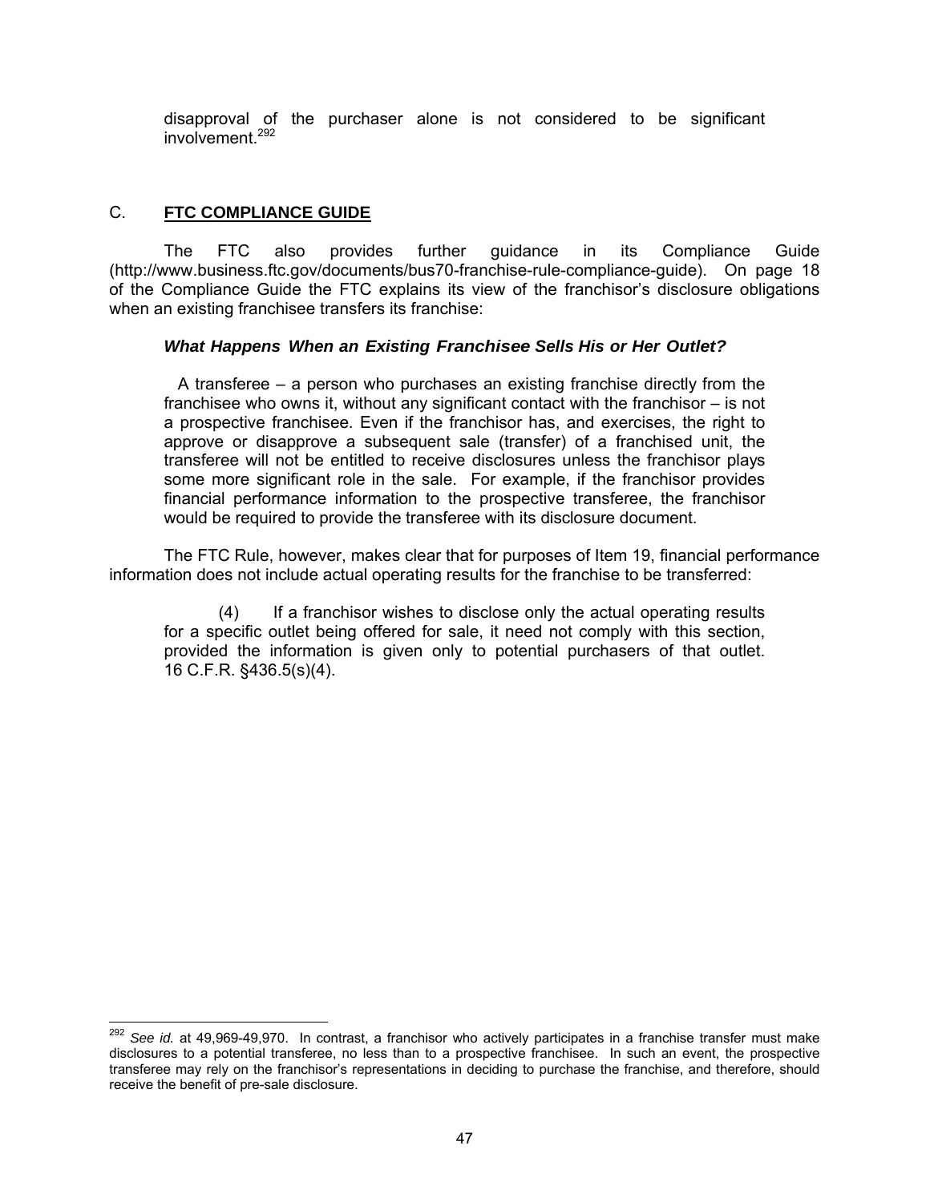disapproval of the purchaser alone is not considered to be significant involvement.[292]

## C. **FTC COMPLIANCE GUIDE**

The FTC also provides further guidance in its Compliance Guide (http://www.business.ftc.gov/documents/bus70-franchise-rule-compliance-guide). On page 18 of the Compliance Guide the FTC explains its view of the franchisor's disclosure obligations when an existing franchisee transfers its franchise:

> ***What Happens When an Existing Franchisee Sells His or Her Outlet?***
>
> A transferee – a person who purchases an existing franchise directly from the franchisee who owns it, without any significant contact with the franchisor – is not a prospective franchisee. Even if the franchisor has, and exercises, the right to approve or disapprove a subsequent sale (transfer) of a franchised unit, the transferee will not be entitled to receive disclosures unless the franchisor plays some more significant role in the sale. For example, if the franchisor provides financial performance information to the prospective transferee, the franchisor would be required to provide the transferee with its disclosure document.

The FTC Rule, however, makes clear that for purposes of Item 19, financial performance information does not include actual operating results for the franchise to be transferred:

> (4) If a franchisor wishes to disclose only the actual operating results for a specific outlet being offered for sale, it need not comply with this section, provided the information is given only to potential purchasers of that outlet. 16 C.F.R. §436.5(s)(4).

---

[292] *See id.* at 49,969-49,970. In contrast, a franchisor who actively participates in a franchise transfer must make disclosures to a potential transferee, no less than to a prospective franchisee. In such an event, the prospective transferee may rely on the franchisor's representations in deciding to purchase the franchise, and therefore, should receive the benefit of pre-sale disclosure.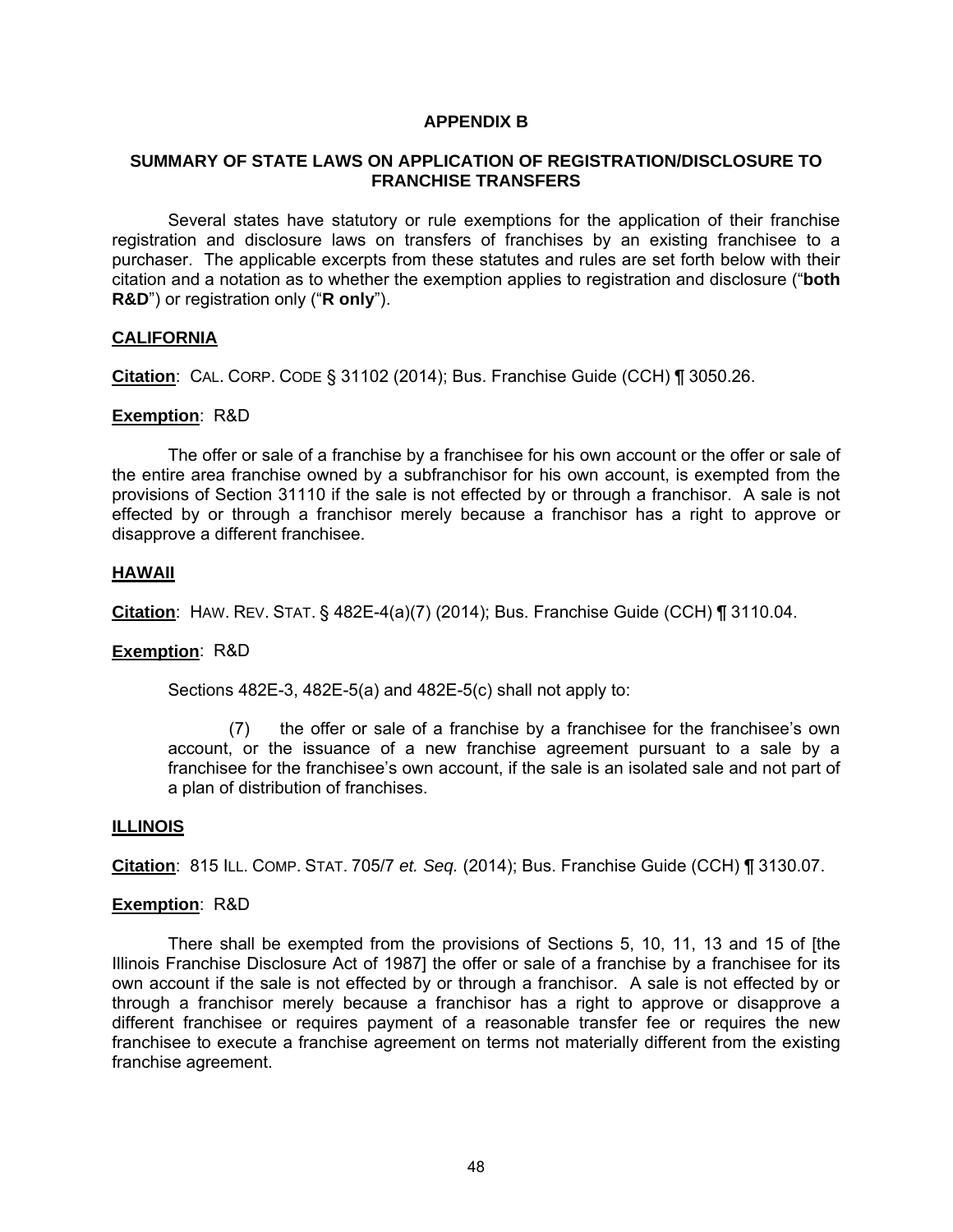# APPENDIX B

## SUMMARY OF STATE LAWS ON APPLICATION OF REGISTRATION/DISCLOSURE TO FRANCHISE TRANSFERS

Several states have statutory or rule exemptions for the application of their franchise registration and disclosure laws on transfers of franchises by an existing franchisee to a purchaser. The applicable excerpts from these statutes and rules are set forth below with their citation and a notation as to whether the exemption applies to registration and disclosure ("**both R&D**") or registration only ("**R only**").

### CALIFORNIA

**Citation**: CAL. CORP. CODE § 31102 (2014); Bus. Franchise Guide (CCH) ¶ 3050.26.

**Exemption**: R&D

The offer or sale of a franchise by a franchisee for his own account or the offer or sale of the entire area franchise owned by a subfranchisor for his own account, is exempted from the provisions of Section 31110 if the sale is not effected by or through a franchisor. A sale is not effected by or through a franchisor merely because a franchisor has a right to approve or disapprove a different franchisee.

### HAWAII

**Citation**: HAW. REV. STAT. § 482E-4(a)(7) (2014); Bus. Franchise Guide (CCH) ¶ 3110.04.

**Exemption**: R&D

Sections 482E-3, 482E-5(a) and 482E-5(c) shall not apply to:

> (7) the offer or sale of a franchise by a franchisee for the franchisee's own account, or the issuance of a new franchise agreement pursuant to a sale by a franchisee for the franchisee's own account, if the sale is an isolated sale and not part of a plan of distribution of franchises.

### ILLINOIS

**Citation**: 815 ILL. COMP. STAT. 705/7 *et. Seq.* (2014); Bus. Franchise Guide (CCH) ¶ 3130.07.

**Exemption**: R&D

There shall be exempted from the provisions of Sections 5, 10, 11, 13 and 15 of [the Illinois Franchise Disclosure Act of 1987] the offer or sale of a franchise by a franchisee for its own account if the sale is not effected by or through a franchisor. A sale is not effected by or through a franchisor merely because a franchisor has a right to approve or disapprove a different franchisee or requires payment of a reasonable transfer fee or requires the new franchisee to execute a franchise agreement on terms not materially different from the existing franchise agreement.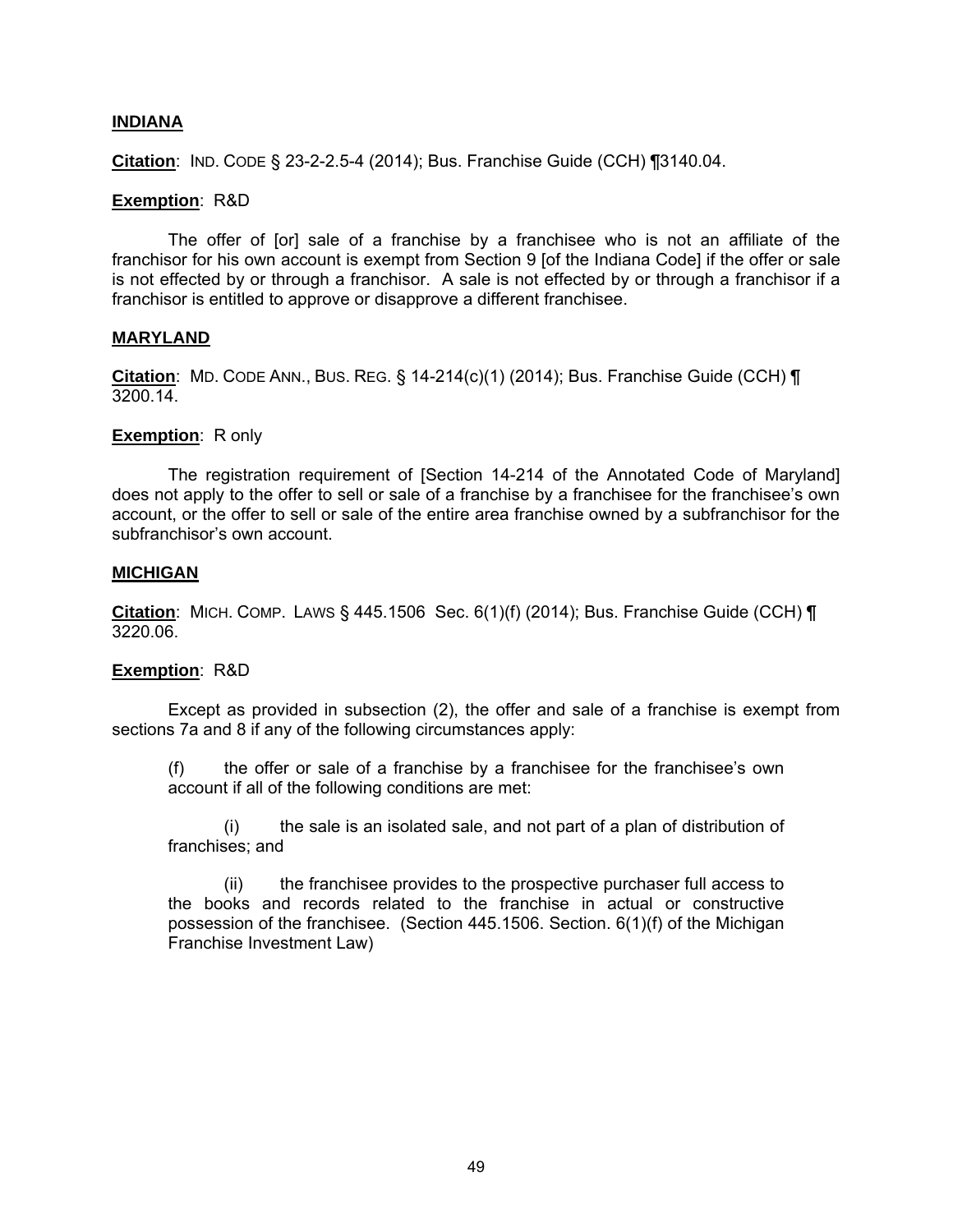**INDIANA**

**Citation**: IND. CODE § 23-2-2.5-4 (2014); Bus. Franchise Guide (CCH) ¶3140.04.

**Exemption**: R&D

The offer of [or] sale of a franchise by a franchisee who is not an affiliate of the franchisor for his own account is exempt from Section 9 [of the Indiana Code] if the offer or sale is not effected by or through a franchisor. A sale is not effected by or through a franchisor if a franchisor is entitled to approve or disapprove a different franchisee.

**MARYLAND**

**Citation**: MD. CODE ANN., BUS. REG. § 14-214(c)(1) (2014); Bus. Franchise Guide (CCH) ¶ 3200.14.

**Exemption**: R only

The registration requirement of [Section 14-214 of the Annotated Code of Maryland] does not apply to the offer to sell or sale of a franchise by a franchisee for the franchisee's own account, or the offer to sell or sale of the entire area franchise owned by a subfranchisor for the subfranchisor's own account.

**MICHIGAN**

**Citation**: MICH. COMP. LAWS § 445.1506 Sec. 6(1)(f) (2014); Bus. Franchise Guide (CCH) ¶ 3220.06.

**Exemption**: R&D

Except as provided in subsection (2), the offer and sale of a franchise is exempt from sections 7a and 8 if any of the following circumstances apply:

> (f) the offer or sale of a franchise by a franchisee for the franchisee's own account if all of the following conditions are met:
>
> (i) the sale is an isolated sale, and not part of a plan of distribution of franchises; and
>
> (ii) the franchisee provides to the prospective purchaser full access to the books and records related to the franchise in actual or constructive possession of the franchisee. (Section 445.1506. Section. 6(1)(f) of the Michigan Franchise Investment Law)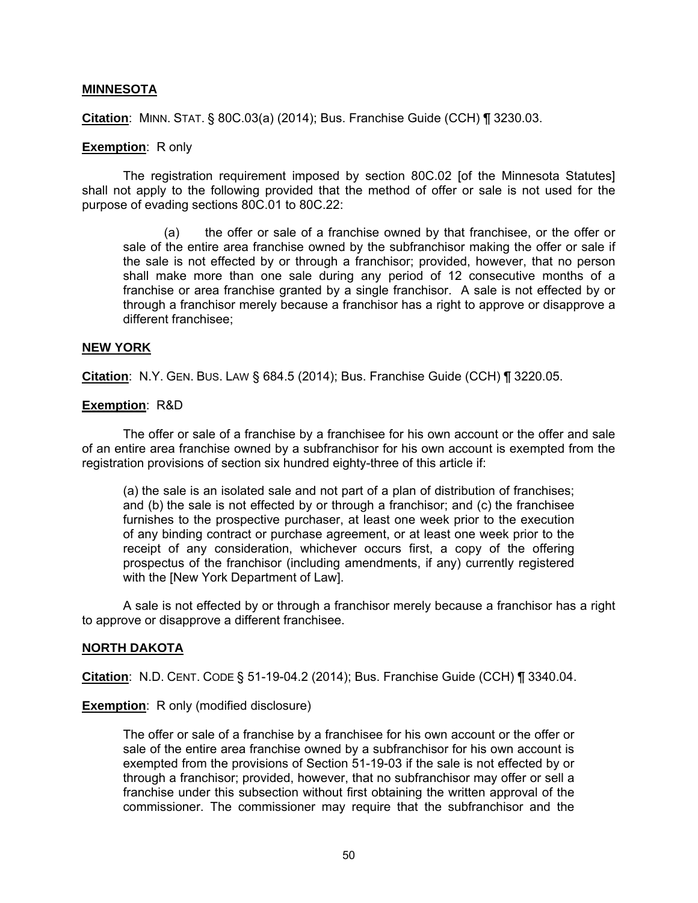## MINNESOTA

**Citation**: MINN. STAT. § 80C.03(a) (2014); Bus. Franchise Guide (CCH) ¶ 3230.03.

**Exemption**: R only

The registration requirement imposed by section 80C.02 [of the Minnesota Statutes] shall not apply to the following provided that the method of offer or sale is not used for the purpose of evading sections 80C.01 to 80C.22:

> (a) the offer or sale of a franchise owned by that franchisee, or the offer or sale of the entire area franchise owned by the subfranchisor making the offer or sale if the sale is not effected by or through a franchisor; provided, however, that no person shall make more than one sale during any period of 12 consecutive months of a franchise or area franchise granted by a single franchisor. A sale is not effected by or through a franchisor merely because a franchisor has a right to approve or disapprove a different franchisee;

## NEW YORK

**Citation**: N.Y. GEN. BUS. LAW § 684.5 (2014); Bus. Franchise Guide (CCH) ¶ 3220.05.

**Exemption**: R&D

The offer or sale of a franchise by a franchisee for his own account or the offer and sale of an entire area franchise owned by a subfranchisor for his own account is exempted from the registration provisions of section six hundred eighty-three of this article if:

> (a) the sale is an isolated sale and not part of a plan of distribution of franchises; and (b) the sale is not effected by or through a franchisor; and (c) the franchisee furnishes to the prospective purchaser, at least one week prior to the execution of any binding contract or purchase agreement, or at least one week prior to the receipt of any consideration, whichever occurs first, a copy of the offering prospectus of the franchisor (including amendments, if any) currently registered with the [New York Department of Law].

A sale is not effected by or through a franchisor merely because a franchisor has a right to approve or disapprove a different franchisee.

## NORTH DAKOTA

**Citation**: N.D. CENT. CODE § 51-19-04.2 (2014); Bus. Franchise Guide (CCH) ¶ 3340.04.

**Exemption**: R only (modified disclosure)

> The offer or sale of a franchise by a franchisee for his own account or the offer or sale of the entire area franchise owned by a subfranchisor for his own account is exempted from the provisions of Section 51-19-03 if the sale is not effected by or through a franchisor; provided, however, that no subfranchisor may offer or sell a franchise under this subsection without first obtaining the written approval of the commissioner. The commissioner may require that the subfranchisor and the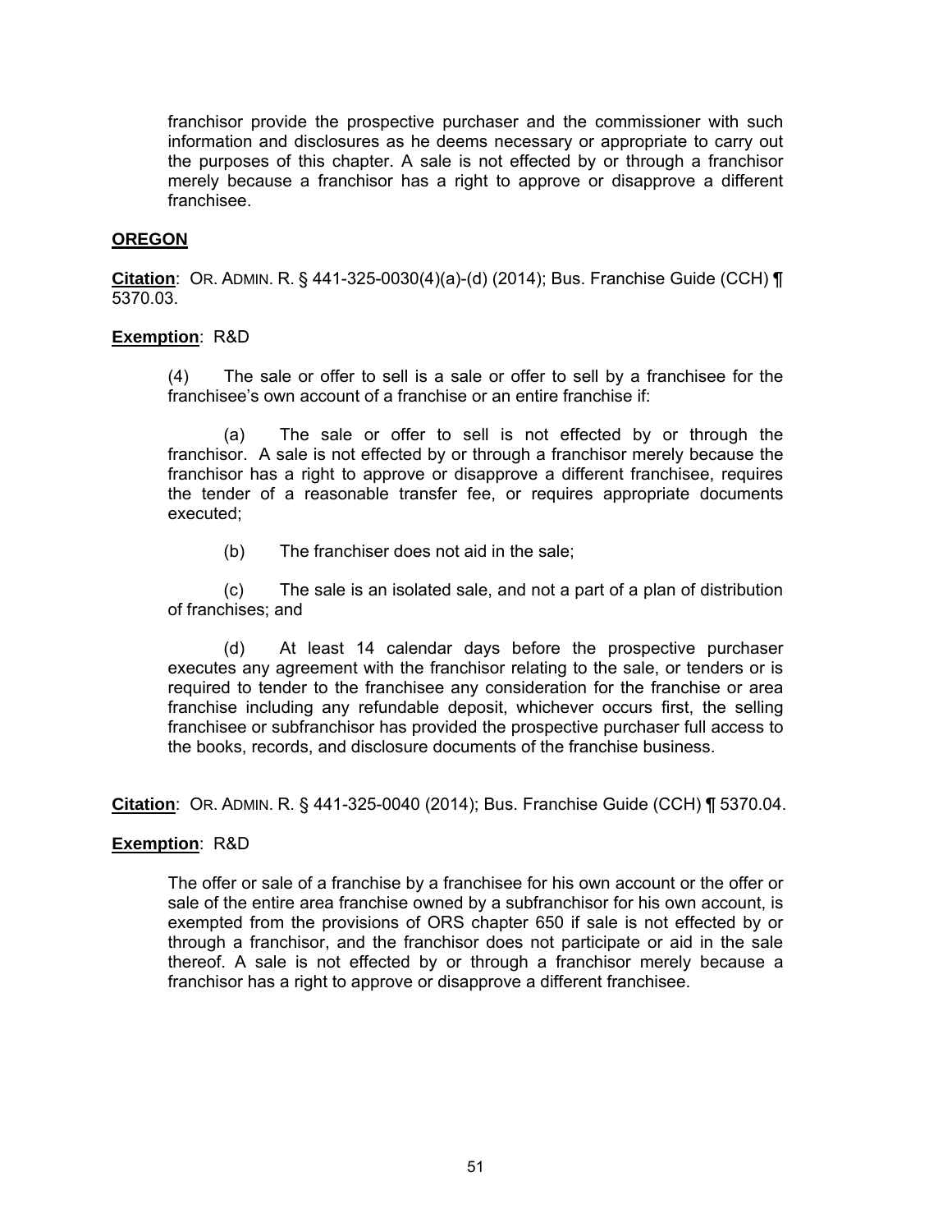franchisor provide the prospective purchaser and the commissioner with such information and disclosures as he deems necessary or appropriate to carry out the purposes of this chapter. A sale is not effected by or through a franchisor merely because a franchisor has a right to approve or disapprove a different franchisee.

**OREGON**

**Citation**: OR. ADMIN. R. § 441-325-0030(4)(a)-(d) (2014); Bus. Franchise Guide (CCH) ¶ 5370.03.

**Exemption**: R&D

> (4) The sale or offer to sell is a sale or offer to sell by a franchisee for the franchisee's own account of a franchise or an entire franchise if:
>
> (a) The sale or offer to sell is not effected by or through the franchisor. A sale is not effected by or through a franchisor merely because the franchisor has a right to approve or disapprove a different franchisee, requires the tender of a reasonable transfer fee, or requires appropriate documents executed;
>
> (b) The franchiser does not aid in the sale;
>
> (c) The sale is an isolated sale, and not a part of a plan of distribution of franchises; and
>
> (d) At least 14 calendar days before the prospective purchaser executes any agreement with the franchisor relating to the sale, or tenders or is required to tender to the franchisee any consideration for the franchise or area franchise including any refundable deposit, whichever occurs first, the selling franchisee or subfranchisor has provided the prospective purchaser full access to the books, records, and disclosure documents of the franchise business.

**Citation**: OR. ADMIN. R. § 441-325-0040 (2014); Bus. Franchise Guide (CCH) ¶ 5370.04.

**Exemption**: R&D

> The offer or sale of a franchise by a franchisee for his own account or the offer or sale of the entire area franchise owned by a subfranchisor for his own account, is exempted from the provisions of ORS chapter 650 if sale is not effected by or through a franchisor, and the franchisor does not participate or aid in the sale thereof. A sale is not effected by or through a franchisor merely because a franchisor has a right to approve or disapprove a different franchisee.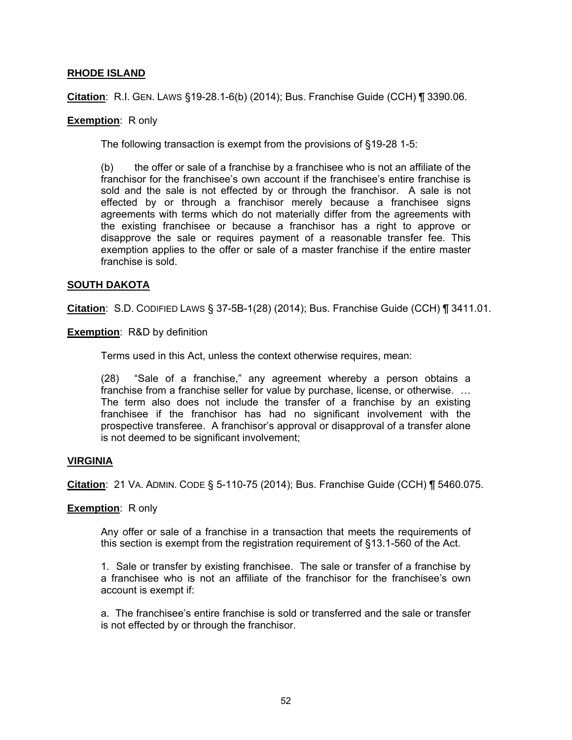**RHODE ISLAND**

**Citation**: R.I. GEN. LAWS §19-28.1-6(b) (2014); Bus. Franchise Guide (CCH) ¶ 3390.06.

**Exemption**: R only

> The following transaction is exempt from the provisions of §19-28 1-5:
>
> (b) the offer or sale of a franchise by a franchisee who is not an affiliate of the franchisor for the franchisee's own account if the franchisee's entire franchise is sold and the sale is not effected by or through the franchisor. A sale is not effected by or through a franchisor merely because a franchisee signs agreements with terms which do not materially differ from the agreements with the existing franchisee or because a franchisor has a right to approve or disapprove the sale or requires payment of a reasonable transfer fee. This exemption applies to the offer or sale of a master franchise if the entire master franchise is sold.

**SOUTH DAKOTA**

**Citation**: S.D. CODIFIED LAWS § 37-5B-1(28) (2014); Bus. Franchise Guide (CCH) ¶ 3411.01.

**Exemption**: R&D by definition

> Terms used in this Act, unless the context otherwise requires, mean:
>
> (28) "Sale of a franchise," any agreement whereby a person obtains a franchise from a franchise seller for value by purchase, license, or otherwise. … The term also does not include the transfer of a franchise by an existing franchisee if the franchisor has had no significant involvement with the prospective transferee. A franchisor's approval or disapproval of a transfer alone is not deemed to be significant involvement;

**VIRGINIA**

**Citation**: 21 VA. ADMIN. CODE § 5-110-75 (2014); Bus. Franchise Guide (CCH) ¶ 5460.075.

**Exemption**: R only

> Any offer or sale of a franchise in a transaction that meets the requirements of this section is exempt from the registration requirement of §13.1-560 of the Act.
>
> 1. Sale or transfer by existing franchisee. The sale or transfer of a franchise by a franchisee who is not an affiliate of the franchisor for the franchisee's own account is exempt if:
>
> a. The franchisee's entire franchise is sold or transferred and the sale or transfer is not effected by or through the franchisor.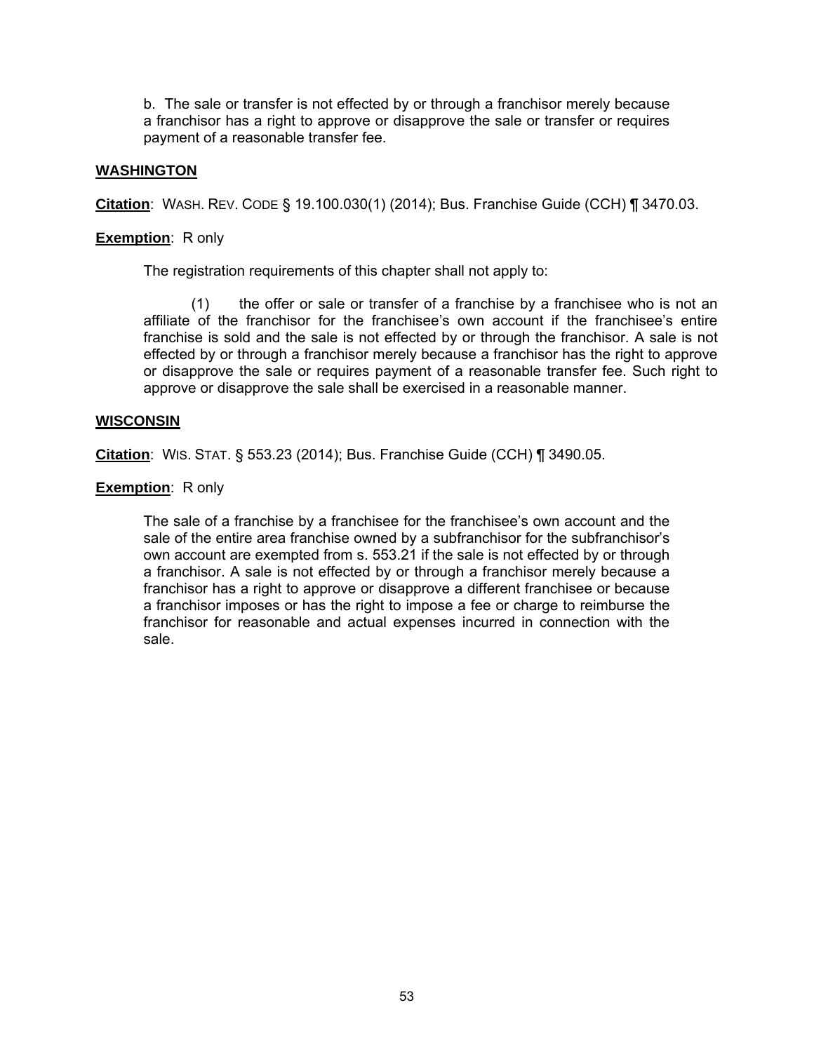b. The sale or transfer is not effected by or through a franchisor merely because a franchisor has a right to approve or disapprove the sale or transfer or requires payment of a reasonable transfer fee.

## WASHINGTON

**Citation**: WASH. REV. CODE § 19.100.030(1) (2014); Bus. Franchise Guide (CCH) ¶ 3470.03.

**Exemption**: R only

The registration requirements of this chapter shall not apply to:

(1) the offer or sale or transfer of a franchise by a franchisee who is not an affiliate of the franchisor for the franchisee's own account if the franchisee's entire franchise is sold and the sale is not effected by or through the franchisor. A sale is not effected by or through a franchisor merely because a franchisor has the right to approve or disapprove the sale or requires payment of a reasonable transfer fee. Such right to approve or disapprove the sale shall be exercised in a reasonable manner.

## WISCONSIN

**Citation**: WIS. STAT. § 553.23 (2014); Bus. Franchise Guide (CCH) ¶ 3490.05.

**Exemption**: R only

The sale of a franchise by a franchisee for the franchisee's own account and the sale of the entire area franchise owned by a subfranchisor for the subfranchisor's own account are exempted from s. 553.21 if the sale is not effected by or through a franchisor. A sale is not effected by or through a franchisor merely because a franchisor has a right to approve or disapprove a different franchisee or because a franchisor imposes or has the right to impose a fee or charge to reimburse the franchisor for reasonable and actual expenses incurred in connection with the sale.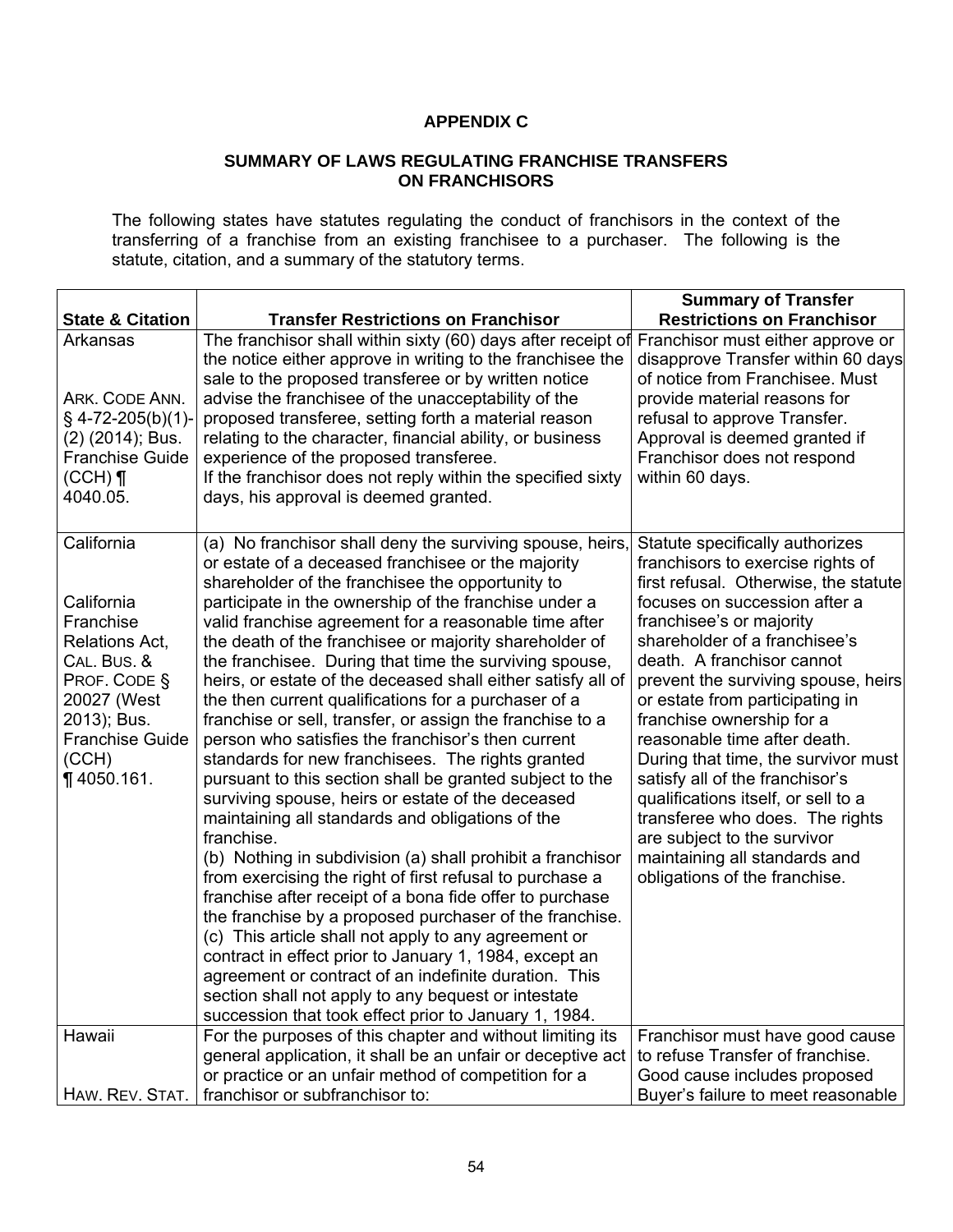**APPENDIX C**

**SUMMARY OF LAWS REGULATING FRANCHISE TRANSFERS ON FRANCHISORS**

The following states have statutes regulating the conduct of franchisors in the context of the transferring of a franchise from an existing franchisee to a purchaser. The following is the statute, citation, and a summary of the statutory terms.

| **State & Citation** | **Transfer Restrictions on Franchisor** | **Summary of Transfer Restrictions on Franchisor** |
|---|---|---|
| Arkansas<br><br>ARK. CODE ANN. § 4-72-205(b)(1)-(2) (2014); Bus. Franchise Guide (CCH) ¶ 4040.05. | The franchisor shall within sixty (60) days after receipt of the notice either approve in writing to the franchisee the sale to the proposed transferee or by written notice advise the franchisee of the unacceptability of the proposed transferee, setting forth a material reason relating to the character, financial ability, or business experience of the proposed transferee.<br>If the franchisor does not reply within the specified sixty days, his approval is deemed granted. | Franchisor must either approve or disapprove Transfer within 60 days of notice from Franchisee. Must provide material reasons for refusal to approve Transfer. Approval is deemed granted if Franchisor does not respond within 60 days. |
| California<br><br>California Franchise Relations Act, CAL. BUS. & PROF. CODE § 20027 (West 2013); Bus. Franchise Guide (CCH) ¶ 4050.161. | (a) No franchisor shall deny the surviving spouse, heirs, or estate of a deceased franchisee or the majority shareholder of the franchisee the opportunity to participate in the ownership of the franchise under a valid franchise agreement for a reasonable time after the death of the franchisee or majority shareholder of the franchisee. During that time the surviving spouse, heirs, or estate of the deceased shall either satisfy all of the then current qualifications for a purchaser of a franchise or sell, transfer, or assign the franchise to a person who satisfies the franchisor's then current standards for new franchisees. The rights granted pursuant to this section shall be granted subject to the surviving spouse, heirs or estate of the deceased maintaining all standards and obligations of the franchise.<br>(b) Nothing in subdivision (a) shall prohibit a franchisor from exercising the right of first refusal to purchase a franchise after receipt of a bona fide offer to purchase the franchise by a proposed purchaser of the franchise.<br>(c) This article shall not apply to any agreement or contract in effect prior to January 1, 1984, except an agreement or contract of an indefinite duration. This section shall not apply to any bequest or intestate succession that took effect prior to January 1, 1984. | Statute specifically authorizes franchisors to exercise rights of first refusal. Otherwise, the statute focuses on succession after a franchisee's or majority shareholder of a franchisee's death. A franchisor cannot prevent the surviving spouse, heirs or estate from participating in franchise ownership for a reasonable time after death. During that time, the survivor must satisfy all of the franchisor's qualifications itself, or sell to a transferee who does. The rights are subject to the survivor maintaining all standards and obligations of the franchise. |
| Hawaii<br><br>HAW. REV. STAT. | For the purposes of this chapter and without limiting its general application, it shall be an unfair or deceptive act or practice or an unfair method of competition for a franchisor or subfranchisor to: | Franchisor must have good cause to refuse Transfer of franchise. Good cause includes proposed Buyer's failure to meet reasonable |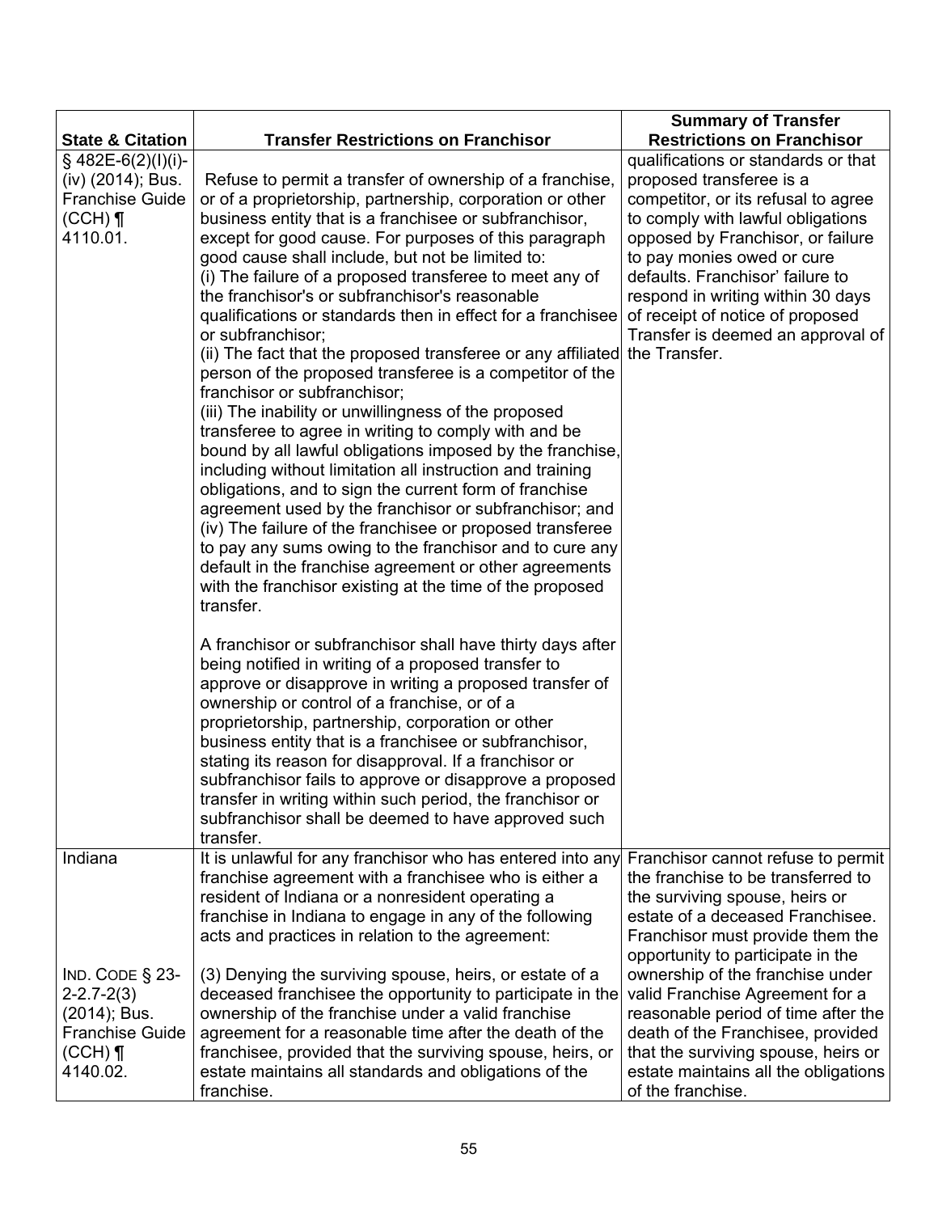| State & Citation | Transfer Restrictions on Franchisor | Summary of Transfer Restrictions on Franchisor |
|---|---|---|
| § 482E-6(2)(I)(i)-(iv) (2014); Bus. Franchise Guide (CCH) ¶ 4110.01. | Refuse to permit a transfer of ownership of a franchise, or of a proprietorship, partnership, corporation or other business entity that is a franchisee or subfranchisor, except for good cause. For purposes of this paragraph good cause shall include, but not be limited to:<br>(i) The failure of a proposed transferee to meet any of the franchisor's or subfranchisor's reasonable qualifications or standards then in effect for a franchisee or subfranchisor;<br>(ii) The fact that the proposed transferee or any affiliated person of the proposed transferee is a competitor of the franchisor or subfranchisor;<br>(iii) The inability or unwillingness of the proposed transferee to agree in writing to comply with and be bound by all lawful obligations imposed by the franchise, including without limitation all instruction and training obligations, and to sign the current form of franchise agreement used by the franchisor or subfranchisor; and<br>(iv) The failure of the franchisee or proposed transferee to pay any sums owing to the franchisor and to cure any default in the franchise agreement or other agreements with the franchisor existing at the time of the proposed transfer.<br><br>A franchisor or subfranchisor shall have thirty days after being notified in writing of a proposed transfer to approve or disapprove in writing a proposed transfer of ownership or control of a franchise, or of a proprietorship, partnership, corporation or other business entity that is a franchisee or subfranchisor, stating its reason for disapproval. If a franchisor or subfranchisor fails to approve or disapprove a proposed transfer in writing within such period, the franchisor or subfranchisor shall be deemed to have approved such transfer. | qualifications or standards or that proposed transferee is a competitor, or its refusal to agree to comply with lawful obligations opposed by Franchisor, or failure to pay monies owed or cure defaults. Franchisor' failure to respond in writing within 30 days of receipt of notice of proposed Transfer is deemed an approval of the Transfer. |
| Indiana<br><br>IND. CODE § 23-2-2.7-2(3) (2014); Bus. Franchise Guide (CCH) ¶ 4140.02. | It is unlawful for any franchisor who has entered into any franchise agreement with a franchisee who is either a resident of Indiana or a nonresident operating a franchise in Indiana to engage in any of the following acts and practices in relation to the agreement:<br><br>(3) Denying the surviving spouse, heirs, or estate of a deceased franchisee the opportunity to participate in the ownership of the franchise under a valid franchise agreement for a reasonable time after the death of the franchisee, provided that the surviving spouse, heirs, or estate maintains all standards and obligations of the franchise. | Franchisor cannot refuse to permit the franchise to be transferred to the surviving spouse, heirs or estate of a deceased Franchisee. Franchisor must provide them the opportunity to participate in the ownership of the franchise under valid Franchise Agreement for a reasonable period of time after the death of the Franchisee, provided that the surviving spouse, heirs or estate maintains all the obligations of the franchise. |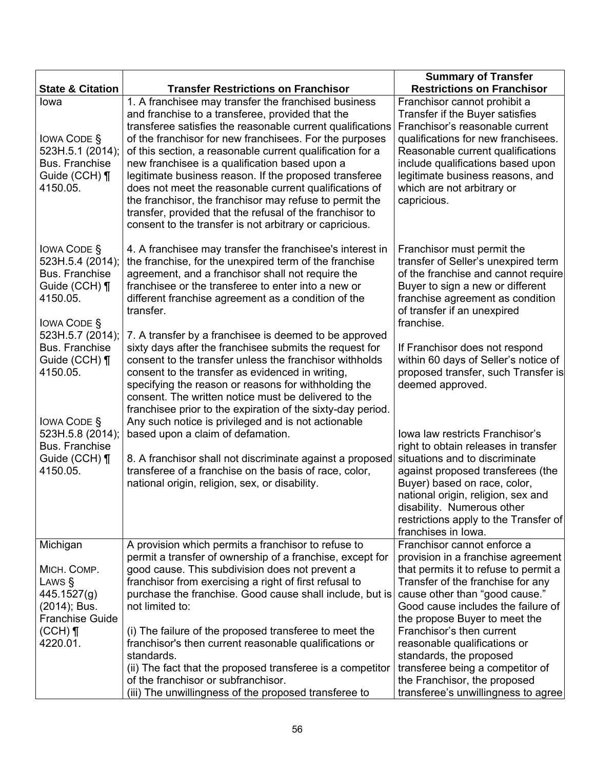| State & Citation | Transfer Restrictions on Franchisor | Summary of Transfer Restrictions on Franchisor |
|---|---|---|
| Iowa<br><br>IOWA CODE § 523H.5.1 (2014); Bus. Franchise Guide (CCH) ¶ 4150.05. | 1. A franchisee may transfer the franchised business and franchise to a transferee, provided that the transferee satisfies the reasonable current qualifications of the franchisor for new franchisees. For the purposes of this section, a reasonable current qualification for a new franchisee is a qualification based upon a legitimate business reason. If the proposed transferee does not meet the reasonable current qualifications of the franchisor, the franchisor may refuse to permit the transfer, provided that the refusal of the franchisor to consent to the transfer is not arbitrary or capricious. | Franchisor cannot prohibit a Transfer if the Buyer satisfies Franchisor's reasonable current qualifications for new franchisees. Reasonable current qualifications include qualifications based upon legitimate business reasons, and which are not arbitrary or capricious. |
| IOWA CODE § 523H.5.4 (2014); Bus. Franchise Guide (CCH) ¶ 4150.05.<br><br>IOWA CODE § 523H.5.7 (2014); Bus. Franchise Guide (CCH) ¶ 4150.05.<br><br>IOWA CODE § 523H.5.8 (2014); Bus. Franchise Guide (CCH) ¶ 4150.05. | 4. A franchisee may transfer the franchisee's interest in the franchise, for the unexpired term of the franchise agreement, and a franchisor shall not require the franchisee or the transferee to enter into a new or different franchise agreement as a condition of the transfer.<br><br>7. A transfer by a franchisee is deemed to be approved sixty days after the franchisee submits the request for consent to the transfer unless the franchisor withholds consent to the transfer as evidenced in writing, specifying the reason or reasons for withholding the consent. The written notice must be delivered to the franchisee prior to the expiration of the sixty-day period. Any such notice is privileged and is not actionable based upon a claim of defamation.<br><br>8. A franchisor shall not discriminate against a proposed transferee of a franchise on the basis of race, color, national origin, religion, sex, or disability. | Franchisor must permit the transfer of Seller's unexpired term of the franchise and cannot require Buyer to sign a new or different franchise agreement as condition of transfer if an unexpired franchise.<br><br>If Franchisor does not respond within 60 days of Seller's notice of proposed transfer, such Transfer is deemed approved.<br><br>Iowa law restricts Franchisor's right to obtain releases in transfer situations and to discriminate against proposed transferees (the Buyer) based on race, color, national origin, religion, sex and disability. Numerous other restrictions apply to the Transfer of franchises in Iowa. |
| Michigan<br><br>MICH. COMP. LAWS § 445.1527(g) (2014); Bus. Franchise Guide (CCH) ¶ 4220.01. | A provision which permits a franchisor to refuse to permit a transfer of ownership of a franchise, except for good cause. This subdivision does not prevent a franchisor from exercising a right of first refusal to purchase the franchise. Good cause shall include, but is not limited to:<br><br>(i) The failure of the proposed transferee to meet the franchisor's then current reasonable qualifications or standards.<br>(ii) The fact that the proposed transferee is a competitor of the franchisor or subfranchisor.<br>(iii) The unwillingness of the proposed transferee to | Franchisor cannot enforce a provision in a franchise agreement that permits it to refuse to permit a Transfer of the franchise for any cause other than "good cause." Good cause includes the failure of the propose Buyer to meet the Franchisor's then current reasonable qualifications or standards, the proposed transferee being a competitor of the Franchisor, the proposed transferee's unwillingness to agree |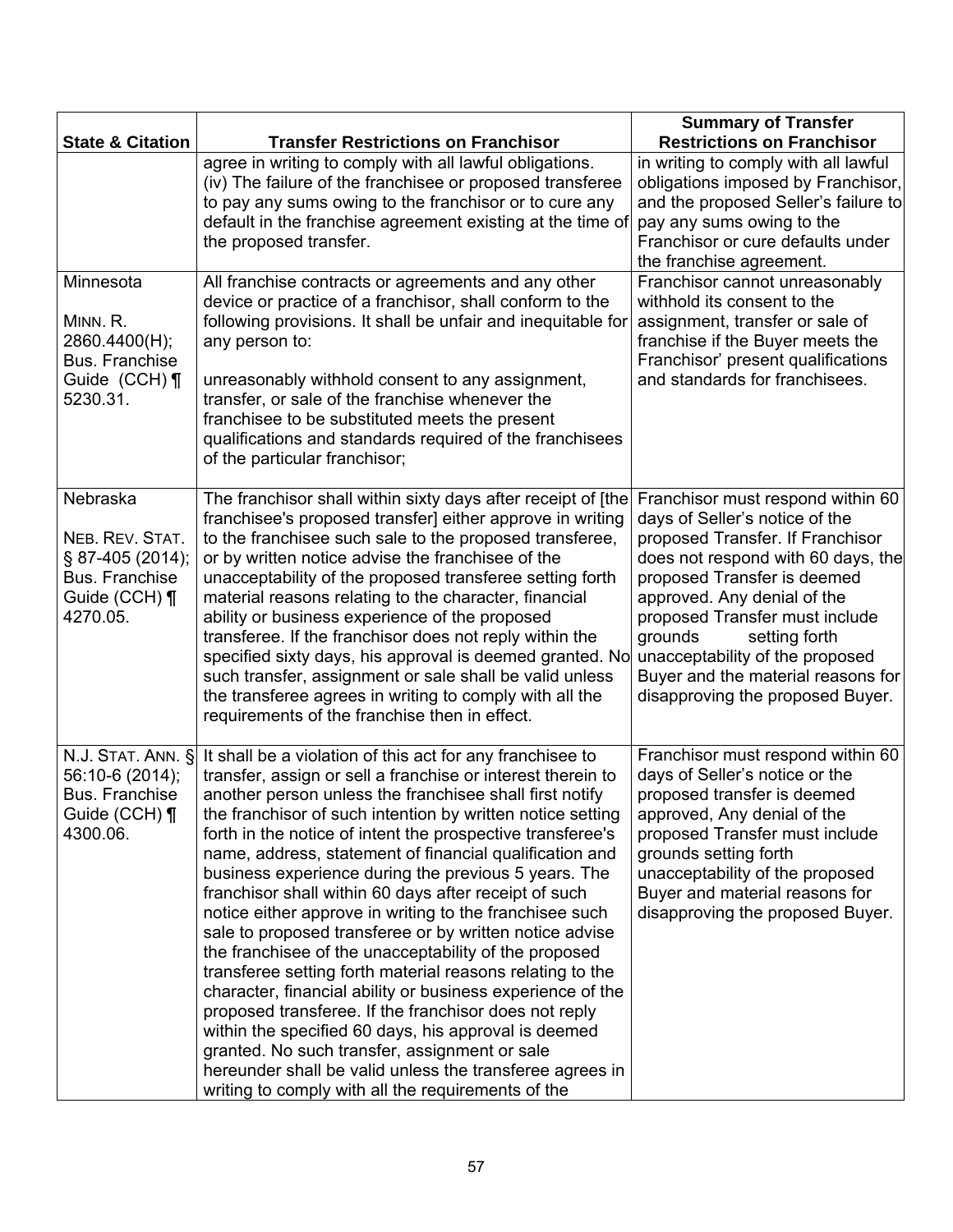| State & Citation | Transfer Restrictions on Franchisor | Summary of Transfer Restrictions on Franchisor |
|---|---|---|
| | agree in writing to comply with all lawful obligations.<br>(iv) The failure of the franchisee or proposed transferee to pay any sums owing to the franchisor or to cure any default in the franchise agreement existing at the time of the proposed transfer. | in writing to comply with all lawful obligations imposed by Franchisor, and the proposed Seller's failure to pay any sums owing to the Franchisor or cure defaults under the franchise agreement. |
| Minnesota<br><br>MINN. R. 2860.4400(H); Bus. Franchise Guide (CCH) ¶ 5230.31. | All franchise contracts or agreements and any other device or practice of a franchisor, shall conform to the following provisions. It shall be unfair and inequitable for any person to:<br><br>unreasonably withhold consent to any assignment, transfer, or sale of the franchise whenever the franchisee to be substituted meets the present qualifications and standards required of the franchisees of the particular franchisor; | Franchisor cannot unreasonably withhold its consent to the assignment, transfer or sale of franchise if the Buyer meets the Franchisor' present qualifications and standards for franchisees. |
| Nebraska<br><br>NEB. REV. STAT. § 87-405 (2014); Bus. Franchise Guide (CCH) ¶ 4270.05. | The franchisor shall within sixty days after receipt of [the franchisee's proposed transfer] either approve in writing to the franchisee such sale to the proposed transferee, or by written notice advise the franchisee of the unacceptability of the proposed transferee setting forth material reasons relating to the character, financial ability or business experience of the proposed transferee. If the franchisor does not reply within the specified sixty days, his approval is deemed granted. No such transfer, assignment or sale shall be valid unless the transferee agrees in writing to comply with all the requirements of the franchise then in effect. | Franchisor must respond within 60 days of Seller's notice of the proposed Transfer. If Franchisor does not respond with 60 days, the proposed Transfer is deemed approved. Any denial of the proposed Transfer must include grounds setting forth unacceptability of the proposed Buyer and the material reasons for disapproving the proposed Buyer. |
| N.J. STAT. ANN. § 56:10-6 (2014); Bus. Franchise Guide (CCH) ¶ 4300.06. | It shall be a violation of this act for any franchisee to transfer, assign or sell a franchise or interest therein to another person unless the franchisee shall first notify the franchisor of such intention by written notice setting forth in the notice of intent the prospective transferee's name, address, statement of financial qualification and business experience during the previous 5 years. The franchisor shall within 60 days after receipt of such notice either approve in writing to the franchisee such sale to proposed transferee or by written notice advise the franchisee of the unacceptability of the proposed transferee setting forth material reasons relating to the character, financial ability or business experience of the proposed transferee. If the franchisor does not reply within the specified 60 days, his approval is deemed granted. No such transfer, assignment or sale hereunder shall be valid unless the transferee agrees in writing to comply with all the requirements of the | Franchisor must respond within 60 days of Seller's notice or the proposed transfer is deemed approved, Any denial of the proposed Transfer must include grounds setting forth unacceptability of the proposed Buyer and material reasons for disapproving the proposed Buyer. |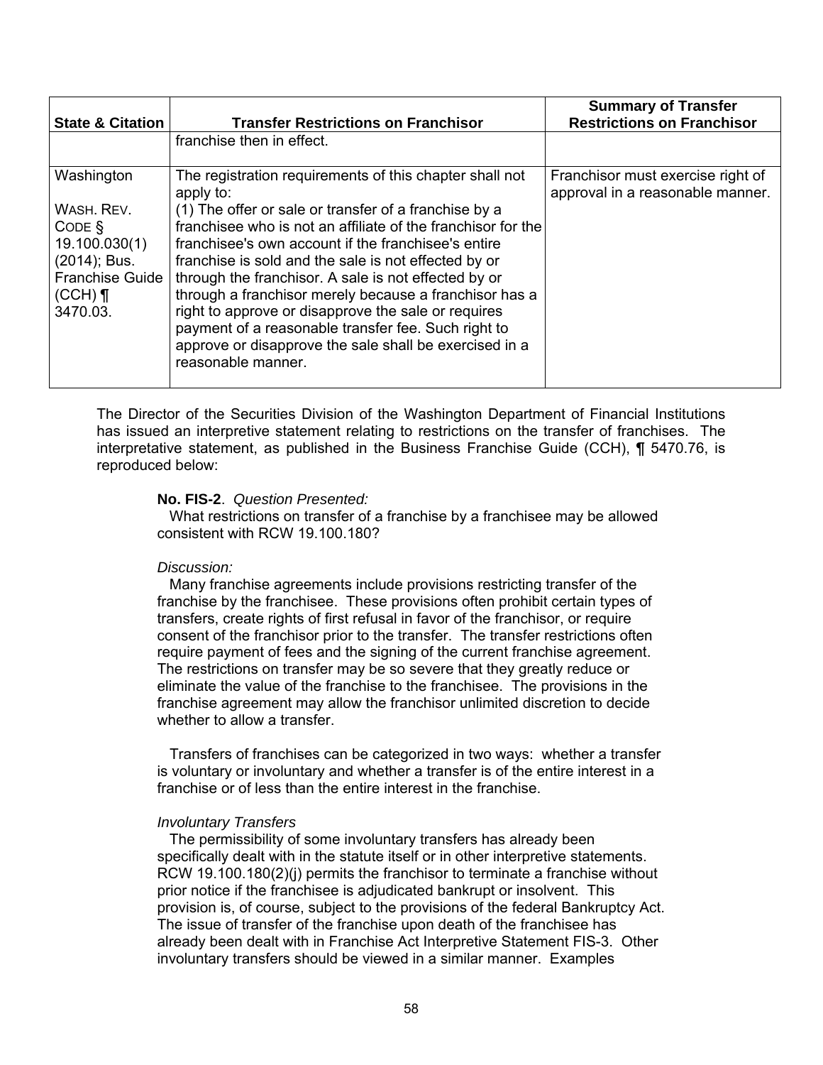| State & Citation | Transfer Restrictions on Franchisor | Summary of Transfer Restrictions on Franchisor |
|---|---|---|
| | franchise then in effect. | |
| Washington<br><br>WASH. REV. CODE § 19.100.030(1) (2014); Bus. Franchise Guide (CCH) ¶ 3470.03. | The registration requirements of this chapter shall not apply to:<br>(1) The offer or sale or transfer of a franchise by a franchisee who is not an affiliate of the franchisor for the franchisee's own account if the franchisee's entire franchise is sold and the sale is not effected by or through the franchisor. A sale is not effected by or through a franchisor merely because a franchisor has a right to approve or disapprove the sale or requires payment of a reasonable transfer fee. Such right to approve or disapprove the sale shall be exercised in a reasonable manner. | Franchisor must exercise right of approval in a reasonable manner. |

The Director of the Securities Division of the Washington Department of Financial Institutions has issued an interpretive statement relating to restrictions on the transfer of franchises. The interpretative statement, as published in the Business Franchise Guide (CCH), ¶ 5470.76, is reproduced below:

**No. FIS-2**. *Question Presented:*

What restrictions on transfer of a franchise by a franchisee may be allowed consistent with RCW 19.100.180?

*Discussion:*

Many franchise agreements include provisions restricting transfer of the franchise by the franchisee. These provisions often prohibit certain types of transfers, create rights of first refusal in favor of the franchisor, or require consent of the franchisor prior to the transfer. The transfer restrictions often require payment of fees and the signing of the current franchise agreement. The restrictions on transfer may be so severe that they greatly reduce or eliminate the value of the franchise to the franchisee. The provisions in the franchise agreement may allow the franchisor unlimited discretion to decide whether to allow a transfer.

Transfers of franchises can be categorized in two ways: whether a transfer is voluntary or involuntary and whether a transfer is of the entire interest in a franchise or of less than the entire interest in the franchise.

*Involuntary Transfers*

The permissibility of some involuntary transfers has already been specifically dealt with in the statute itself or in other interpretive statements. RCW 19.100.180(2)(j) permits the franchisor to terminate a franchise without prior notice if the franchisee is adjudicated bankrupt or insolvent. This provision is, of course, subject to the provisions of the federal Bankruptcy Act. The issue of transfer of the franchise upon death of the franchisee has already been dealt with in Franchise Act Interpretive Statement FIS-3. Other involuntary transfers should be viewed in a similar manner. Examples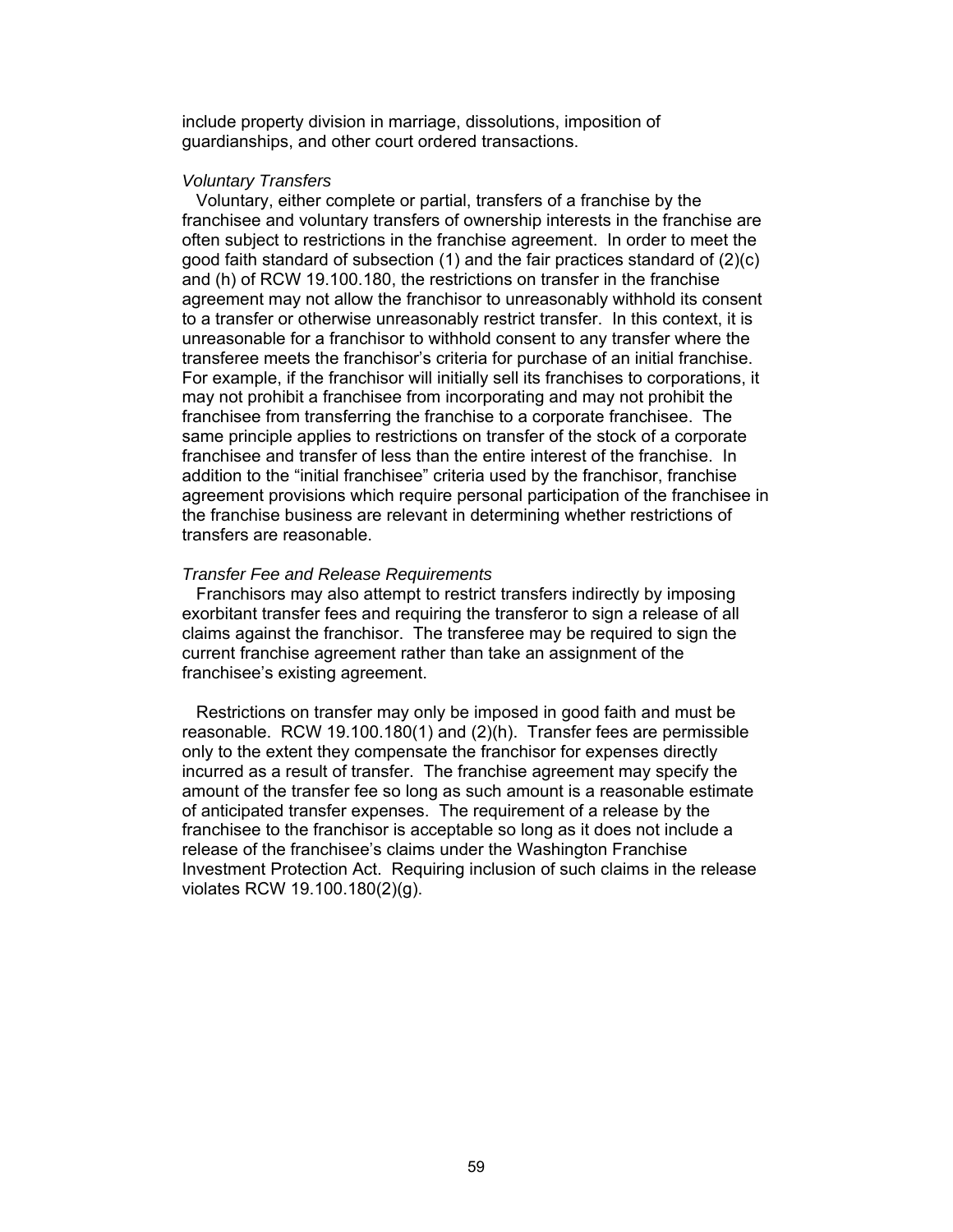include property division in marriage, dissolutions, imposition of guardianships, and other court ordered transactions.

*Voluntary Transfers*

Voluntary, either complete or partial, transfers of a franchise by the franchisee and voluntary transfers of ownership interests in the franchise are often subject to restrictions in the franchise agreement. In order to meet the good faith standard of subsection (1) and the fair practices standard of (2)(c) and (h) of RCW 19.100.180, the restrictions on transfer in the franchise agreement may not allow the franchisor to unreasonably withhold its consent to a transfer or otherwise unreasonably restrict transfer. In this context, it is unreasonable for a franchisor to withhold consent to any transfer where the transferee meets the franchisor's criteria for purchase of an initial franchise. For example, if the franchisor will initially sell its franchises to corporations, it may not prohibit a franchisee from incorporating and may not prohibit the franchisee from transferring the franchise to a corporate franchisee. The same principle applies to restrictions on transfer of the stock of a corporate franchisee and transfer of less than the entire interest of the franchise. In addition to the "initial franchisee" criteria used by the franchisor, franchise agreement provisions which require personal participation of the franchisee in the franchise business are relevant in determining whether restrictions of transfers are reasonable.

*Transfer Fee and Release Requirements*

Franchisors may also attempt to restrict transfers indirectly by imposing exorbitant transfer fees and requiring the transferor to sign a release of all claims against the franchisor. The transferee may be required to sign the current franchise agreement rather than take an assignment of the franchisee's existing agreement.

Restrictions on transfer may only be imposed in good faith and must be reasonable. RCW 19.100.180(1) and (2)(h). Transfer fees are permissible only to the extent they compensate the franchisor for expenses directly incurred as a result of transfer. The franchise agreement may specify the amount of the transfer fee so long as such amount is a reasonable estimate of anticipated transfer expenses. The requirement of a release by the franchisee to the franchisor is acceptable so long as it does not include a release of the franchisee's claims under the Washington Franchise Investment Protection Act. Requiring inclusion of such claims in the release violates RCW 19.100.180(2)(g).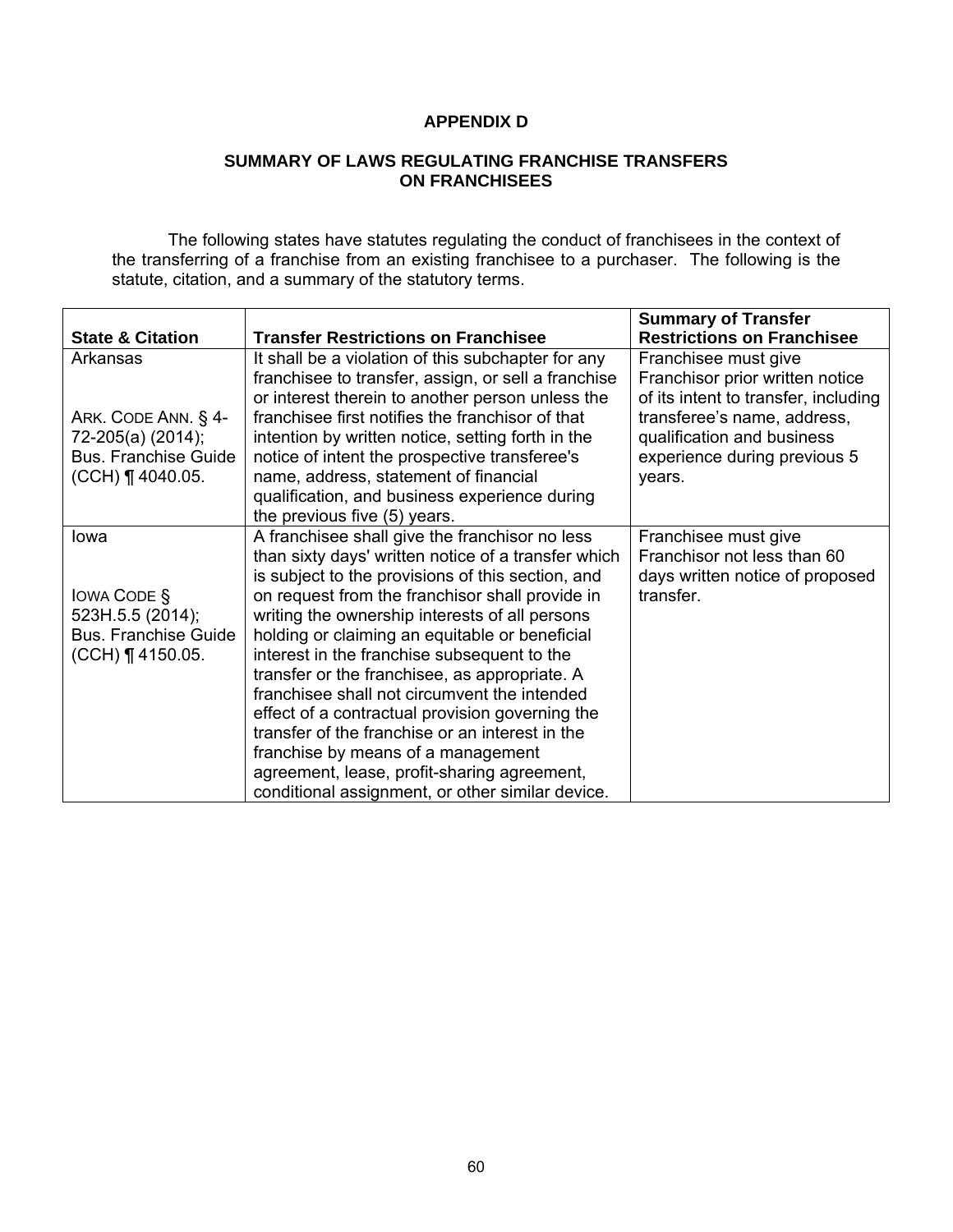# APPENDIX D

## SUMMARY OF LAWS REGULATING FRANCHISE TRANSFERS ON FRANCHISEES

The following states have statutes regulating the conduct of franchisees in the context of the transferring of a franchise from an existing franchisee to a purchaser. The following is the statute, citation, and a summary of the statutory terms.

| State & Citation | Transfer Restrictions on Franchisee | Summary of Transfer Restrictions on Franchisee |
|---|---|---|
| Arkansas<br><br>ARK. CODE ANN. § 4-72-205(a) (2014); Bus. Franchise Guide (CCH) ¶ 4040.05. | It shall be a violation of this subchapter for any franchisee to transfer, assign, or sell a franchise or interest therein to another person unless the franchisee first notifies the franchisor of that intention by written notice, setting forth in the notice of intent the prospective transferee's name, address, statement of financial qualification, and business experience during the previous five (5) years. | Franchisee must give Franchisor prior written notice of its intent to transfer, including transferee's name, address, qualification and business experience during previous 5 years. |
| Iowa<br><br>IOWA CODE § 523H.5.5 (2014); Bus. Franchise Guide (CCH) ¶ 4150.05. | A franchisee shall give the franchisor no less than sixty days' written notice of a transfer which is subject to the provisions of this section, and on request from the franchisor shall provide in writing the ownership interests of all persons holding or claiming an equitable or beneficial interest in the franchise subsequent to the transfer or the franchisee, as appropriate. A franchisee shall not circumvent the intended effect of a contractual provision governing the transfer of the franchise or an interest in the franchise by means of a management agreement, lease, profit-sharing agreement, conditional assignment, or other similar device. | Franchisee must give Franchisor not less than 60 days written notice of proposed transfer. |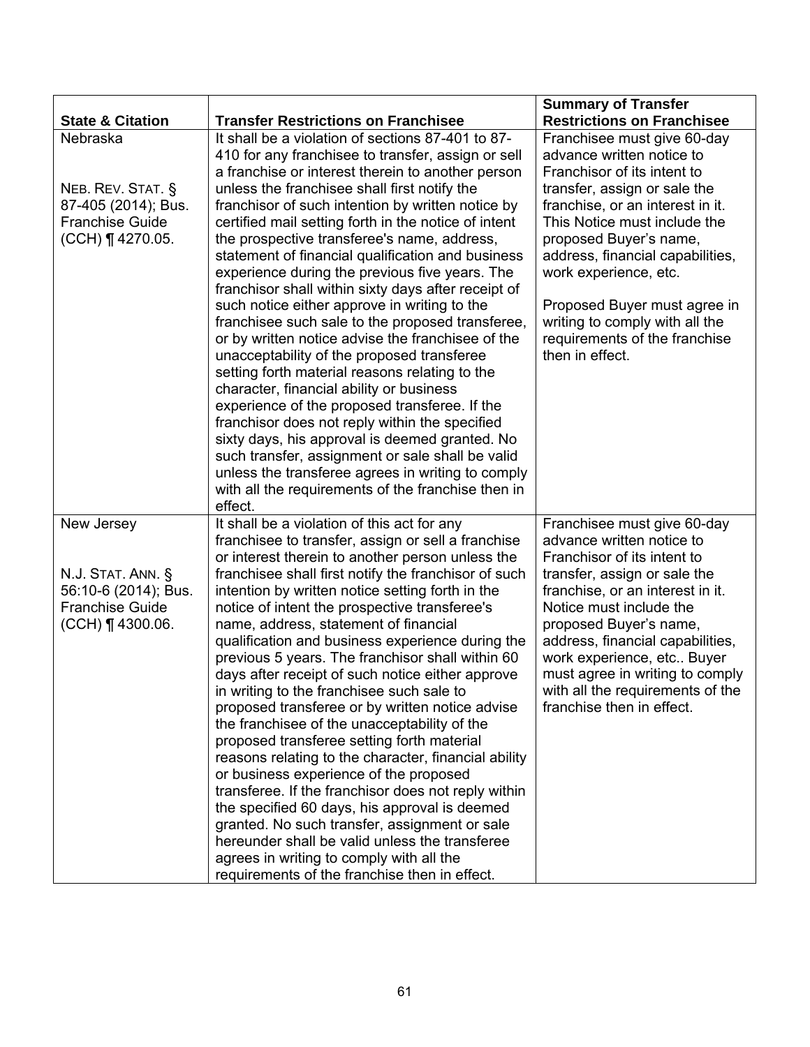| State & Citation | Transfer Restrictions on Franchisee | Summary of Transfer Restrictions on Franchisee |
|---|---|---|
| Nebraska<br><br>NEB. REV. STAT. § 87-405 (2014); Bus. Franchise Guide (CCH) ¶ 4270.05. | It shall be a violation of sections 87-401 to 87-410 for any franchisee to transfer, assign or sell a franchise or interest therein to another person unless the franchisee shall first notify the franchisor of such intention by written notice by certified mail setting forth in the notice of intent the prospective transferee's name, address, statement of financial qualification and business experience during the previous five years. The franchisor shall within sixty days after receipt of such notice either approve in writing to the franchisee such sale to the proposed transferee, or by written notice advise the franchisee of the unacceptability of the proposed transferee setting forth material reasons relating to the character, financial ability or business experience of the proposed transferee. If the franchisor does not reply within the specified sixty days, his approval is deemed granted. No such transfer, assignment or sale shall be valid unless the transferee agrees in writing to comply with all the requirements of the franchise then in effect. | Franchisee must give 60-day advance written notice to Franchisor of its intent to transfer, assign or sale the franchise, or an interest in it. This Notice must include the proposed Buyer's name, address, financial capabilities, work experience, etc.<br><br>Proposed Buyer must agree in writing to comply with all the requirements of the franchise then in effect. |
| New Jersey<br><br>N.J. STAT. ANN. § 56:10-6 (2014); Bus. Franchise Guide (CCH) ¶ 4300.06. | It shall be a violation of this act for any franchisee to transfer, assign or sell a franchise or interest therein to another person unless the franchisee shall first notify the franchisor of such intention by written notice setting forth in the notice of intent the prospective transferee's name, address, statement of financial qualification and business experience during the previous 5 years. The franchisor shall within 60 days after receipt of such notice either approve in writing to the franchisee such sale to proposed transferee or by written notice advise the franchisee of the unacceptability of the proposed transferee setting forth material reasons relating to the character, financial ability or business experience of the proposed transferee. If the franchisor does not reply within the specified 60 days, his approval is deemed granted. No such transfer, assignment or sale hereunder shall be valid unless the transferee agrees in writing to comply with all the requirements of the franchise then in effect. | Franchisee must give 60-day advance written notice to Franchisor of its intent to transfer, assign or sale the franchise, or an interest in it. Notice must include the proposed Buyer's name, address, financial capabilities, work experience, etc.. Buyer must agree in writing to comply with all the requirements of the franchise then in effect. |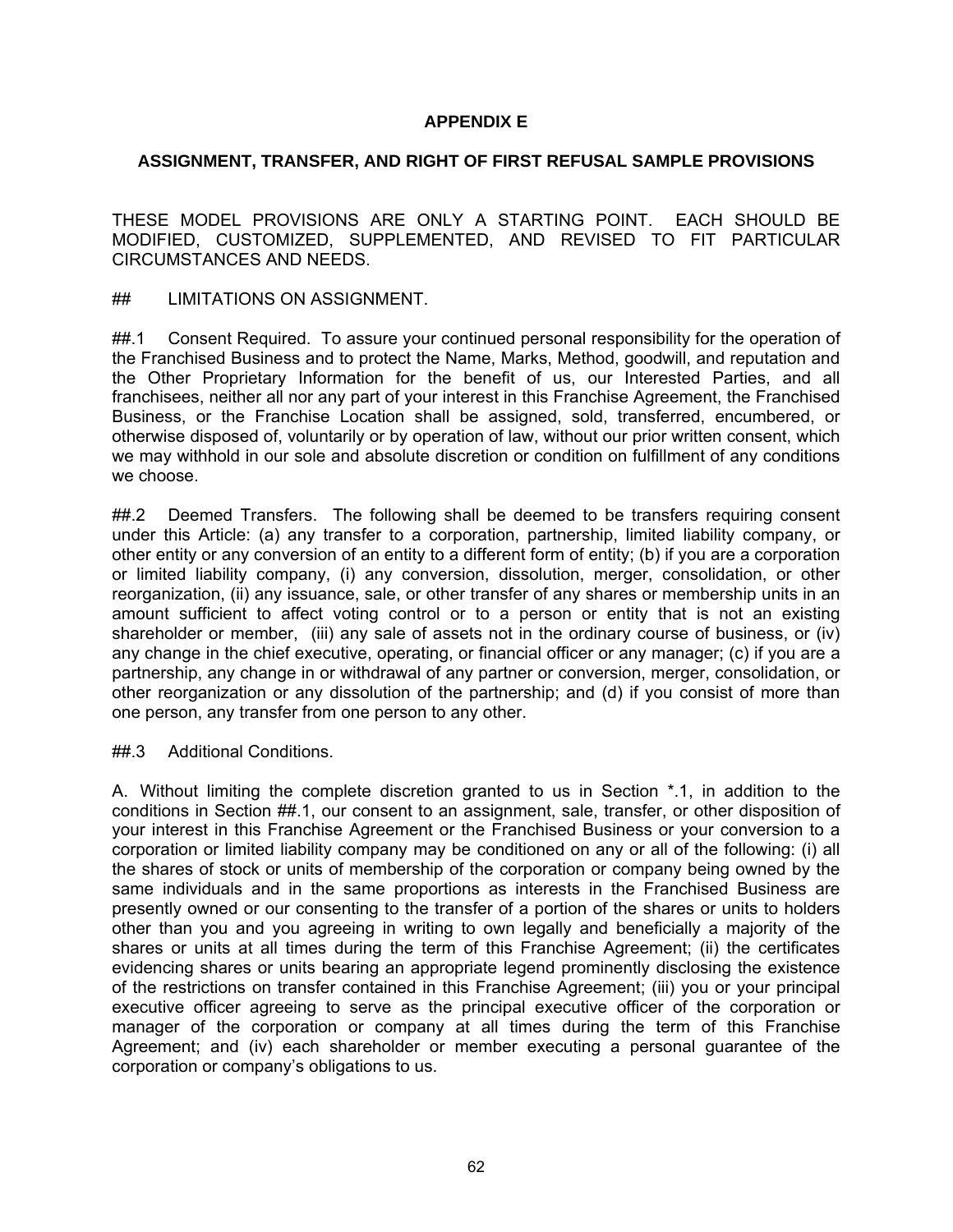**APPENDIX E**

**ASSIGNMENT, TRANSFER, AND RIGHT OF FIRST REFUSAL SAMPLE PROVISIONS**

THESE MODEL PROVISIONS ARE ONLY A STARTING POINT. EACH SHOULD BE MODIFIED, CUSTOMIZED, SUPPLEMENTED, AND REVISED TO FIT PARTICULAR CIRCUMSTANCES AND NEEDS.

## LIMITATIONS ON ASSIGNMENT.

##.1 Consent Required. To assure your continued personal responsibility for the operation of the Franchised Business and to protect the Name, Marks, Method, goodwill, and reputation and the Other Proprietary Information for the benefit of us, our Interested Parties, and all franchisees, neither all nor any part of your interest in this Franchise Agreement, the Franchised Business, or the Franchise Location shall be assigned, sold, transferred, encumbered, or otherwise disposed of, voluntarily or by operation of law, without our prior written consent, which we may withhold in our sole and absolute discretion or condition on fulfillment of any conditions we choose.

##.2 Deemed Transfers. The following shall be deemed to be transfers requiring consent under this Article: (a) any transfer to a corporation, partnership, limited liability company, or other entity or any conversion of an entity to a different form of entity; (b) if you are a corporation or limited liability company, (i) any conversion, dissolution, merger, consolidation, or other reorganization, (ii) any issuance, sale, or other transfer of any shares or membership units in an amount sufficient to affect voting control or to a person or entity that is not an existing shareholder or member, (iii) any sale of assets not in the ordinary course of business, or (iv) any change in the chief executive, operating, or financial officer or any manager; (c) if you are a partnership, any change in or withdrawal of any partner or conversion, merger, consolidation, or other reorganization or any dissolution of the partnership; and (d) if you consist of more than one person, any transfer from one person to any other.

##.3 Additional Conditions.

A. Without limiting the complete discretion granted to us in Section *.1, in addition to the conditions in Section ##.1, our consent to an assignment, sale, transfer, or other disposition of your interest in this Franchise Agreement or the Franchised Business or your conversion to a corporation or limited liability company may be conditioned on any or all of the following: (i) all the shares of stock or units of membership of the corporation or company being owned by the same individuals and in the same proportions as interests in the Franchised Business are presently owned or our consenting to the transfer of a portion of the shares or units to holders other than you and you agreeing in writing to own legally and beneficially a majority of the shares or units at all times during the term of this Franchise Agreement; (ii) the certificates evidencing shares or units bearing an appropriate legend prominently disclosing the existence of the restrictions on transfer contained in this Franchise Agreement; (iii) you or your principal executive officer agreeing to serve as the principal executive officer of the corporation or manager of the corporation or company at all times during the term of this Franchise Agreement; and (iv) each shareholder or member executing a personal guarantee of the corporation or company's obligations to us.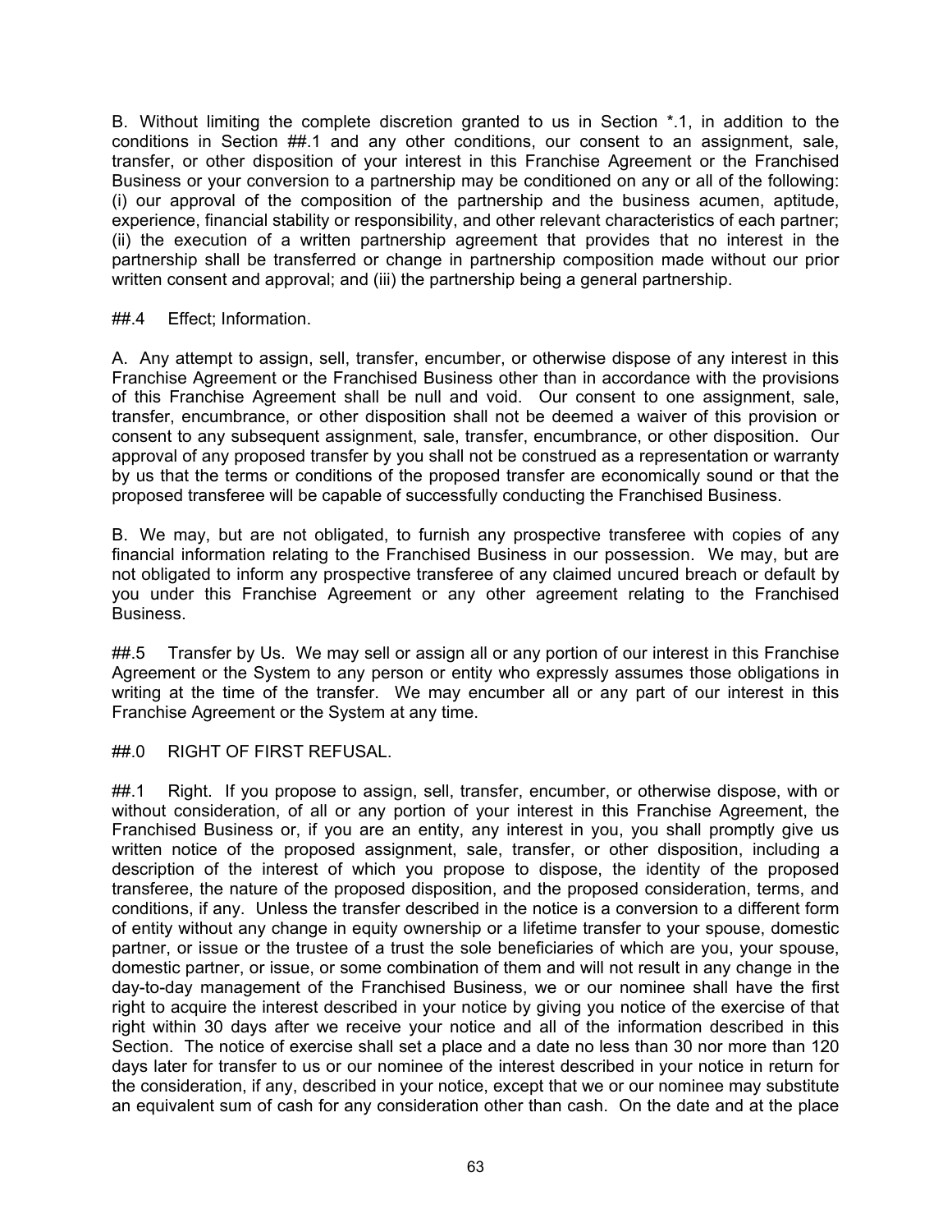B. Without limiting the complete discretion granted to us in Section *.1, in addition to the conditions in Section ##.1 and any other conditions, our consent to an assignment, sale, transfer, or other disposition of your interest in this Franchise Agreement or the Franchised Business or your conversion to a partnership may be conditioned on any or all of the following: (i) our approval of the composition of the partnership and the business acumen, aptitude, experience, financial stability or responsibility, and other relevant characteristics of each partner; (ii) the execution of a written partnership agreement that provides that no interest in the partnership shall be transferred or change in partnership composition made without our prior written consent and approval; and (iii) the partnership being a general partnership.

##.4 Effect; Information.

A. Any attempt to assign, sell, transfer, encumber, or otherwise dispose of any interest in this Franchise Agreement or the Franchised Business other than in accordance with the provisions of this Franchise Agreement shall be null and void. Our consent to one assignment, sale, transfer, encumbrance, or other disposition shall not be deemed a waiver of this provision or consent to any subsequent assignment, sale, transfer, encumbrance, or other disposition. Our approval of any proposed transfer by you shall not be construed as a representation or warranty by us that the terms or conditions of the proposed transfer are economically sound or that the proposed transferee will be capable of successfully conducting the Franchised Business.

B. We may, but are not obligated, to furnish any prospective transferee with copies of any financial information relating to the Franchised Business in our possession. We may, but are not obligated to inform any prospective transferee of any claimed uncured breach or default by you under this Franchise Agreement or any other agreement relating to the Franchised Business.

##.5 Transfer by Us. We may sell or assign all or any portion of our interest in this Franchise Agreement or the System to any person or entity who expressly assumes those obligations in writing at the time of the transfer. We may encumber all or any part of our interest in this Franchise Agreement or the System at any time.

##.0 RIGHT OF FIRST REFUSAL.

##.1 Right. If you propose to assign, sell, transfer, encumber, or otherwise dispose, with or without consideration, of all or any portion of your interest in this Franchise Agreement, the Franchised Business or, if you are an entity, any interest in you, you shall promptly give us written notice of the proposed assignment, sale, transfer, or other disposition, including a description of the interest of which you propose to dispose, the identity of the proposed transferee, the nature of the proposed disposition, and the proposed consideration, terms, and conditions, if any. Unless the transfer described in the notice is a conversion to a different form of entity without any change in equity ownership or a lifetime transfer to your spouse, domestic partner, or issue or the trustee of a trust the sole beneficiaries of which are you, your spouse, domestic partner, or issue, or some combination of them and will not result in any change in the day-to-day management of the Franchised Business, we or our nominee shall have the first right to acquire the interest described in your notice by giving you notice of the exercise of that right within 30 days after we receive your notice and all of the information described in this Section. The notice of exercise shall set a place and a date no less than 30 nor more than 120 days later for transfer to us or our nominee of the interest described in your notice in return for the consideration, if any, described in your notice, except that we or our nominee may substitute an equivalent sum of cash for any consideration other than cash. On the date and at the place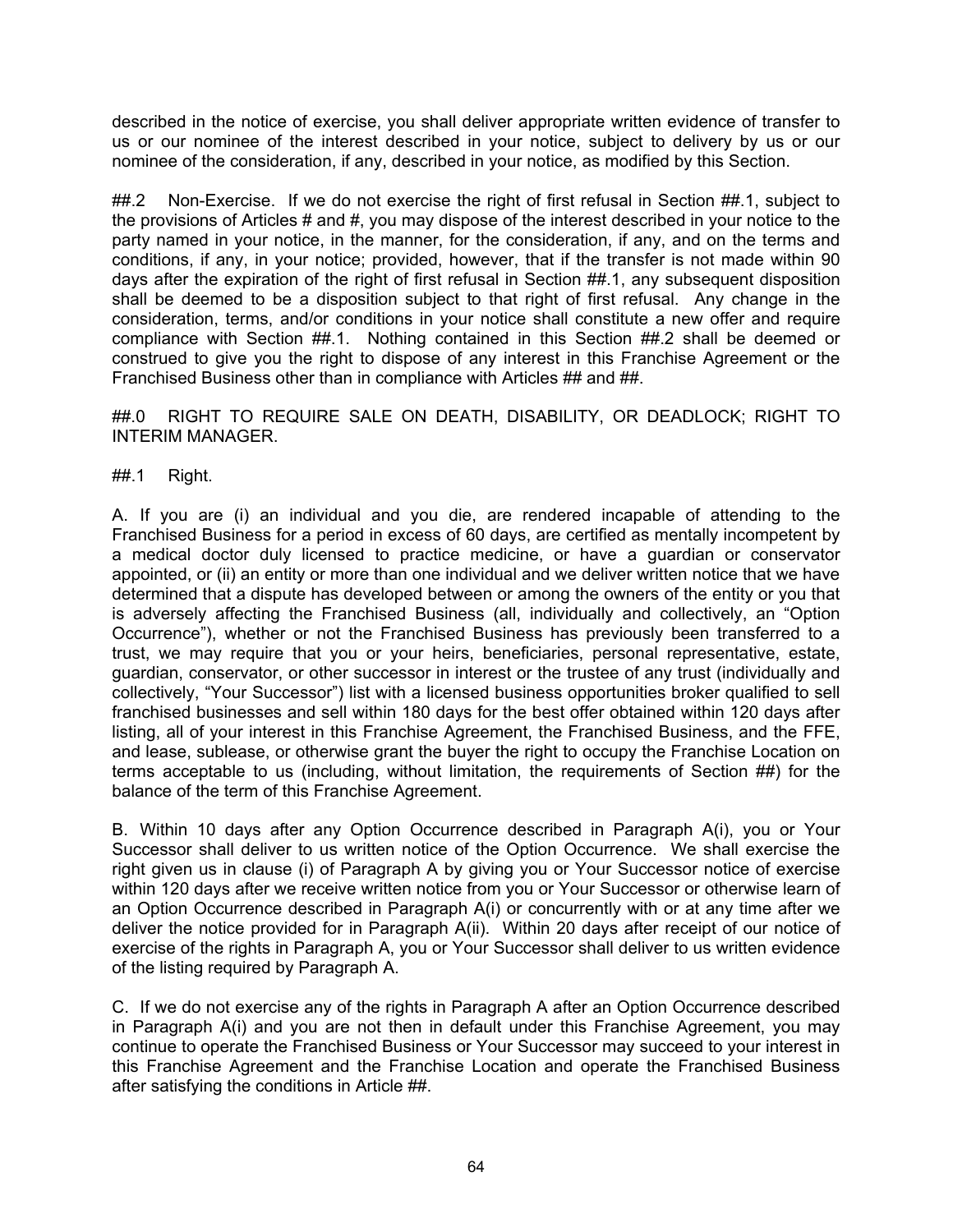described in the notice of exercise, you shall deliver appropriate written evidence of transfer to us or our nominee of the interest described in your notice, subject to delivery by us or our nominee of the consideration, if any, described in your notice, as modified by this Section.

##.2 Non-Exercise. If we do not exercise the right of first refusal in Section ##.1, subject to the provisions of Articles # and #, you may dispose of the interest described in your notice to the party named in your notice, in the manner, for the consideration, if any, and on the terms and conditions, if any, in your notice; provided, however, that if the transfer is not made within 90 days after the expiration of the right of first refusal in Section ##.1, any subsequent disposition shall be deemed to be a disposition subject to that right of first refusal. Any change in the consideration, terms, and/or conditions in your notice shall constitute a new offer and require compliance with Section ##.1. Nothing contained in this Section ##.2 shall be deemed or construed to give you the right to dispose of any interest in this Franchise Agreement or the Franchised Business other than in compliance with Articles ## and ##.

##.0 RIGHT TO REQUIRE SALE ON DEATH, DISABILITY, OR DEADLOCK; RIGHT TO INTERIM MANAGER.

##.1 Right.

A. If you are (i) an individual and you die, are rendered incapable of attending to the Franchised Business for a period in excess of 60 days, are certified as mentally incompetent by a medical doctor duly licensed to practice medicine, or have a guardian or conservator appointed, or (ii) an entity or more than one individual and we deliver written notice that we have determined that a dispute has developed between or among the owners of the entity or you that is adversely affecting the Franchised Business (all, individually and collectively, an "Option Occurrence"), whether or not the Franchised Business has previously been transferred to a trust, we may require that you or your heirs, beneficiaries, personal representative, estate, guardian, conservator, or other successor in interest or the trustee of any trust (individually and collectively, "Your Successor") list with a licensed business opportunities broker qualified to sell franchised businesses and sell within 180 days for the best offer obtained within 120 days after listing, all of your interest in this Franchise Agreement, the Franchised Business, and the FFE, and lease, sublease, or otherwise grant the buyer the right to occupy the Franchise Location on terms acceptable to us (including, without limitation, the requirements of Section ##) for the balance of the term of this Franchise Agreement.

B. Within 10 days after any Option Occurrence described in Paragraph A(i), you or Your Successor shall deliver to us written notice of the Option Occurrence. We shall exercise the right given us in clause (i) of Paragraph A by giving you or Your Successor notice of exercise within 120 days after we receive written notice from you or Your Successor or otherwise learn of an Option Occurrence described in Paragraph A(i) or concurrently with or at any time after we deliver the notice provided for in Paragraph A(ii). Within 20 days after receipt of our notice of exercise of the rights in Paragraph A, you or Your Successor shall deliver to us written evidence of the listing required by Paragraph A.

C. If we do not exercise any of the rights in Paragraph A after an Option Occurrence described in Paragraph A(i) and you are not then in default under this Franchise Agreement, you may continue to operate the Franchised Business or Your Successor may succeed to your interest in this Franchise Agreement and the Franchise Location and operate the Franchised Business after satisfying the conditions in Article ##.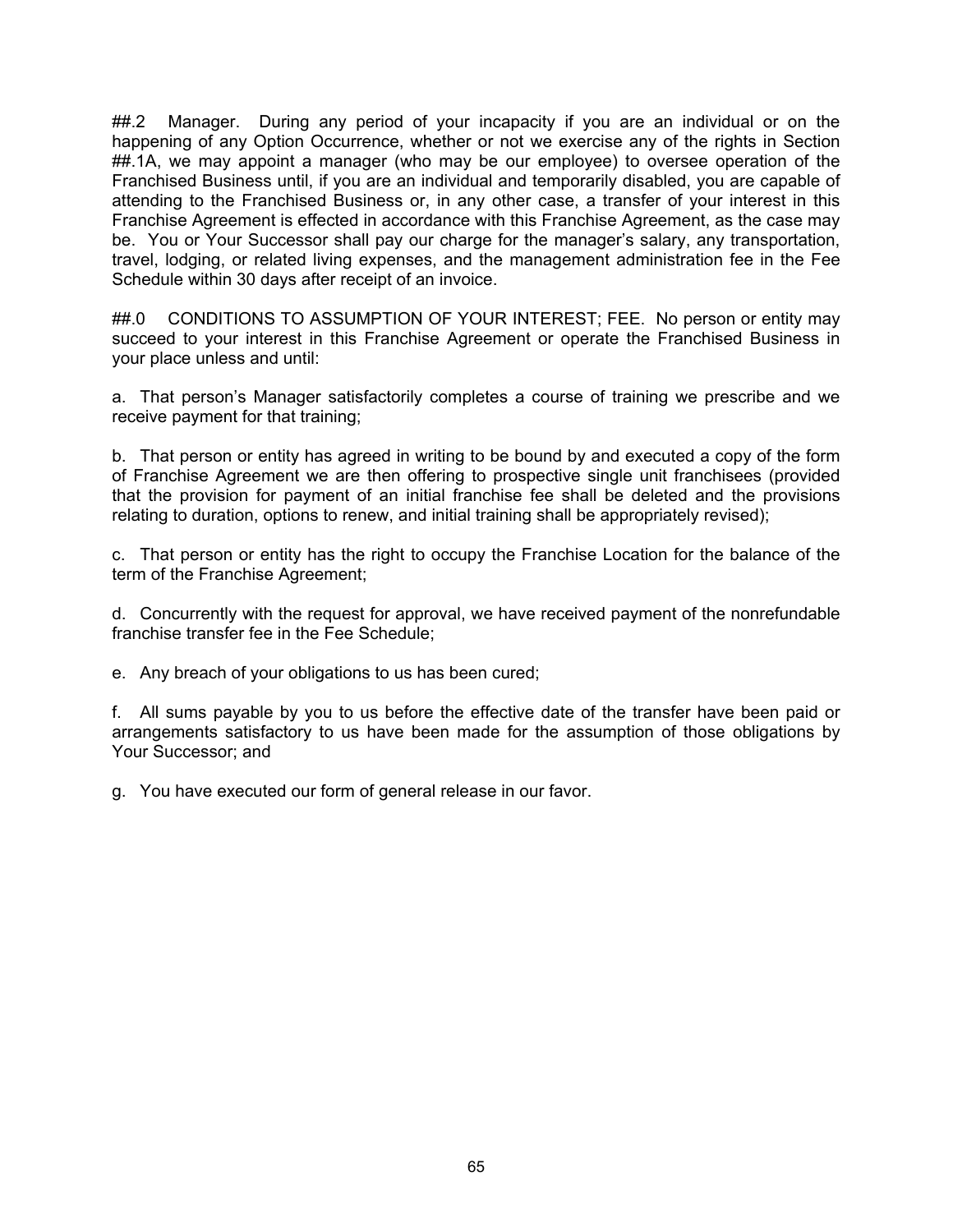##.2 Manager. During any period of your incapacity if you are an individual or on the happening of any Option Occurrence, whether or not we exercise any of the rights in Section ##.1A, we may appoint a manager (who may be our employee) to oversee operation of the Franchised Business until, if you are an individual and temporarily disabled, you are capable of attending to the Franchised Business or, in any other case, a transfer of your interest in this Franchise Agreement is effected in accordance with this Franchise Agreement, as the case may be. You or Your Successor shall pay our charge for the manager's salary, any transportation, travel, lodging, or related living expenses, and the management administration fee in the Fee Schedule within 30 days after receipt of an invoice.

##.0 CONDITIONS TO ASSUMPTION OF YOUR INTEREST; FEE. No person or entity may succeed to your interest in this Franchise Agreement or operate the Franchised Business in your place unless and until:

a. That person's Manager satisfactorily completes a course of training we prescribe and we receive payment for that training;

b. That person or entity has agreed in writing to be bound by and executed a copy of the form of Franchise Agreement we are then offering to prospective single unit franchisees (provided that the provision for payment of an initial franchise fee shall be deleted and the provisions relating to duration, options to renew, and initial training shall be appropriately revised);

c. That person or entity has the right to occupy the Franchise Location for the balance of the term of the Franchise Agreement;

d. Concurrently with the request for approval, we have received payment of the nonrefundable franchise transfer fee in the Fee Schedule;

e. Any breach of your obligations to us has been cured;

f. All sums payable by you to us before the effective date of the transfer have been paid or arrangements satisfactory to us have been made for the assumption of those obligations by Your Successor; and

g. You have executed our form of general release in our favor.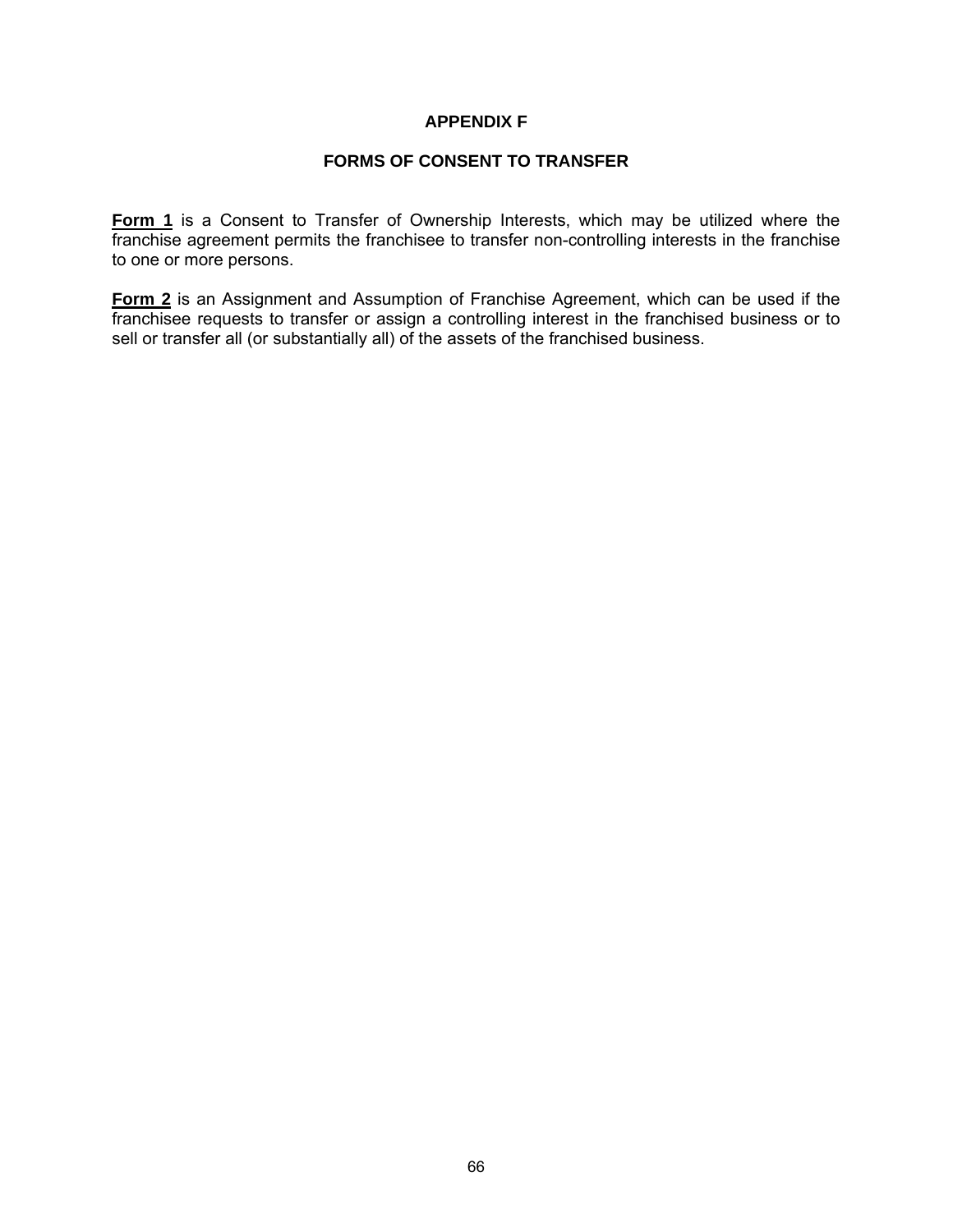# APPENDIX F

## FORMS OF CONSENT TO TRANSFER

**Form 1** is a Consent to Transfer of Ownership Interests, which may be utilized where the franchise agreement permits the franchisee to transfer non-controlling interests in the franchise to one or more persons.

**Form 2** is an Assignment and Assumption of Franchise Agreement, which can be used if the franchisee requests to transfer or assign a controlling interest in the franchised business or to sell or transfer all (or substantially all) of the assets of the franchised business.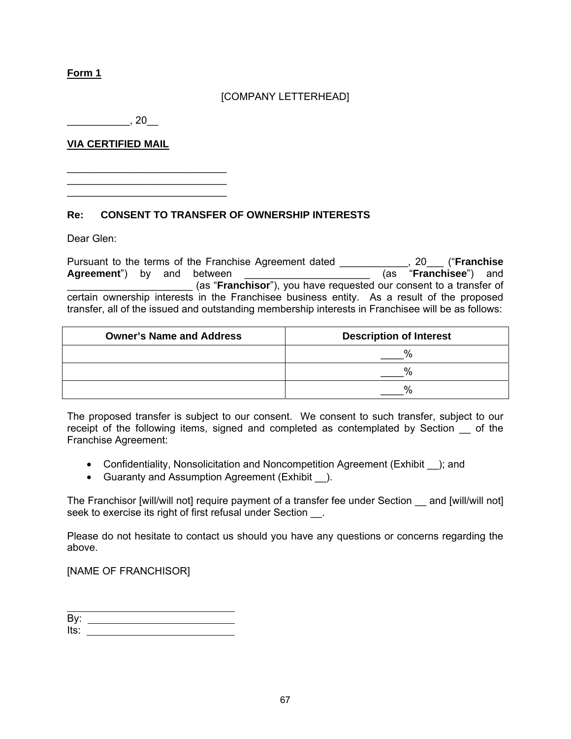**Form 1**

[COMPANY LETTERHEAD]

___________, 20__

**VIA CERTIFIED MAIL**

____________________________
____________________________
____________________________

**Re: CONSENT TO TRANSFER OF OWNERSHIP INTERESTS**

Dear Glen:

Pursuant to the terms of the Franchise Agreement dated ____________, 20___ ("**Franchise Agreement**") by and between ______________________ (as "**Franchisee**") and ______________________ (as "**Franchisor**"), you have requested our consent to a transfer of certain ownership interests in the Franchisee business entity. As a result of the proposed transfer, all of the issued and outstanding membership interests in Franchisee will be as follows:

| Owner's Name and Address | Description of Interest |
| --- | --- |
| | ____% |
| | ____% |
| | ____% |

The proposed transfer is subject to our consent. We consent to such transfer, subject to our receipt of the following items, signed and completed as contemplated by Section __ of the Franchise Agreement:

- Confidentiality, Nonsolicitation and Noncompetition Agreement (Exhibit __); and
- Guaranty and Assumption Agreement (Exhibit __).

The Franchisor [will/will not] require payment of a transfer fee under Section __ and [will/will not] seek to exercise its right of first refusal under Section __.

Please do not hesitate to contact us should you have any questions or concerns regarding the above.

[NAME OF FRANCHISOR]

______________________________
By: ___________________________
Its: ___________________________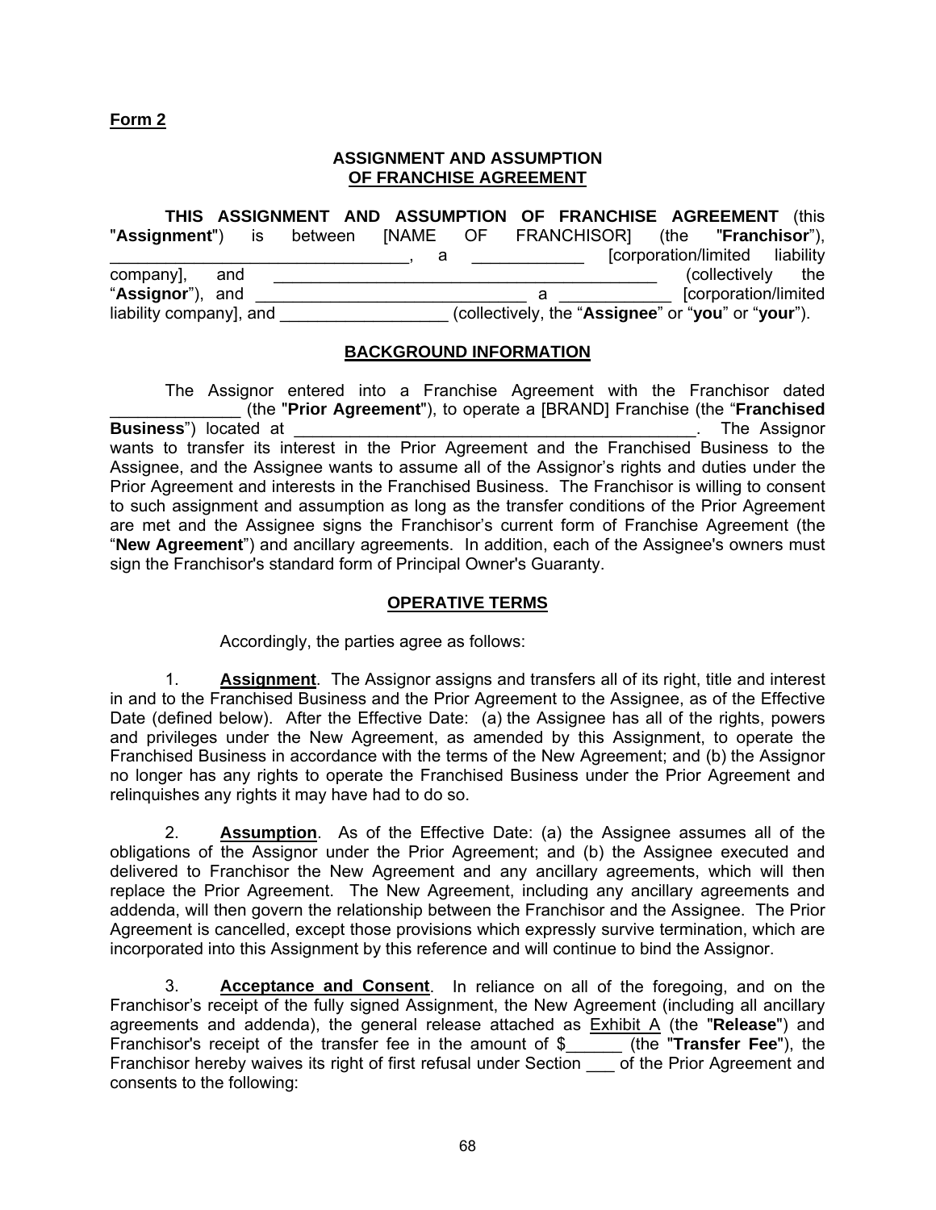**Form 2**

**ASSIGNMENT AND ASSUMPTION**
**OF FRANCHISE AGREEMENT**

**THIS ASSIGNMENT AND ASSUMPTION OF FRANCHISE AGREEMENT** (this "**Assignment**") is between [NAME OF FRANCHISOR] (the "**Franchisor**"), ________________________________, a ____________ [corporation/limited liability company], and ____________________________________________ (collectively the "**Assignor**"), and ______________________________ a ____________ [corporation/limited liability company], and __________________ (collectively, the "**Assignee**" or "**you**" or "**your**").

**BACKGROUND INFORMATION**

The Assignor entered into a Franchise Agreement with the Franchisor dated ______________ (the "**Prior Agreement**"), to operate a [BRAND] Franchise (the "**Franchised Business**") located at ____________________________________________. The Assignor wants to transfer its interest in the Prior Agreement and the Franchised Business to the Assignee, and the Assignee wants to assume all of the Assignor's rights and duties under the Prior Agreement and interests in the Franchised Business. The Franchisor is willing to consent to such assignment and assumption as long as the transfer conditions of the Prior Agreement are met and the Assignee signs the Franchisor's current form of Franchise Agreement (the "**New Agreement**") and ancillary agreements. In addition, each of the Assignee's owners must sign the Franchisor's standard form of Principal Owner's Guaranty.

**OPERATIVE TERMS**

Accordingly, the parties agree as follows:

1. **Assignment**. The Assignor assigns and transfers all of its right, title and interest in and to the Franchised Business and the Prior Agreement to the Assignee, as of the Effective Date (defined below). After the Effective Date: (a) the Assignee has all of the rights, powers and privileges under the New Agreement, as amended by this Assignment, to operate the Franchised Business in accordance with the terms of the New Agreement; and (b) the Assignor no longer has any rights to operate the Franchised Business under the Prior Agreement and relinquishes any rights it may have had to do so.

2. **Assumption**. As of the Effective Date: (a) the Assignee assumes all of the obligations of the Assignor under the Prior Agreement; and (b) the Assignee executed and delivered to Franchisor the New Agreement and any ancillary agreements, which will then replace the Prior Agreement. The New Agreement, including any ancillary agreements and addenda, will then govern the relationship between the Franchisor and the Assignee. The Prior Agreement is cancelled, except those provisions which expressly survive termination, which are incorporated into this Assignment by this reference and will continue to bind the Assignor.

3. **Acceptance and Consent**. In reliance on all of the foregoing, and on the Franchisor's receipt of the fully signed Assignment, the New Agreement (including all ancillary agreements and addenda), the general release attached as Exhibit A (the "**Release**") and Franchisor's receipt of the transfer fee in the amount of $______ (the "**Transfer Fee**"), the Franchisor hereby waives its right of first refusal under Section ___ of the Prior Agreement and consents to the following: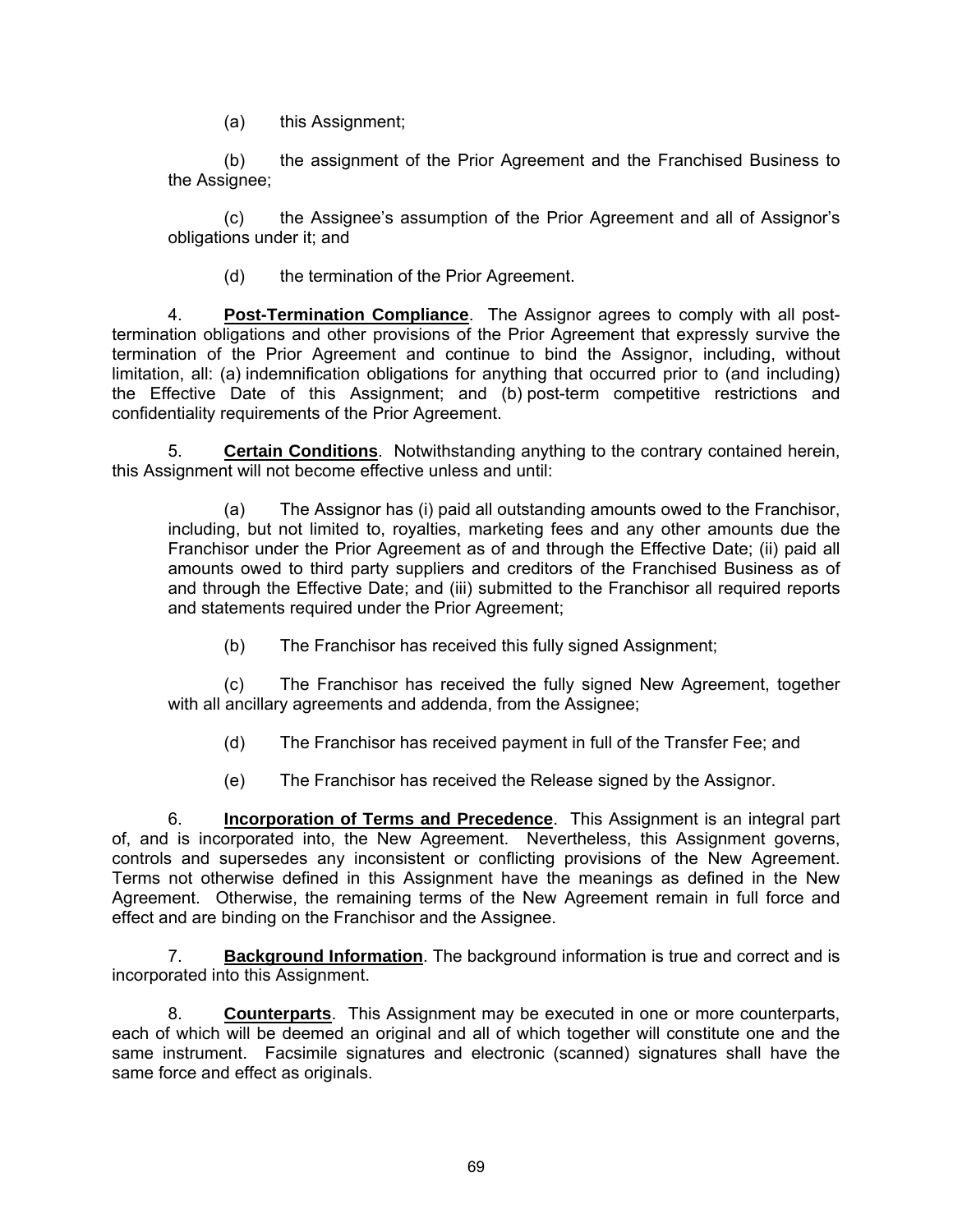(a) this Assignment;

(b) the assignment of the Prior Agreement and the Franchised Business to the Assignee;

(c) the Assignee's assumption of the Prior Agreement and all of Assignor's obligations under it; and

(d) the termination of the Prior Agreement.

4. **Post-Termination Compliance**. The Assignor agrees to comply with all post-termination obligations and other provisions of the Prior Agreement that expressly survive the termination of the Prior Agreement and continue to bind the Assignor, including, without limitation, all: (a) indemnification obligations for anything that occurred prior to (and including) the Effective Date of this Assignment; and (b) post-term competitive restrictions and confidentiality requirements of the Prior Agreement.

5. **Certain Conditions**. Notwithstanding anything to the contrary contained herein, this Assignment will not become effective unless and until:

(a) The Assignor has (i) paid all outstanding amounts owed to the Franchisor, including, but not limited to, royalties, marketing fees and any other amounts due the Franchisor under the Prior Agreement as of and through the Effective Date; (ii) paid all amounts owed to third party suppliers and creditors of the Franchised Business as of and through the Effective Date; and (iii) submitted to the Franchisor all required reports and statements required under the Prior Agreement;

(b) The Franchisor has received this fully signed Assignment;

(c) The Franchisor has received the fully signed New Agreement, together with all ancillary agreements and addenda, from the Assignee;

(d) The Franchisor has received payment in full of the Transfer Fee; and

(e) The Franchisor has received the Release signed by the Assignor.

6. **Incorporation of Terms and Precedence**. This Assignment is an integral part of, and is incorporated into, the New Agreement. Nevertheless, this Assignment governs, controls and supersedes any inconsistent or conflicting provisions of the New Agreement. Terms not otherwise defined in this Assignment have the meanings as defined in the New Agreement. Otherwise, the remaining terms of the New Agreement remain in full force and effect and are binding on the Franchisor and the Assignee.

7. **Background Information**. The background information is true and correct and is incorporated into this Assignment.

8. **Counterparts**. This Assignment may be executed in one or more counterparts, each of which will be deemed an original and all of which together will constitute one and the same instrument. Facsimile signatures and electronic (scanned) signatures shall have the same force and effect as originals.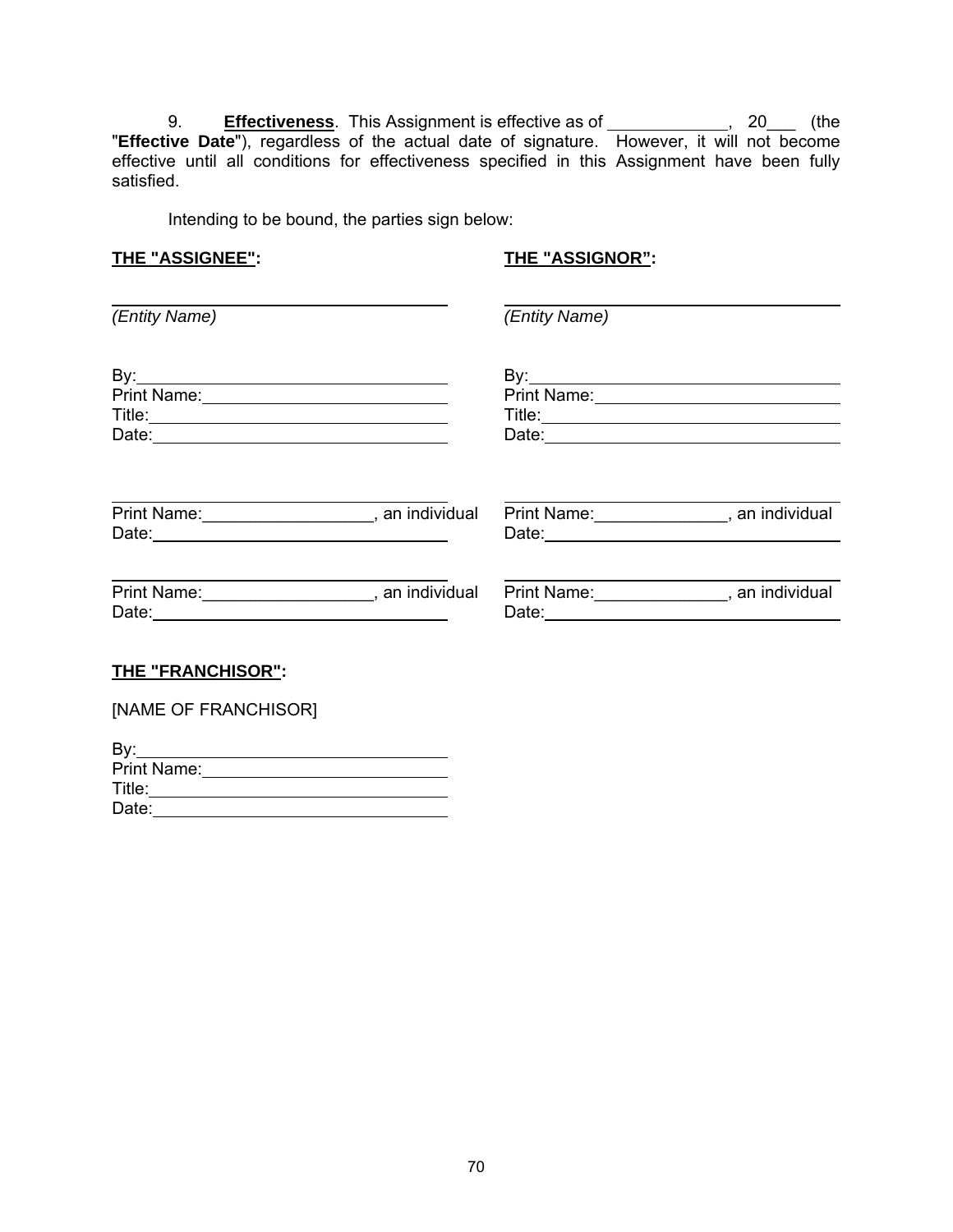9. **Effectiveness**. This Assignment is effective as of _____________, 20___ (the "**Effective Date**"), regardless of the actual date of signature. However, it will not become effective until all conditions for effectiveness specified in this Assignment have been fully satisfied.

Intending to be bound, the parties sign below:

**THE "ASSIGNEE":**

_______________________________
*(Entity Name)*

By:_____________________________
Print Name:______________________
Title:___________________________
Date:___________________________

_______________________________
Print Name:__________________, an individual
Date:___________________________

_______________________________
Print Name:__________________, an individual
Date:___________________________

**THE "ASSIGNOR":**

_______________________________
*(Entity Name)*

By:_____________________________
Print Name:______________________
Title:___________________________
Date:___________________________

_______________________________
Print Name:______________, an individual
Date:___________________________

_______________________________
Print Name:______________, an individual
Date:___________________________

**THE "FRANCHISOR":**

[NAME OF FRANCHISOR]

By:_____________________________
Print Name:______________________
Title:___________________________
Date:___________________________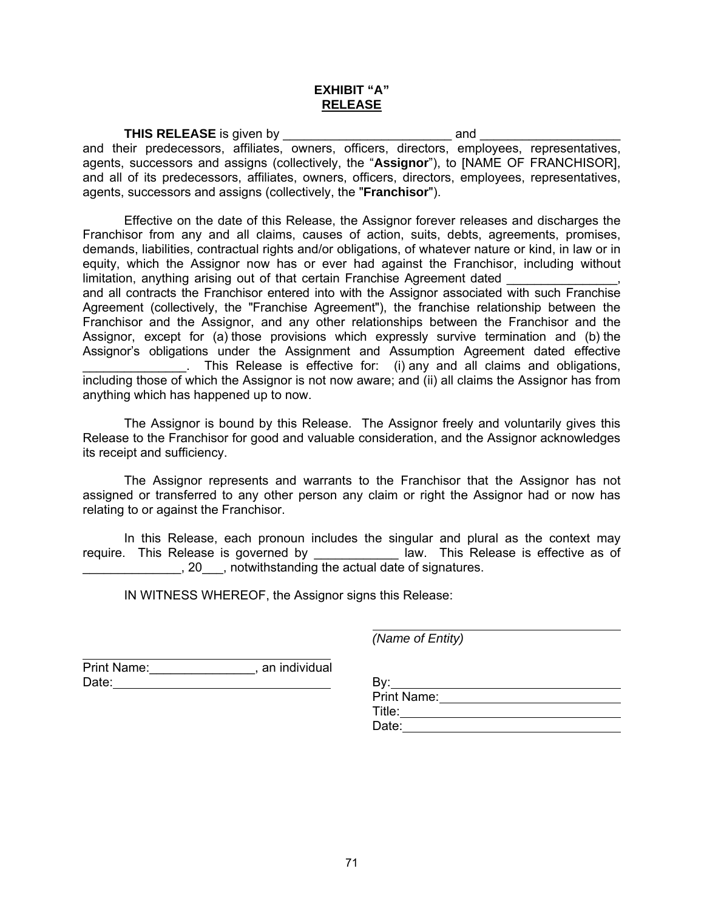# EXHIBIT "A"
## RELEASE

**THIS RELEASE** is given by ________________________ and ___________________ and their predecessors, affiliates, owners, officers, directors, employees, representatives, agents, successors and assigns (collectively, the "**Assignor**"), to [NAME OF FRANCHISOR], and all of its predecessors, affiliates, owners, officers, directors, employees, representatives, agents, successors and assigns (collectively, the "**Franchisor**").

Effective on the date of this Release, the Assignor forever releases and discharges the Franchisor from any and all claims, causes of action, suits, debts, agreements, promises, demands, liabilities, contractual rights and/or obligations, of whatever nature or kind, in law or in equity, which the Assignor now has or ever had against the Franchisor, including without limitation, anything arising out of that certain Franchise Agreement dated ________________, and all contracts the Franchisor entered into with the Assignor associated with such Franchise Agreement (collectively, the "Franchise Agreement"), the franchise relationship between the Franchisor and the Assignor, and any other relationships between the Franchisor and the Assignor, except for (a) those provisions which expressly survive termination and (b) the Assignor's obligations under the Assignment and Assumption Agreement dated effective _______________. This Release is effective for: (i) any and all claims and obligations, including those of which the Assignor is not now aware; and (ii) all claims the Assignor has from anything which has happened up to now.

The Assignor is bound by this Release. The Assignor freely and voluntarily gives this Release to the Franchisor for good and valuable consideration, and the Assignor acknowledges its receipt and sufficiency.

The Assignor represents and warrants to the Franchisor that the Assignor has not assigned or transferred to any other person any claim or right the Assignor had or now has relating to or against the Franchisor.

In this Release, each pronoun includes the singular and plural as the context may require. This Release is governed by ____________ law. This Release is effective as of ______________, 20___, notwithstanding the actual date of signatures.

IN WITNESS WHEREOF, the Assignor signs this Release:

_________________________________
Print Name:_______________, an individual
Date:_____________________________

_________________________________
*(Name of Entity)*

By:_______________________________
Print Name:________________________
Title:_____________________________
Date:_____________________________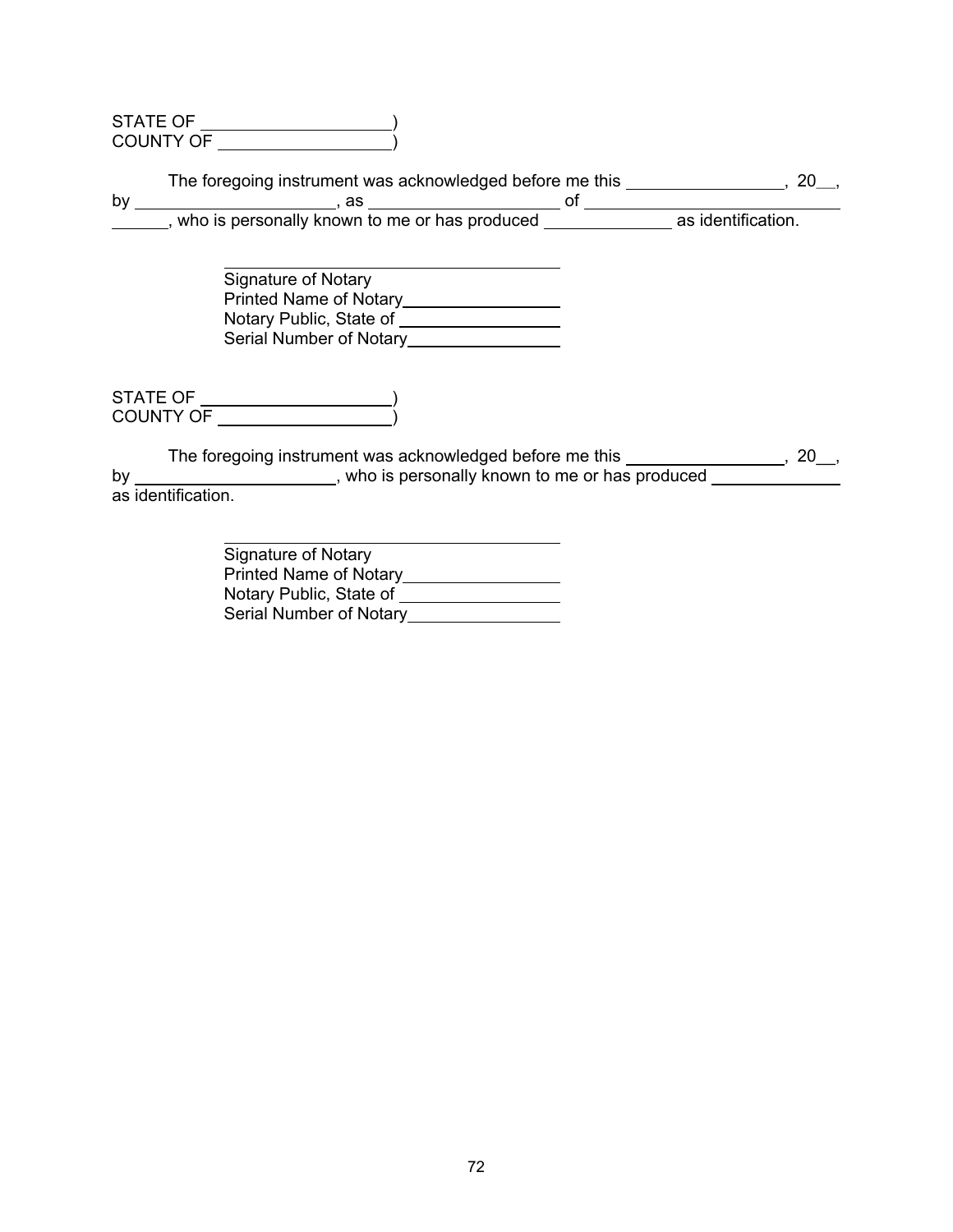STATE OF \_\_\_\_\_\_\_\_\_\_\_\_\_\_\_\_\_\_\_\_)
COUNTY OF \_\_\_\_\_\_\_\_\_\_\_\_\_\_\_\_\_\_)

The foregoing instrument was acknowledged before me this \_\_\_\_\_\_\_\_\_\_\_\_\_\_\_\_, 20\_\_, by \_\_\_\_\_\_\_\_\_\_\_\_\_\_\_\_\_\_\_\_, as \_\_\_\_\_\_\_\_\_\_\_\_\_\_\_\_\_\_\_\_ of \_\_\_\_\_\_\_\_\_\_\_\_\_\_\_\_\_\_\_\_\_\_\_\_\_\_\_\_\_\_, who is personally known to me or has produced \_\_\_\_\_\_\_\_\_\_\_\_\_\_ as identification.

\_\_\_\_\_\_\_\_\_\_\_\_\_\_\_\_\_\_\_\_\_\_\_\_\_\_\_\_\_\_\_\_\_\_\_\_
Signature of Notary
Printed Name of Notary\_\_\_\_\_\_\_\_\_\_\_\_\_\_\_\_\_
Notary Public, State of \_\_\_\_\_\_\_\_\_\_\_\_\_\_\_\_\_
Serial Number of Notary\_\_\_\_\_\_\_\_\_\_\_\_\_\_\_\_\_

STATE OF \_\_\_\_\_\_\_\_\_\_\_\_\_\_\_\_\_\_\_\_)
COUNTY OF \_\_\_\_\_\_\_\_\_\_\_\_\_\_\_\_\_\_)

The foregoing instrument was acknowledged before me this \_\_\_\_\_\_\_\_\_\_\_\_\_\_\_\_, 20\_\_, by \_\_\_\_\_\_\_\_\_\_\_\_\_\_\_\_\_\_\_\_, who is personally known to me or has produced \_\_\_\_\_\_\_\_\_\_\_\_\_\_ as identification.

\_\_\_\_\_\_\_\_\_\_\_\_\_\_\_\_\_\_\_\_\_\_\_\_\_\_\_\_\_\_\_\_\_\_\_\_
Signature of Notary
Printed Name of Notary\_\_\_\_\_\_\_\_\_\_\_\_\_\_\_\_\_
Notary Public, State of \_\_\_\_\_\_\_\_\_\_\_\_\_\_\_\_\_
Serial Number of Notary\_\_\_\_\_\_\_\_\_\_\_\_\_\_\_\_\_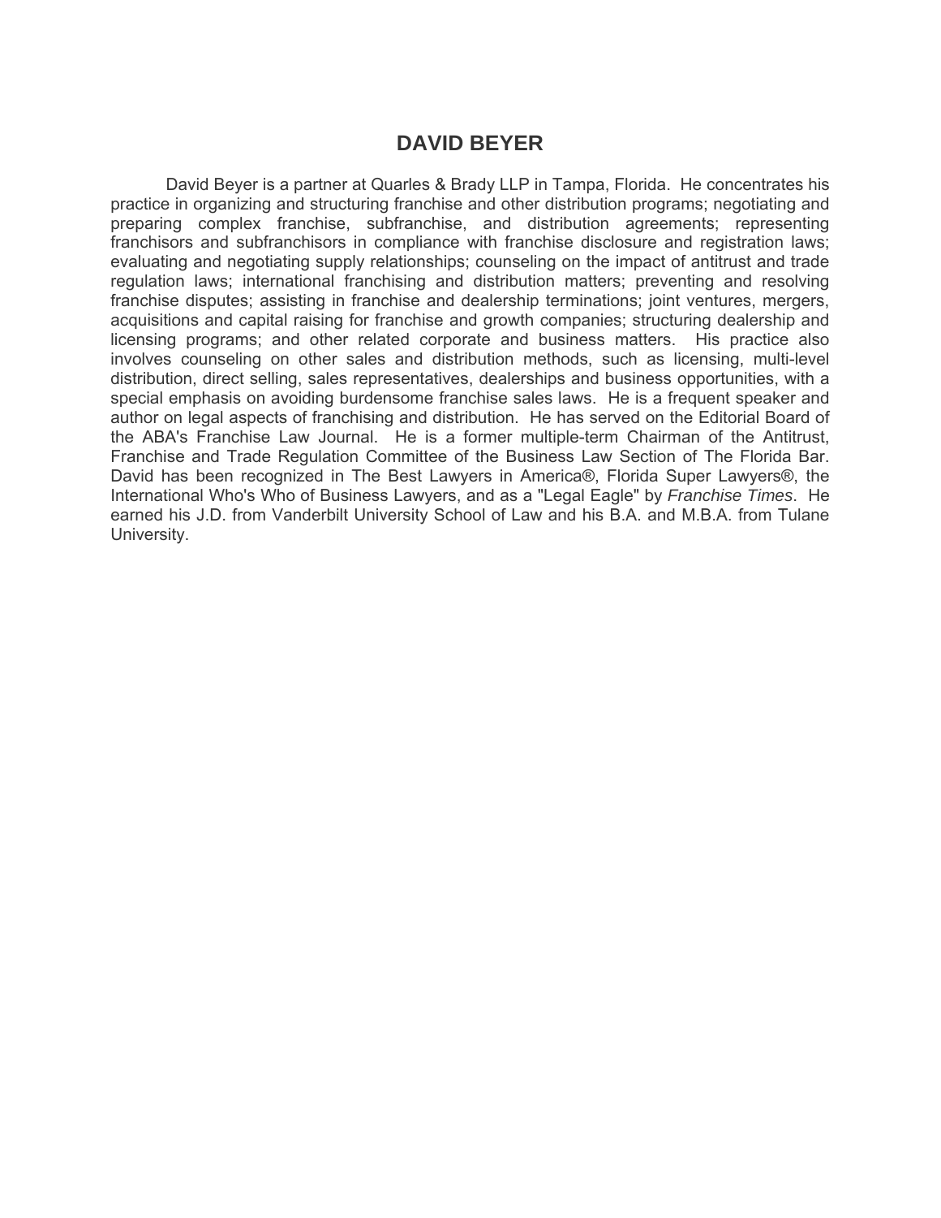# DAVID BEYER

David Beyer is a partner at Quarles & Brady LLP in Tampa, Florida. He concentrates his practice in organizing and structuring franchise and other distribution programs; negotiating and preparing complex franchise, subfranchise, and distribution agreements; representing franchisors and subfranchisors in compliance with franchise disclosure and registration laws; evaluating and negotiating supply relationships; counseling on the impact of antitrust and trade regulation laws; international franchising and distribution matters; preventing and resolving franchise disputes; assisting in franchise and dealership terminations; joint ventures, mergers, acquisitions and capital raising for franchise and growth companies; structuring dealership and licensing programs; and other related corporate and business matters. His practice also involves counseling on other sales and distribution methods, such as licensing, multi-level distribution, direct selling, sales representatives, dealerships and business opportunities, with a special emphasis on avoiding burdensome franchise sales laws. He is a frequent speaker and author on legal aspects of franchising and distribution. He has served on the Editorial Board of the ABA's Franchise Law Journal. He is a former multiple-term Chairman of the Antitrust, Franchise and Trade Regulation Committee of the Business Law Section of The Florida Bar. David has been recognized in The Best Lawyers in America®, Florida Super Lawyers®, the International Who's Who of Business Lawyers, and as a "Legal Eagle" by *Franchise Times*. He earned his J.D. from Vanderbilt University School of Law and his B.A. and M.B.A. from Tulane University.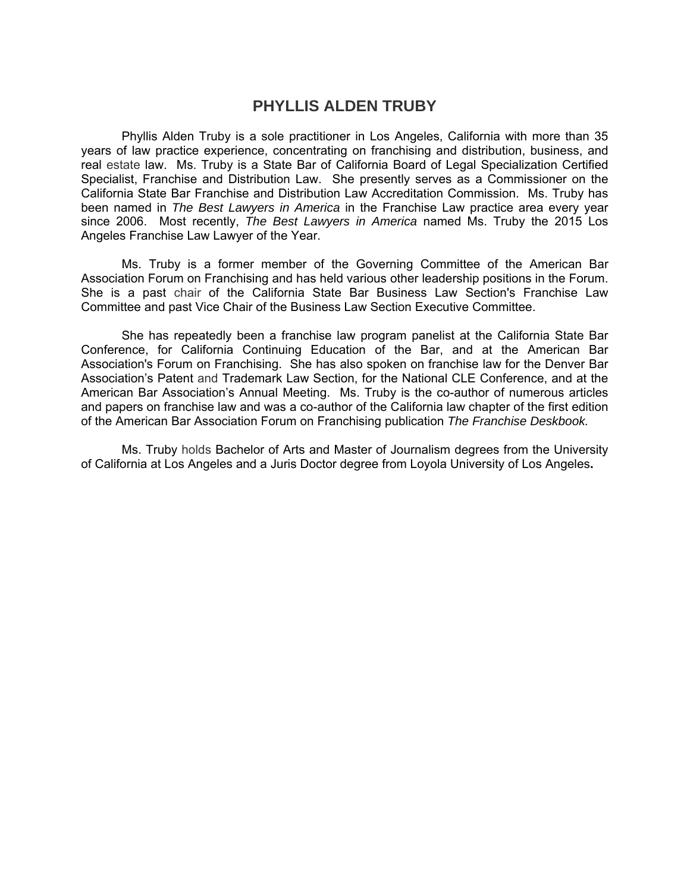# PHYLLIS ALDEN TRUBY

Phyllis Alden Truby is a sole practitioner in Los Angeles, California with more than 35 years of law practice experience, concentrating on franchising and distribution, business, and real estate law. Ms. Truby is a State Bar of California Board of Legal Specialization Certified Specialist, Franchise and Distribution Law. She presently serves as a Commissioner on the California State Bar Franchise and Distribution Law Accreditation Commission. Ms. Truby has been named in *The Best Lawyers in America* in the Franchise Law practice area every year since 2006. Most recently, *The Best Lawyers in America* named Ms. Truby the 2015 Los Angeles Franchise Law Lawyer of the Year.

Ms. Truby is a former member of the Governing Committee of the American Bar Association Forum on Franchising and has held various other leadership positions in the Forum. She is a past chair of the California State Bar Business Law Section's Franchise Law Committee and past Vice Chair of the Business Law Section Executive Committee.

She has repeatedly been a franchise law program panelist at the California State Bar Conference, for California Continuing Education of the Bar, and at the American Bar Association's Forum on Franchising. She has also spoken on franchise law for the Denver Bar Association's Patent and Trademark Law Section, for the National CLE Conference, and at the American Bar Association's Annual Meeting. Ms. Truby is the co-author of numerous articles and papers on franchise law and was a co-author of the California law chapter of the first edition of the American Bar Association Forum on Franchising publication *The Franchise Deskbook.*

Ms. Truby holds Bachelor of Arts and Master of Journalism degrees from the University of California at Los Angeles and a Juris Doctor degree from Loyola University of Los Angeles.